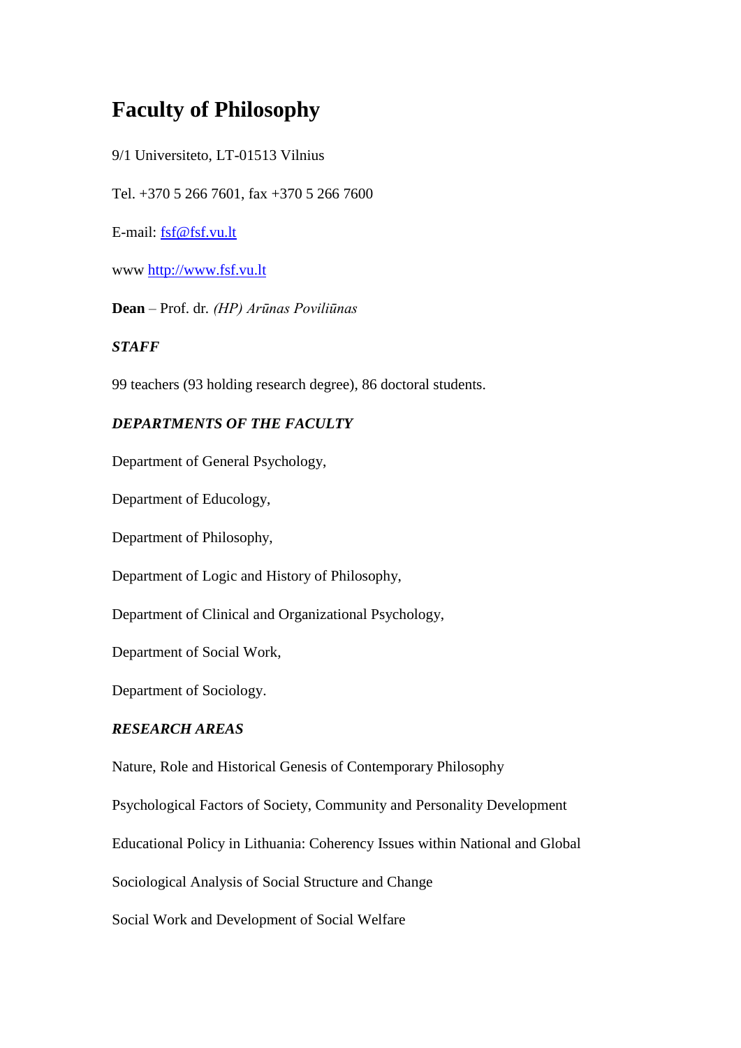# Faculty of Philosophy

9/1 Universiteto, LT-01513 Vilnius

Tel. +370 5 266 7601, fax +370 5 266 7600

E-mail: fsf@fsf.vu.lt

www http://www.fsf.vu.lt

**Dean** – Prof. dr. *(HP) Arūnas Poviliūnas*

***STAFF***

99 teachers (93 holding research degree), 86 doctoral students.

***DEPARTMENTS OF THE FACULTY***

Department of General Psychology,

Department of Educology,

Department of Philosophy,

Department of Logic and History of Philosophy,

Department of Clinical and Organizational Psychology,

Department of Social Work,

Department of Sociology.

***RESEARCH AREAS***

Nature, Role and Historical Genesis of Contemporary Philosophy

Psychological Factors of Society, Community and Personality Development

Educational Policy in Lithuania: Coherency Issues within National and Global

Sociological Analysis of Social Structure and Change

Social Work and Development of Social Welfare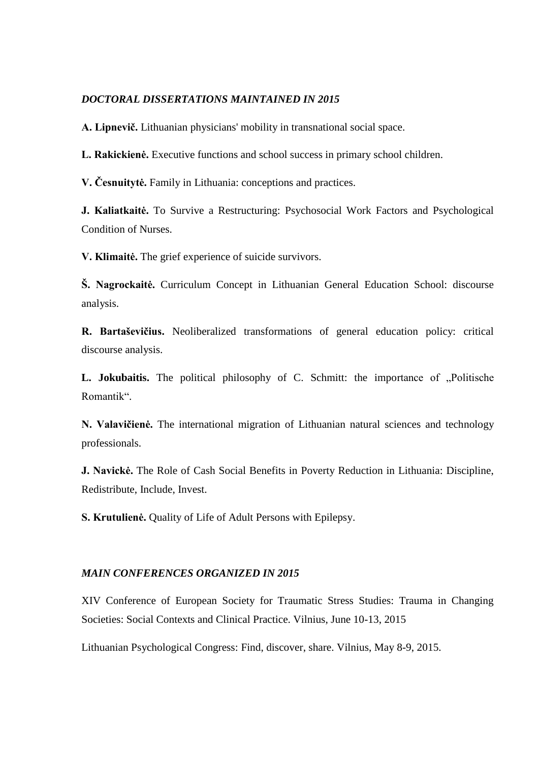### *DOCTORAL DISSERTATIONS MAINTAINED IN 2015*

**A. Lipnevič.** Lithuanian physicians' mobility in transnational social space.

**L. Rakickienė.** Executive functions and school success in primary school children.

**V. Česnuitytė.** Family in Lithuania: conceptions and practices.

**J. Kaliatkaitė.** To Survive a Restructuring: Psychosocial Work Factors and Psychological Condition of Nurses.

**V. Klimaitė.** The grief experience of suicide survivors.

**Š. Nagrockaitė.** Curriculum Concept in Lithuanian General Education School: discourse analysis.

**R. Bartaševičius.** Neoliberalized transformations of general education policy: critical discourse analysis.

**L. Jokubaitis.** The political philosophy of C. Schmitt: the importance of „Politische Romantik".

**N. Valavičienė.** The international migration of Lithuanian natural sciences and technology professionals.

**J. Navickė.** The Role of Cash Social Benefits in Poverty Reduction in Lithuania: Discipline, Redistribute, Include, Invest.

**S. Krutulienė.** Quality of Life of Adult Persons with Epilepsy.

### *MAIN CONFERENCES ORGANIZED IN 2015*

XIV Conference of European Society for Traumatic Stress Studies: Trauma in Changing Societies: Social Contexts and Clinical Practice. Vilnius, June 10-13, 2015

Lithuanian Psychological Congress: Find, discover, share. Vilnius, May 8-9, 2015.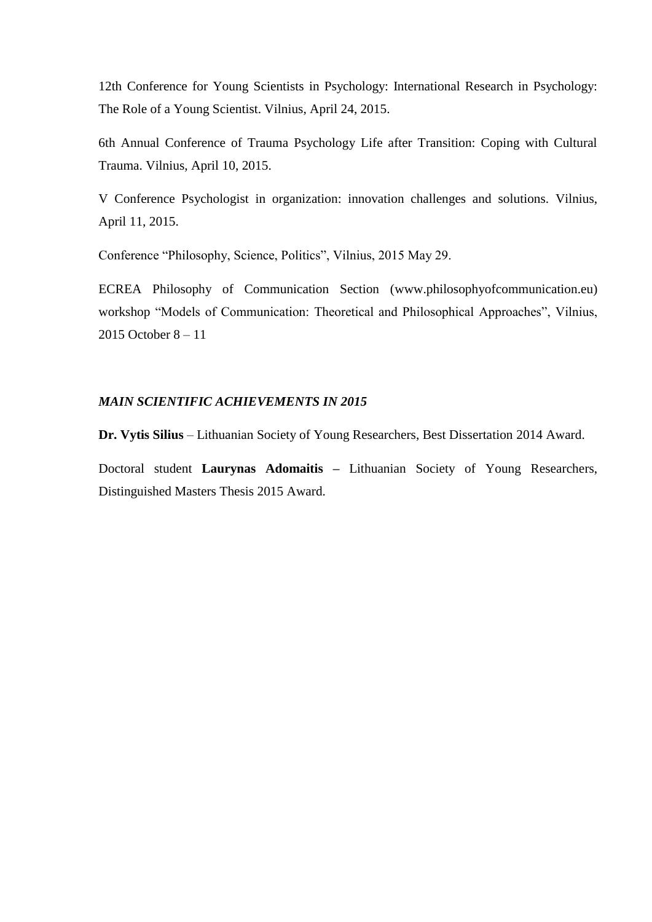12th Conference for Young Scientists in Psychology: International Research in Psychology: The Role of a Young Scientist. Vilnius, April 24, 2015.

6th Annual Conference of Trauma Psychology Life after Transition: Coping with Cultural Trauma. Vilnius, April 10, 2015.

V Conference Psychologist in organization: innovation challenges and solutions. Vilnius, April 11, 2015.

Conference “Philosophy, Science, Politics”, Vilnius, 2015 May 29.

ECREA Philosophy of Communication Section (www.philosophyofcommunication.eu) workshop “Models of Communication: Theoretical and Philosophical Approaches”, Vilnius, 2015 October 8 – 11

***MAIN SCIENTIFIC ACHIEVEMENTS IN 2015***

**Dr. Vytis Silius** – Lithuanian Society of Young Researchers, Best Dissertation 2014 Award.

Doctoral student **Laurynas Adomaitis –** Lithuanian Society of Young Researchers, Distinguished Masters Thesis 2015 Award.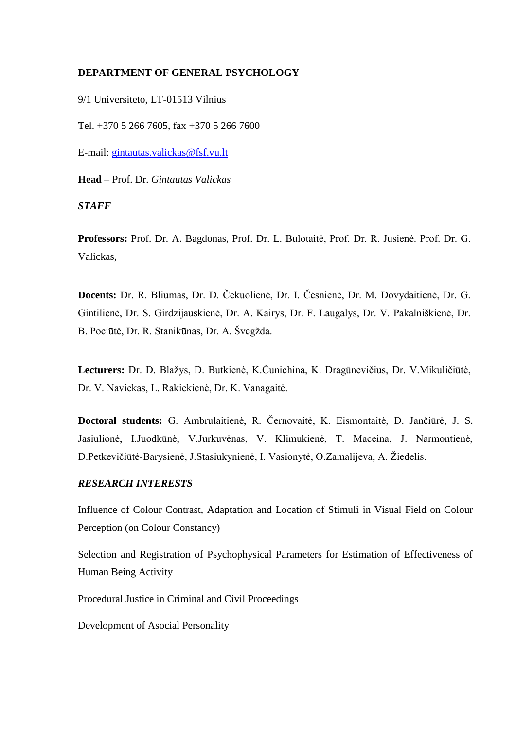**DEPARTMENT OF GENERAL PSYCHOLOGY**

9/1 Universiteto, LT-01513 Vilnius

Tel. +370 5 266 7605, fax +370 5 266 7600

E-mail: gintautas.valickas@fsf.vu.lt

**Head** – Prof. Dr. *Gintautas Valickas*

***STAFF***

**Professors:** Prof. Dr. A. Bagdonas, Prof. Dr. L. Bulotaitė, Prof. Dr. R. Jusienė. Prof. Dr. G. Valickas,

**Docents:** Dr. R. Bliumas, Dr. D. Čekuolienė, Dr. I. Čėsnienė, Dr. M. Dovydaitienė, Dr. G. Gintilienė, Dr. S. Girdzijauskienė, Dr. A. Kairys, Dr. F. Laugalys, Dr. V. Pakalniškienė, Dr. B. Pociūtė, Dr. R. Stanikūnas, Dr. A. Švegžda.

**Lecturers:** Dr. D. Blažys, D. Butkienė, K.Čunichina, K. Dragūnevičius, Dr. V.Mikuličiūtė, Dr. V. Navickas, L. Rakickienė, Dr. K. Vanagaitė.

**Doctoral students:** G. Ambrulaitienė, R. Černovaitė, K. Eismontaitė, D. Jančiūrė, J. S. Jasiulionė, I.Juodkūnė, V.Jurkuvėnas, V. Klimukienė, T. Maceina, J. Narmontienė, D.Petkevičiūtė-Barysienė, J.Stasiukynienė, I. Vasionytė, O.Zamalijeva, A. Žiedelis.

***RESEARCH INTERESTS***

Influence of Colour Contrast, Adaptation and Location of Stimuli in Visual Field on Colour Perception (on Colour Constancy)

Selection and Registration of Psychophysical Parameters for Estimation of Effectiveness of Human Being Activity

Procedural Justice in Criminal and Civil Proceedings

Development of Asocial Personality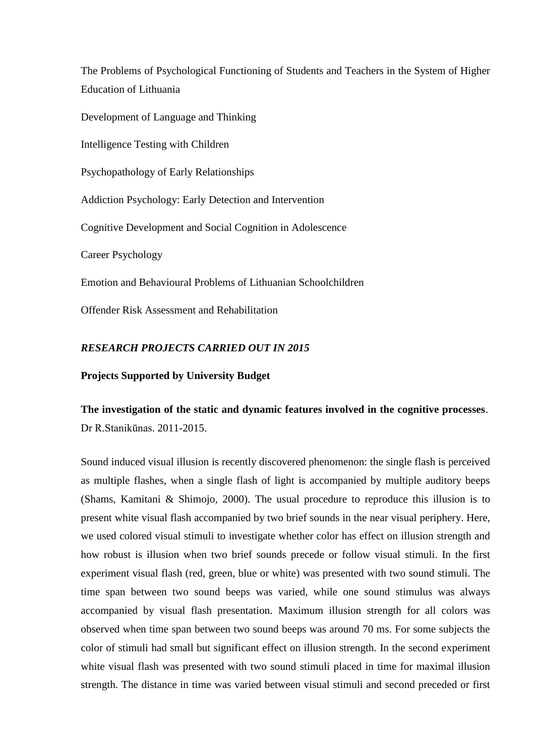The Problems of Psychological Functioning of Students and Teachers in the System of Higher Education of Lithuania

Development of Language and Thinking

Intelligence Testing with Children

Psychopathology of Early Relationships

Addiction Psychology: Early Detection and Intervention

Cognitive Development and Social Cognition in Adolescence

Career Psychology

Emotion and Behavioural Problems of Lithuanian Schoolchildren

Offender Risk Assessment and Rehabilitation

***RESEARCH PROJECTS CARRIED OUT IN 2015***

**Projects Supported by University Budget**

**The investigation of the static and dynamic features involved in the cognitive processes**. Dr R.Stanikūnas. 2011-2015.

Sound induced visual illusion is recently discovered phenomenon: the single flash is perceived as multiple flashes, when a single flash of light is accompanied by multiple auditory beeps (Shams, Kamitani & Shimojo, 2000). The usual procedure to reproduce this illusion is to present white visual flash accompanied by two brief sounds in the near visual periphery. Here, we used colored visual stimuli to investigate whether color has effect on illusion strength and how robust is illusion when two brief sounds precede or follow visual stimuli. In the first experiment visual flash (red, green, blue or white) was presented with two sound stimuli. The time span between two sound beeps was varied, while one sound stimulus was always accompanied by visual flash presentation. Maximum illusion strength for all colors was observed when time span between two sound beeps was around 70 ms. For some subjects the color of stimuli had small but significant effect on illusion strength. In the second experiment white visual flash was presented with two sound stimuli placed in time for maximal illusion strength. The distance in time was varied between visual stimuli and second preceded or first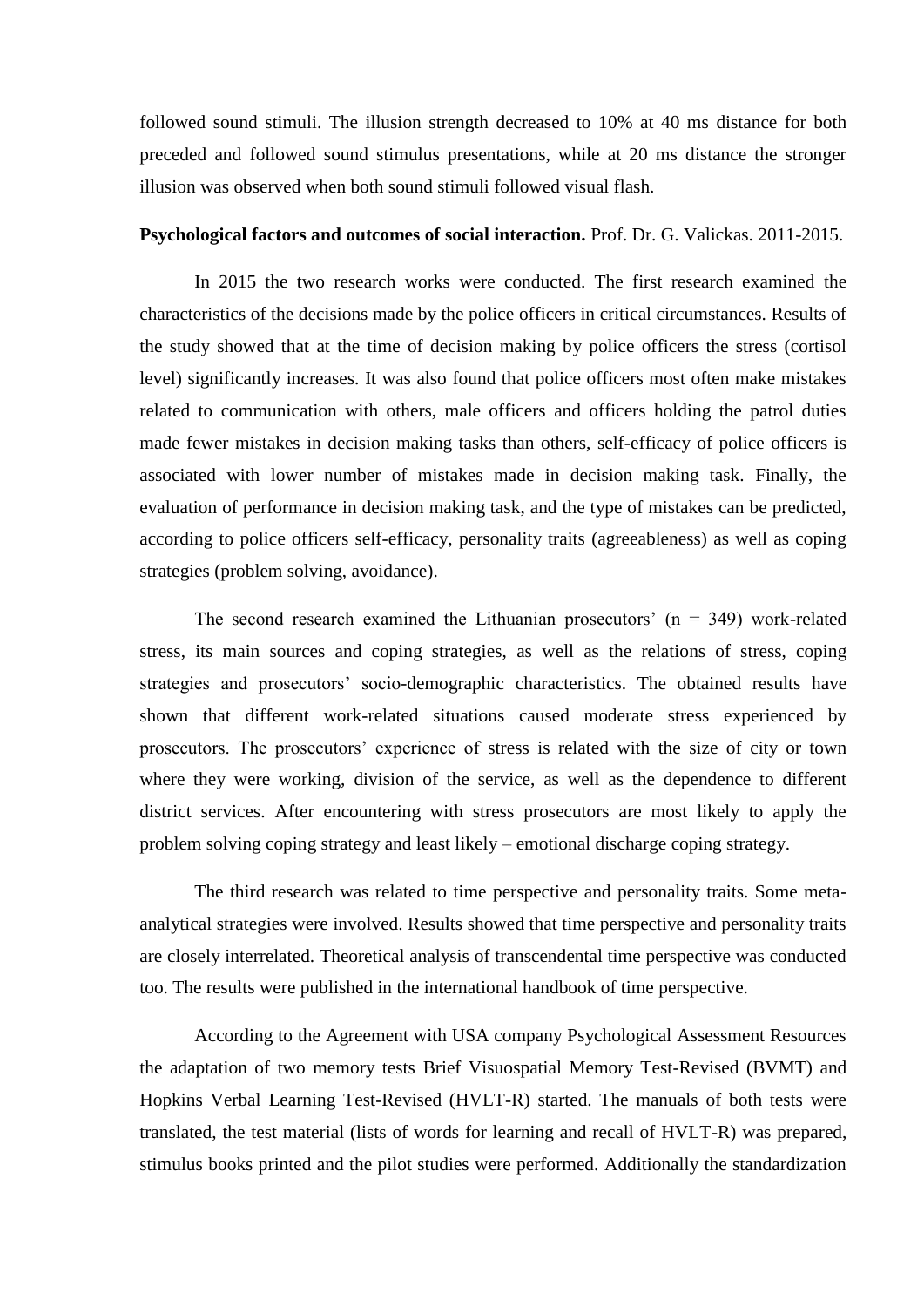followed sound stimuli. The illusion strength decreased to 10% at 40 ms distance for both preceded and followed sound stimulus presentations, while at 20 ms distance the stronger illusion was observed when both sound stimuli followed visual flash.

**Psychological factors and outcomes of social interaction.** Prof. Dr. G. Valickas. 2011-2015.

In 2015 the two research works were conducted. The first research examined the characteristics of the decisions made by the police officers in critical circumstances. Results of the study showed that at the time of decision making by police officers the stress (cortisol level) significantly increases. It was also found that police officers most often make mistakes related to communication with others, male officers and officers holding the patrol duties made fewer mistakes in decision making tasks than others, self-efficacy of police officers is associated with lower number of mistakes made in decision making task. Finally, the evaluation of performance in decision making task, and the type of mistakes can be predicted, according to police officers self-efficacy, personality traits (agreeableness) as well as coping strategies (problem solving, avoidance).

The second research examined the Lithuanian prosecutors' (n = 349) work-related stress, its main sources and coping strategies, as well as the relations of stress, coping strategies and prosecutors' socio-demographic characteristics. The obtained results have shown that different work-related situations caused moderate stress experienced by prosecutors. The prosecutors' experience of stress is related with the size of city or town where they were working, division of the service, as well as the dependence to different district services. After encountering with stress prosecutors are most likely to apply the problem solving coping strategy and least likely – emotional discharge coping strategy.

The third research was related to time perspective and personality traits. Some meta-analytical strategies were involved. Results showed that time perspective and personality traits are closely interrelated. Theoretical analysis of transcendental time perspective was conducted too. The results were published in the international handbook of time perspective.

According to the Agreement with USA company Psychological Assessment Resources the adaptation of two memory tests Brief Visuospatial Memory Test-Revised (BVMT) and Hopkins Verbal Learning Test-Revised (HVLT-R) started. The manuals of both tests were translated, the test material (lists of words for learning and recall of HVLT-R) was prepared, stimulus books printed and the pilot studies were performed. Additionally the standardization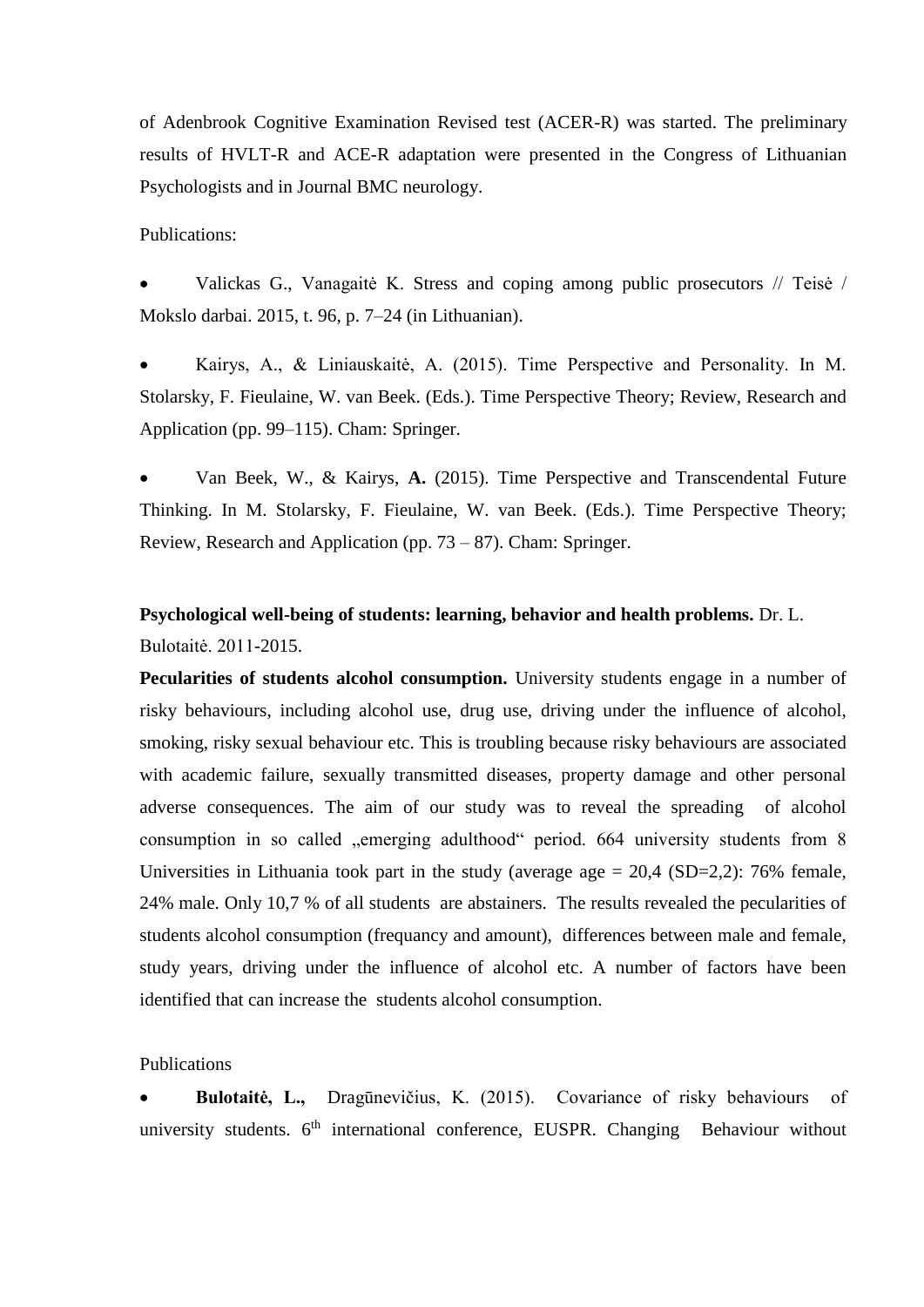of Adenbrook Cognitive Examination Revised test (ACER-R) was started. The preliminary results of HVLT-R and ACE-R adaptation were presented in the Congress of Lithuanian Psychologists and in Journal BMC neurology.

Publications:

- Valickas G., Vanagaitė K. Stress and coping among public prosecutors // Teisė / Mokslo darbai. 2015, t. 96, p. 7–24 (in Lithuanian).
- Kairys, A., & Liniauskaitė, A. (2015). Time Perspective and Personality. In M. Stolarsky, F. Fieulaine, W. van Beek. (Eds.). Time Perspective Theory; Review, Research and Application (pp. 99–115). Cham: Springer.
- Van Beek, W., & Kairys, **A.** (2015). Time Perspective and Transcendental Future Thinking. In M. Stolarsky, F. Fieulaine, W. van Beek. (Eds.). Time Perspective Theory; Review, Research and Application (pp. 73 – 87). Cham: Springer.

**Psychological well-being of students: learning, behavior and health problems.** Dr. L. Bulotaitė. 2011-2015.

**Pecularities of students alcohol consumption.** University students engage in a number of risky behaviours, including alcohol use, drug use, driving under the influence of alcohol, smoking, risky sexual behaviour etc. This is troubling because risky behaviours are associated with academic failure, sexually transmitted diseases, property damage and other personal adverse consequences. The aim of our study was to reveal the spreading of alcohol consumption in so called „emerging adulthood“ period. 664 university students from 8 Universities in Lithuania took part in the study (average age = 20,4 (SD=2,2): 76% female, 24% male. Only 10,7 % of all students are abstainers. The results revealed the pecularities of students alcohol consumption (frequancy and amount), differences between male and female, study years, driving under the influence of alcohol etc. A number of factors have been identified that can increase the students alcohol consumption.

Publications

- **Bulotaitė, L.,** Dragūnevičius, K. (2015). Covariance of risky behaviours of university students. 6th international conference, EUSPR. Changing Behaviour without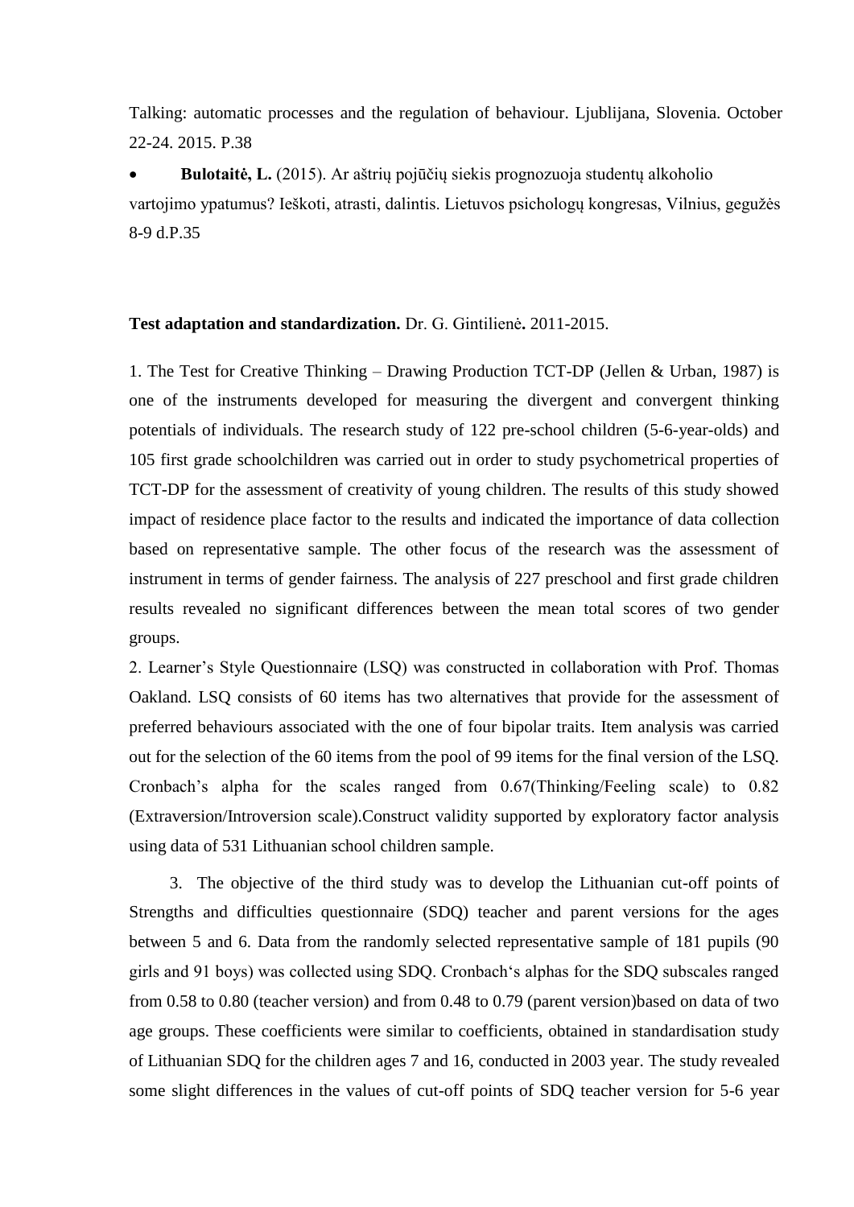Talking: automatic processes and the regulation of behaviour. Ljublijana, Slovenia. October 22-24. 2015. P.38

- **Bulotaitė, L.** (2015). Ar aštrių pojūčių siekis prognozuoja studentų alkoholio vartojimo ypatumus? Ieškoti, atrasti, dalintis. Lietuvos psichologų kongresas, Vilnius, gegužės 8-9 d.P.35

**Test adaptation and standardization.** Dr. G. Gintilienė**.** 2011-2015.

1. The Test for Creative Thinking – Drawing Production TCT-DP (Jellen & Urban, 1987) is one of the instruments developed for measuring the divergent and convergent thinking potentials of individuals. The research study of 122 pre-school children (5-6-year-olds) and 105 first grade schoolchildren was carried out in order to study psychometrical properties of TCT-DP for the assessment of creativity of young children. The results of this study showed impact of residence place factor to the results and indicated the importance of data collection based on representative sample. The other focus of the research was the assessment of instrument in terms of gender fairness. The analysis of 227 preschool and first grade children results revealed no significant differences between the mean total scores of two gender groups.

2. Learner's Style Questionnaire (LSQ) was constructed in collaboration with Prof. Thomas Oakland. LSQ consists of 60 items has two alternatives that provide for the assessment of preferred behaviours associated with the one of four bipolar traits. Item analysis was carried out for the selection of the 60 items from the pool of 99 items for the final version of the LSQ. Cronbach's alpha for the scales ranged from 0.67(Thinking/Feeling scale) to 0.82 (Extraversion/Introversion scale).Construct validity supported by exploratory factor analysis using data of 531 Lithuanian school children sample.

3. The objective of the third study was to develop the Lithuanian cut-off points of Strengths and difficulties questionnaire (SDQ) teacher and parent versions for the ages between 5 and 6. Data from the randomly selected representative sample of 181 pupils (90 girls and 91 boys) was collected using SDQ. Cronbach‘s alphas for the SDQ subscales ranged from 0.58 to 0.80 (teacher version) and from 0.48 to 0.79 (parent version)based on data of two age groups. These coefficients were similar to coefficients, obtained in standardisation study of Lithuanian SDQ for the children ages 7 and 16, conducted in 2003 year. The study revealed some slight differences in the values of cut-off points of SDQ teacher version for 5-6 year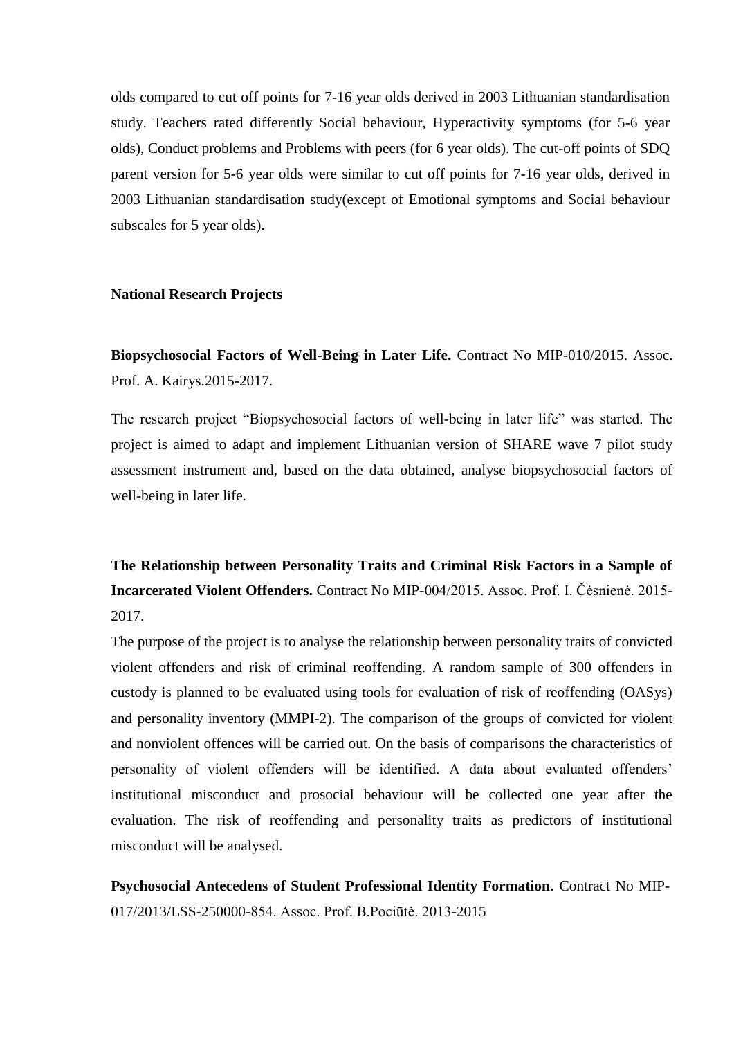olds compared to cut off points for 7-16 year olds derived in 2003 Lithuanian standardisation study. Teachers rated differently Social behaviour, Hyperactivity symptoms (for 5-6 year olds), Conduct problems and Problems with peers (for 6 year olds). The cut-off points of SDQ parent version for 5-6 year olds were similar to cut off points for 7-16 year olds, derived in 2003 Lithuanian standardisation study(except of Emotional symptoms and Social behaviour subscales for 5 year olds).

**National Research Projects**

**Biopsychosocial Factors of Well-Being in Later Life.** Contract No MIP-010/2015. Assoc. Prof. A. Kairys.2015-2017.

The research project "Biopsychosocial factors of well-being in later life" was started. The project is aimed to adapt and implement Lithuanian version of SHARE wave 7 pilot study assessment instrument and, based on the data obtained, analyse biopsychosocial factors of well-being in later life.

**The Relationship between Personality Traits and Criminal Risk Factors in a Sample of Incarcerated Violent Offenders.** Contract No MIP-004/2015. Assoc. Prof. I. Čėsnienė. 2015-2017.

The purpose of the project is to analyse the relationship between personality traits of convicted violent offenders and risk of criminal reoffending. A random sample of 300 offenders in custody is planned to be evaluated using tools for evaluation of risk of reoffending (OASys) and personality inventory (MMPI-2). The comparison of the groups of convicted for violent and nonviolent offences will be carried out. On the basis of comparisons the characteristics of personality of violent offenders will be identified. A data about evaluated offenders' institutional misconduct and prosocial behaviour will be collected one year after the evaluation. The risk of reoffending and personality traits as predictors of institutional misconduct will be analysed.

**Psychosocial Antecedens of Student Professional Identity Formation.** Contract No MIP-017/2013/LSS-250000-854. Assoc. Prof. B.Pociūtė. 2013-2015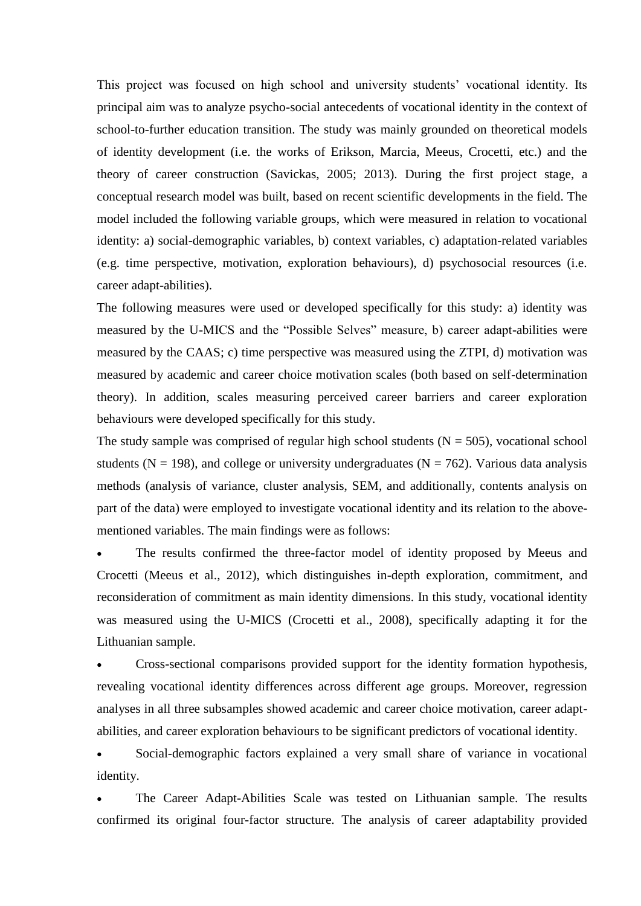This project was focused on high school and university students' vocational identity. Its principal aim was to analyze psycho-social antecedents of vocational identity in the context of school-to-further education transition. The study was mainly grounded on theoretical models of identity development (i.e. the works of Erikson, Marcia, Meeus, Crocetti, etc.) and the theory of career construction (Savickas, 2005; 2013). During the first project stage, a conceptual research model was built, based on recent scientific developments in the field. The model included the following variable groups, which were measured in relation to vocational identity: a) social-demographic variables, b) context variables, c) adaptation-related variables (e.g. time perspective, motivation, exploration behaviours), d) psychosocial resources (i.e. career adapt-abilities).

The following measures were used or developed specifically for this study: a) identity was measured by the U-MICS and the "Possible Selves" measure, b) career adapt-abilities were measured by the CAAS; c) time perspective was measured using the ZTPI, d) motivation was measured by academic and career choice motivation scales (both based on self-determination theory). In addition, scales measuring perceived career barriers and career exploration behaviours were developed specifically for this study.

The study sample was comprised of regular high school students (N = 505), vocational school students (N = 198), and college or university undergraduates (N = 762). Various data analysis methods (analysis of variance, cluster analysis, SEM, and additionally, contents analysis on part of the data) were employed to investigate vocational identity and its relation to the above-mentioned variables. The main findings were as follows:

- The results confirmed the three-factor model of identity proposed by Meeus and Crocetti (Meeus et al., 2012), which distinguishes in-depth exploration, commitment, and reconsideration of commitment as main identity dimensions. In this study, vocational identity was measured using the U-MICS (Crocetti et al., 2008), specifically adapting it for the Lithuanian sample.
- Cross-sectional comparisons provided support for the identity formation hypothesis, revealing vocational identity differences across different age groups. Moreover, regression analyses in all three subsamples showed academic and career choice motivation, career adapt-abilities, and career exploration behaviours to be significant predictors of vocational identity.
- Social-demographic factors explained a very small share of variance in vocational identity.
- The Career Adapt-Abilities Scale was tested on Lithuanian sample. The results confirmed its original four-factor structure. The analysis of career adaptability provided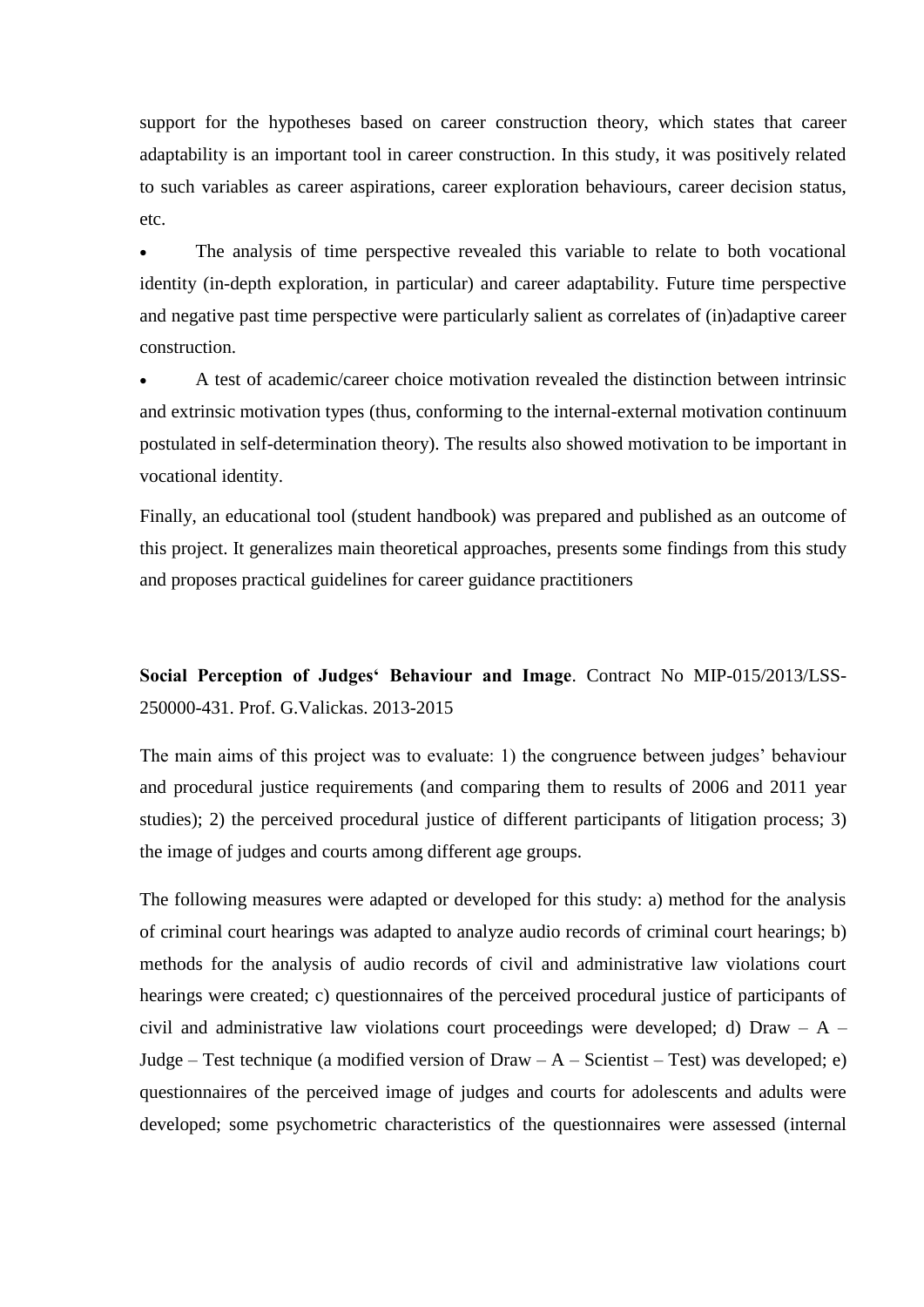support for the hypotheses based on career construction theory, which states that career adaptability is an important tool in career construction. In this study, it was positively related to such variables as career aspirations, career exploration behaviours, career decision status, etc.

- The analysis of time perspective revealed this variable to relate to both vocational identity (in-depth exploration, in particular) and career adaptability. Future time perspective and negative past time perspective were particularly salient as correlates of (in)adaptive career construction.
- A test of academic/career choice motivation revealed the distinction between intrinsic and extrinsic motivation types (thus, conforming to the internal-external motivation continuum postulated in self-determination theory). The results also showed motivation to be important in vocational identity.

Finally, an educational tool (student handbook) was prepared and published as an outcome of this project. It generalizes main theoretical approaches, presents some findings from this study and proposes practical guidelines for career guidance practitioners

**Social Perception of Judges‘ Behaviour and Image**. Contract No MIP-015/2013/LSS-250000-431. Prof. G.Valickas. 2013-2015

The main aims of this project was to evaluate: 1) the congruence between judges' behaviour and procedural justice requirements (and comparing them to results of 2006 and 2011 year studies); 2) the perceived procedural justice of different participants of litigation process; 3) the image of judges and courts among different age groups.

The following measures were adapted or developed for this study: a) method for the analysis of criminal court hearings was adapted to analyze audio records of criminal court hearings; b) methods for the analysis of audio records of civil and administrative law violations court hearings were created; c) questionnaires of the perceived procedural justice of participants of civil and administrative law violations court proceedings were developed; d) Draw – A – Judge – Test technique (a modified version of Draw – A – Scientist – Test) was developed; e) questionnaires of the perceived image of judges and courts for adolescents and adults were developed; some psychometric characteristics of the questionnaires were assessed (internal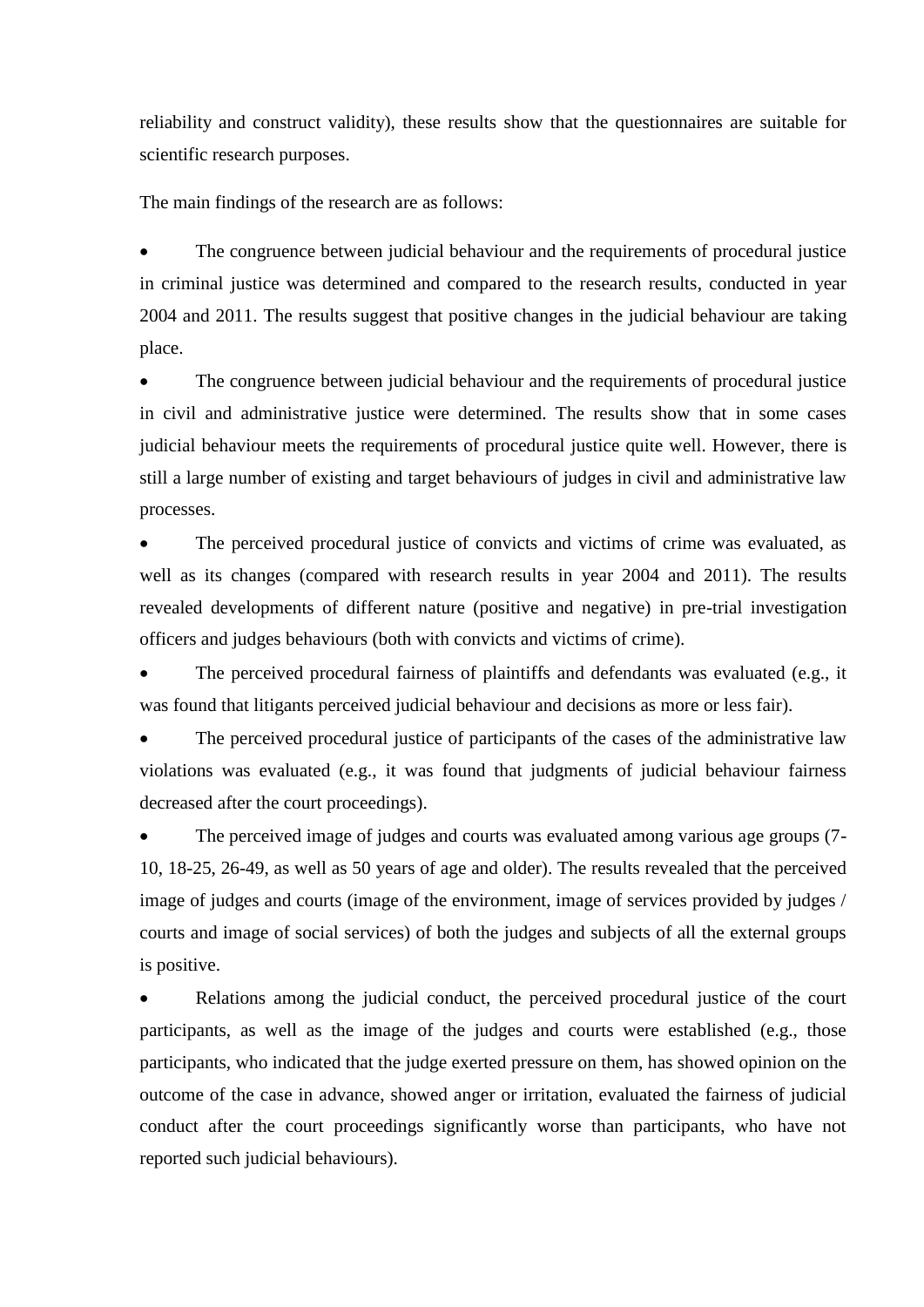reliability and construct validity), these results show that the questionnaires are suitable for scientific research purposes.

The main findings of the research are as follows:

- The congruence between judicial behaviour and the requirements of procedural justice in criminal justice was determined and compared to the research results, conducted in year 2004 and 2011. The results suggest that positive changes in the judicial behaviour are taking place.
- The congruence between judicial behaviour and the requirements of procedural justice in civil and administrative justice were determined. The results show that in some cases judicial behaviour meets the requirements of procedural justice quite well. However, there is still a large number of existing and target behaviours of judges in civil and administrative law processes.
- The perceived procedural justice of convicts and victims of crime was evaluated, as well as its changes (compared with research results in year 2004 and 2011). The results revealed developments of different nature (positive and negative) in pre-trial investigation officers and judges behaviours (both with convicts and victims of crime).
- The perceived procedural fairness of plaintiffs and defendants was evaluated (e.g., it was found that litigants perceived judicial behaviour and decisions as more or less fair).
- The perceived procedural justice of participants of the cases of the administrative law violations was evaluated (e.g., it was found that judgments of judicial behaviour fairness decreased after the court proceedings).
- The perceived image of judges and courts was evaluated among various age groups (7-10, 18-25, 26-49, as well as 50 years of age and older). The results revealed that the perceived image of judges and courts (image of the environment, image of services provided by judges / courts and image of social services) of both the judges and subjects of all the external groups is positive.
- Relations among the judicial conduct, the perceived procedural justice of the court participants, as well as the image of the judges and courts were established (e.g., those participants, who indicated that the judge exerted pressure on them, has showed opinion on the outcome of the case in advance, showed anger or irritation, evaluated the fairness of judicial conduct after the court proceedings significantly worse than participants, who have not reported such judicial behaviours).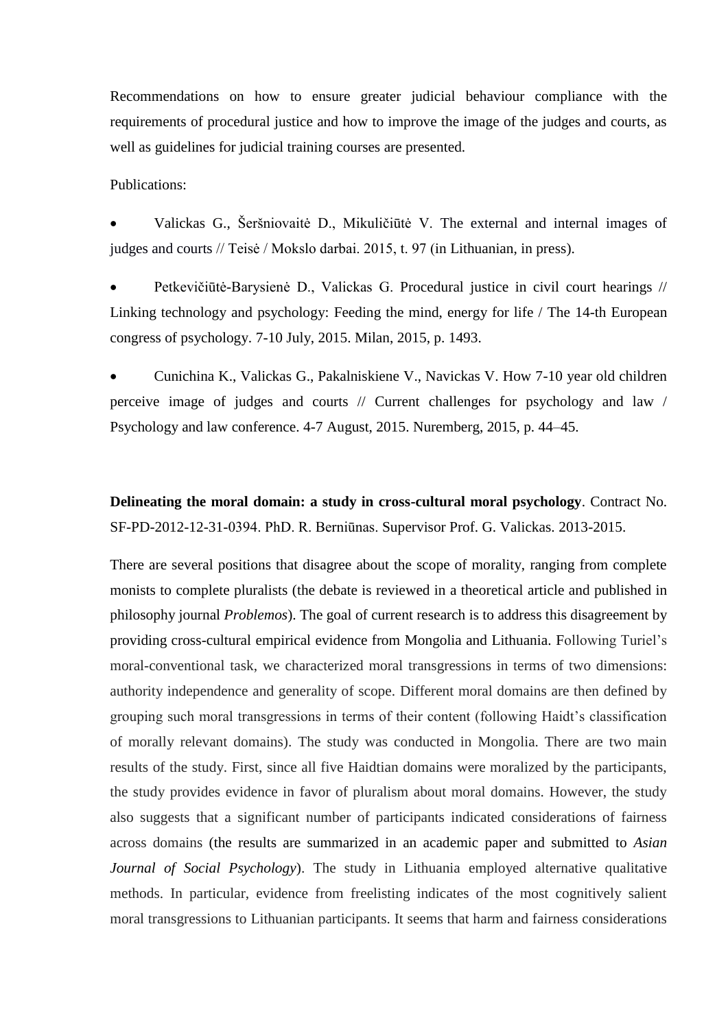Recommendations on how to ensure greater judicial behaviour compliance with the requirements of procedural justice and how to improve the image of the judges and courts, as well as guidelines for judicial training courses are presented.

Publications:

- Valickas G., Šeršniovaitė D., Mikuličiūtė V. The external and internal images of judges and courts // Teisė / Mokslo darbai. 2015, t. 97 (in Lithuanian, in press).
- Petkevičiūtė-Barysienė D., Valickas G. Procedural justice in civil court hearings // Linking technology and psychology: Feeding the mind, energy for life / The 14-th European congress of psychology. 7-10 July, 2015. Milan, 2015, p. 1493.
- Cunichina K., Valickas G., Pakalniskiene V., Navickas V. How 7-10 year old children perceive image of judges and courts // Current challenges for psychology and law / Psychology and law conference. 4-7 August, 2015. Nuremberg, 2015, p. 44–45.

**Delineating the moral domain: a study in cross-cultural moral psychology**. Contract No. SF-PD-2012-12-31-0394. PhD. R. Berniūnas. Supervisor Prof. G. Valickas. 2013-2015.

There are several positions that disagree about the scope of morality, ranging from complete monists to complete pluralists (the debate is reviewed in a theoretical article and published in philosophy journal *Problemos*). The goal of current research is to address this disagreement by providing cross-cultural empirical evidence from Mongolia and Lithuania. Following Turiel's moral-conventional task, we characterized moral transgressions in terms of two dimensions: authority independence and generality of scope. Different moral domains are then defined by grouping such moral transgressions in terms of their content (following Haidt's classification of morally relevant domains). The study was conducted in Mongolia. There are two main results of the study. First, since all five Haidtian domains were moralized by the participants, the study provides evidence in favor of pluralism about moral domains. However, the study also suggests that a significant number of participants indicated considerations of fairness across domains (the results are summarized in an academic paper and submitted to *Asian Journal of Social Psychology*). The study in Lithuania employed alternative qualitative methods. In particular, evidence from freelisting indicates of the most cognitively salient moral transgressions to Lithuanian participants. It seems that harm and fairness considerations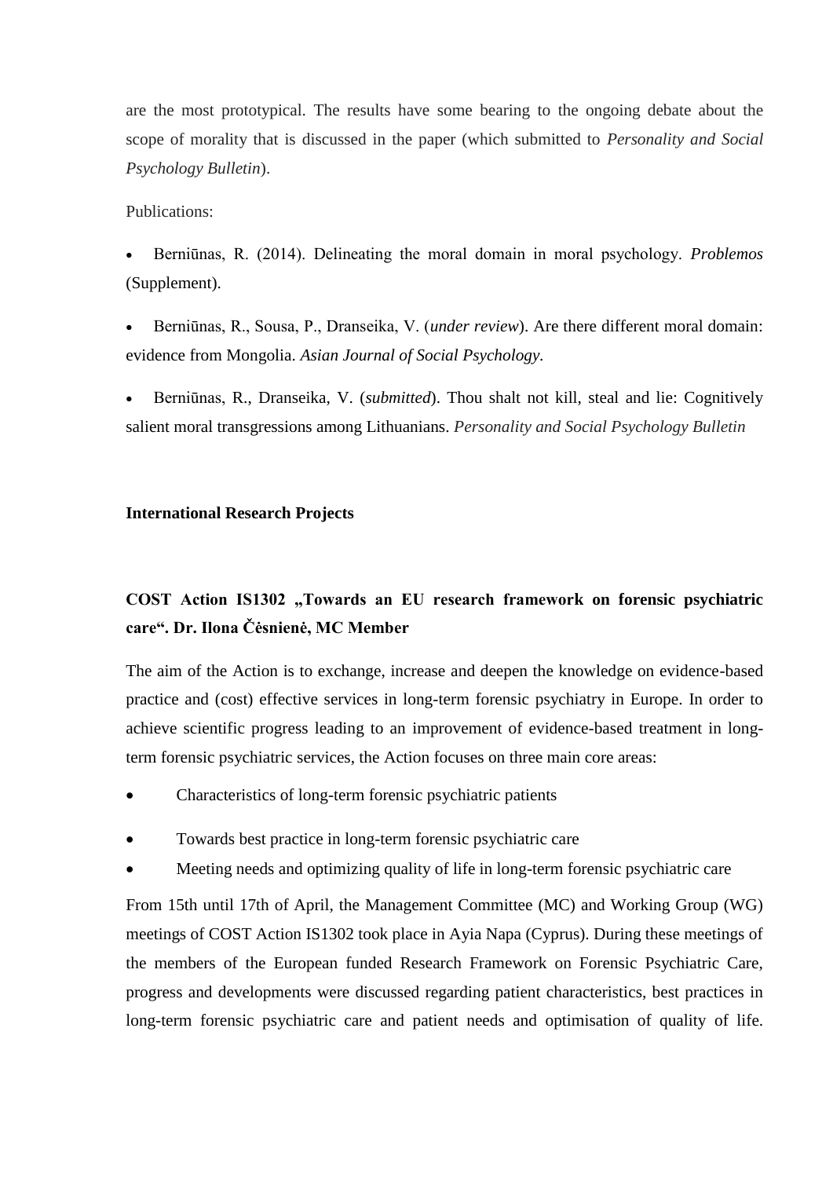are the most prototypical. The results have some bearing to the ongoing debate about the scope of morality that is discussed in the paper (which submitted to *Personality and Social Psychology Bulletin*).

Publications:

- Berniūnas, R. (2014). Delineating the moral domain in moral psychology. *Problemos* (Supplement).
- Berniūnas, R., Sousa, P., Dranseika, V. (*under review*). Are there different moral domain: evidence from Mongolia. *Asian Journal of Social Psychology.*
- Berniūnas, R., Dranseika, V. (*submitted*). Thou shalt not kill, steal and lie: Cognitively salient moral transgressions among Lithuanians. *Personality and Social Psychology Bulletin*

**International Research Projects**

**COST Action IS1302 „Towards an EU research framework on forensic psychiatric care“. Dr. Ilona Čėsnienė, MC Member**

The aim of the Action is to exchange, increase and deepen the knowledge on evidence-based practice and (cost) effective services in long-term forensic psychiatry in Europe. In order to achieve scientific progress leading to an improvement of evidence-based treatment in long-term forensic psychiatric services, the Action focuses on three main core areas:

- Characteristics of long-term forensic psychiatric patients
- Towards best practice in long-term forensic psychiatric care
- Meeting needs and optimizing quality of life in long-term forensic psychiatric care

From 15th until 17th of April, the Management Committee (MC) and Working Group (WG) meetings of COST Action IS1302 took place in Ayia Napa (Cyprus). During these meetings of the members of the European funded Research Framework on Forensic Psychiatric Care, progress and developments were discussed regarding patient characteristics, best practices in long-term forensic psychiatric care and patient needs and optimisation of quality of life.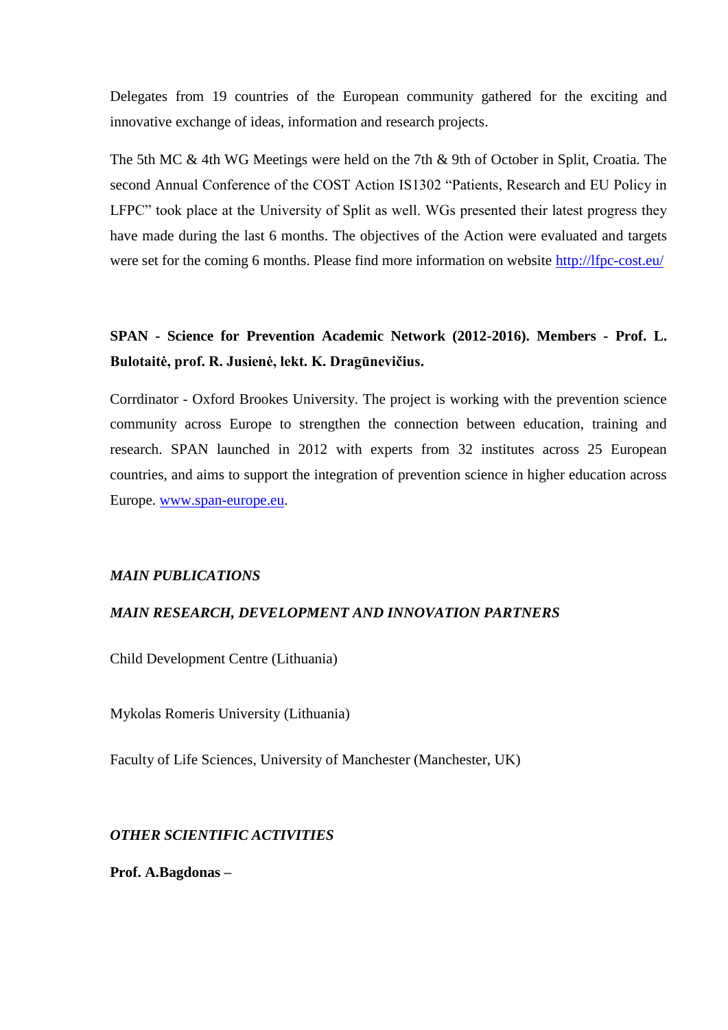Delegates from 19 countries of the European community gathered for the exciting and innovative exchange of ideas, information and research projects.

The 5th MC & 4th WG Meetings were held on the 7th & 9th of October in Split, Croatia. The second Annual Conference of the COST Action IS1302 "Patients, Research and EU Policy in LFPC" took place at the University of Split as well. WGs presented their latest progress they have made during the last 6 months. The objectives of the Action were evaluated and targets were set for the coming 6 months. Please find more information on website http://lfpc-cost.eu/

**SPAN - Science for Prevention Academic Network (2012-2016). Members - Prof. L. Bulotaitė, prof. R. Jusienė, lekt. K. Dragūnevičius.**

Corrdinator - Oxford Brookes University. The project is working with the prevention science community across Europe to strengthen the connection between education, training and research. SPAN launched in 2012 with experts from 32 institutes across 25 European countries, and aims to support the integration of prevention science in higher education across Europe. www.span-europe.eu.

***MAIN PUBLICATIONS***

***MAIN RESEARCH, DEVELOPMENT AND INNOVATION PARTNERS***

Child Development Centre (Lithuania)

Mykolas Romeris University (Lithuania)

Faculty of Life Sciences, University of Manchester (Manchester, UK)

***OTHER SCIENTIFIC ACTIVITIES***

**Prof. A.Bagdonas –**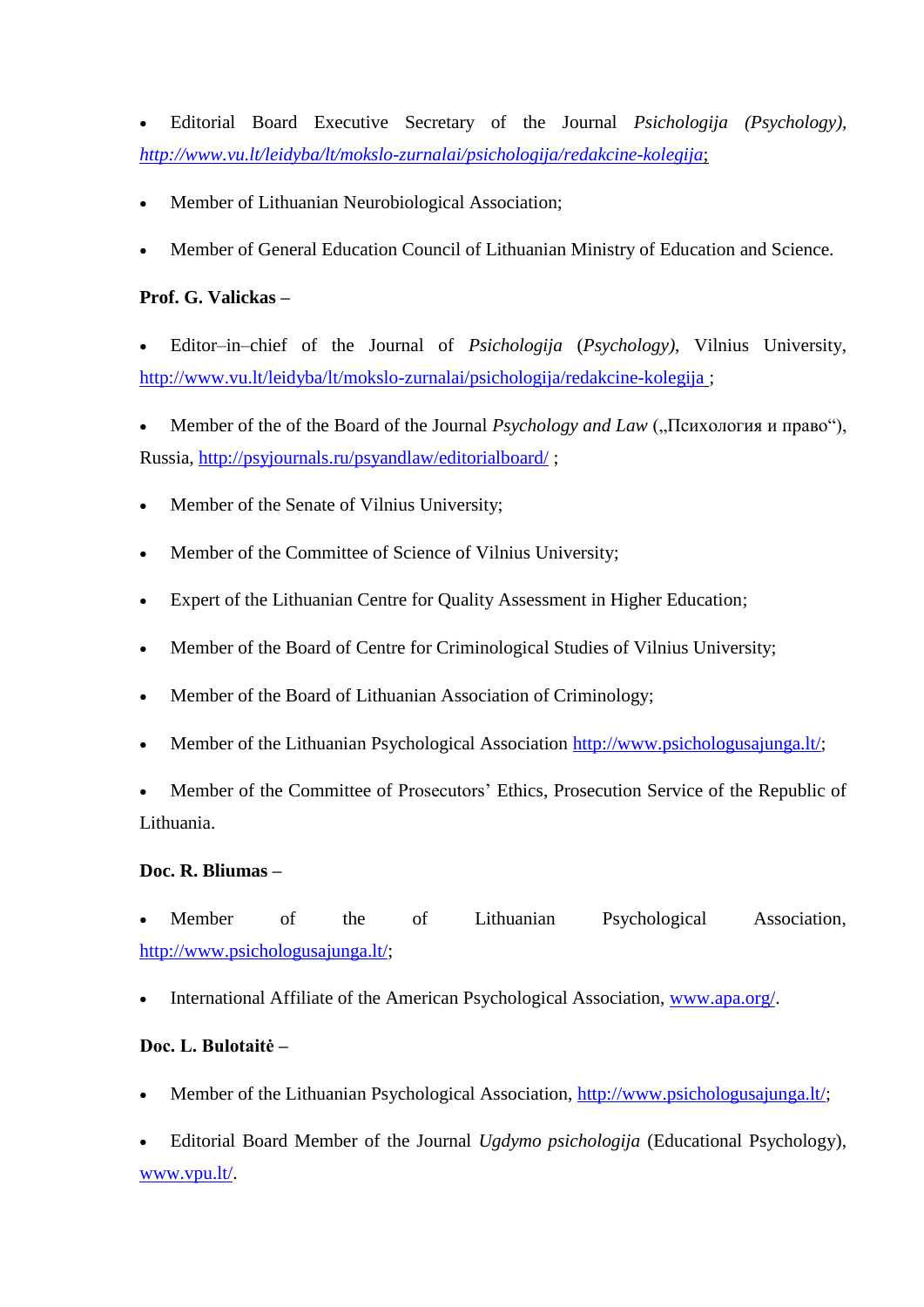- Editorial Board Executive Secretary of the Journal *Psichologija (Psychology)*, http://www.vu.lt/leidyba/lt/mokslo-zurnalai/psichologija/redakcine-kolegija;

- Member of Lithuanian Neurobiological Association;

- Member of General Education Council of Lithuanian Ministry of Education and Science.

**Prof. G. Valickas –**

- Editor–in–chief of the Journal of *Psichologija* (*Psychology*), Vilnius University, http://www.vu.lt/leidyba/lt/mokslo-zurnalai/psichologija/redakcine-kolegija ;

- Member of the of the Board of the Journal *Psychology and Law* („Психология и право“), Russia, http://psyjournals.ru/psyandlaw/editorialboard/ ;

- Member of the Senate of Vilnius University;

- Member of the Committee of Science of Vilnius University;

- Expert of the Lithuanian Centre for Quality Assessment in Higher Education;

- Member of the Board of Centre for Criminological Studies of Vilnius University;

- Member of the Board of Lithuanian Association of Criminology;

- Member of the Lithuanian Psychological Association http://www.psichologusajunga.lt/;

- Member of the Committee of Prosecutors' Ethics, Prosecution Service of the Republic of Lithuania.

**Doc. R. Bliumas –**

- Member of the of Lithuanian Psychological Association, http://www.psichologusajunga.lt/;

- International Affiliate of the American Psychological Association, www.apa.org/.

**Doc. L. Bulotaitė –**

- Member of the Lithuanian Psychological Association, http://www.psichologusajunga.lt/;

- Editorial Board Member of the Journal *Ugdymo psichologija* (Educational Psychology), www.vpu.lt/.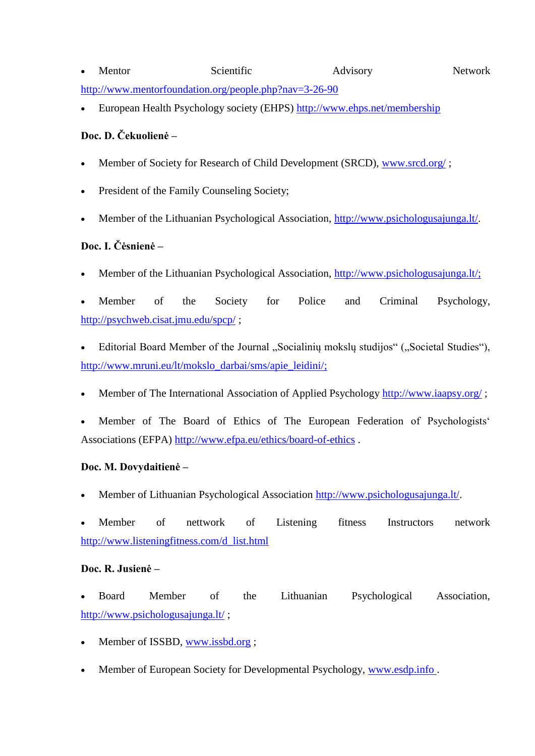- Mentor Scientific Advisory Network http://www.mentorfoundation.org/people.php?nav=3-26-90
- European Health Psychology society (EHPS) http://www.ehps.net/membership

**Doc. D. Čekuolienė –**

- Member of Society for Research of Child Development (SRCD), www.srcd.org/ ;
- President of the Family Counseling Society;
- Member of the Lithuanian Psychological Association, http://www.psichologusajunga.lt/.

**Doc. I. Čėsnienė –**

- Member of the Lithuanian Psychological Association, http://www.psichologusajunga.lt/;
- Member of the Society for Police and Criminal Psychology, http://psychweb.cisat.jmu.edu/spcp/ ;
- Editorial Board Member of the Journal „Socialinių mokslų studijos" („Societal Studies"), http://www.mruni.eu/lt/mokslo_darbai/sms/apie_leidini/;
- Member of The International Association of Applied Psychology http://www.iaapsy.org/ ;
- Member of The Board of Ethics of The European Federation of Psychologists' Associations (EFPA) http://www.efpa.eu/ethics/board-of-ethics .

**Doc. M. Dovydaitienė –**

- Member of Lithuanian Psychological Association http://www.psichologusajunga.lt/.
- Member of nettwork of Listening fitness Instructors network http://www.listeningfitness.com/d_list.html

**Doc. R. Jusienė –**

- Board Member of the Lithuanian Psychological Association, http://www.psichologusajunga.lt/ ;
- Member of ISSBD, www.issbd.org ;
- Member of European Society for Developmental Psychology, www.esdp.info .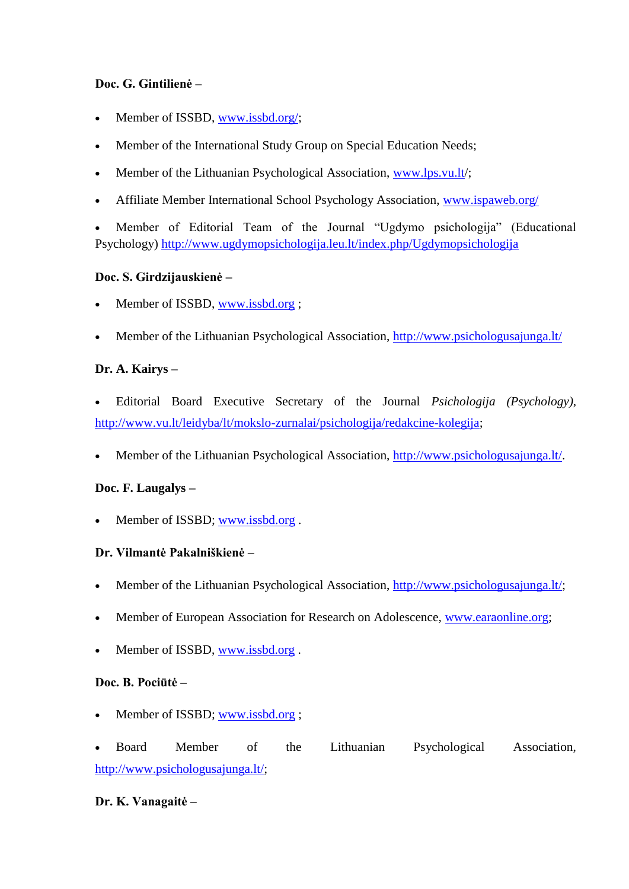**Doc. G. Gintilienė –**

- Member of ISSBD, www.issbd.org/;
- Member of the International Study Group on Special Education Needs;
- Member of the Lithuanian Psychological Association, www.lps.vu.lt/;
- Affiliate Member International School Psychology Association, www.ispaweb.org/
- Member of Editorial Team of the Journal "Ugdymo psichologija" (Educational Psychology) http://www.ugdymopsichologija.leu.lt/index.php/Ugdymopsichologija

**Doc. S. Girdzijauskienė –**

- Member of ISSBD, www.issbd.org ;
- Member of the Lithuanian Psychological Association, http://www.psichologusajunga.lt/

**Dr. A. Kairys –**

- Editorial Board Executive Secretary of the Journal *Psichologija (Psychology)*, http://www.vu.lt/leidyba/lt/mokslo-zurnalai/psichologija/redakcine-kolegija;
- Member of the Lithuanian Psychological Association, http://www.psichologusajunga.lt/.

**Doc. F. Laugalys –**

- Member of ISSBD; www.issbd.org .

**Dr. Vilmantė Pakalniškienė –**

- Member of the Lithuanian Psychological Association, http://www.psichologusajunga.lt/;
- Member of European Association for Research on Adolescence, www.earaonline.org;
- Member of ISSBD, www.issbd.org .

**Doc. B. Pociūtė –**

- Member of ISSBD; www.issbd.org ;
- Board Member of the Lithuanian Psychological Association, http://www.psichologusajunga.lt/;

**Dr. K. Vanagaitė –**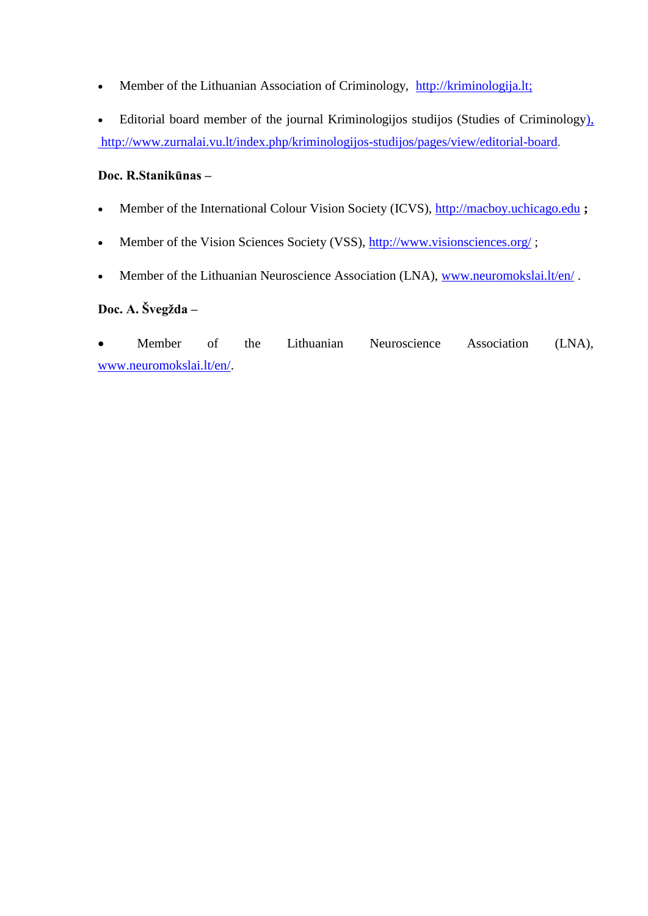- Member of the Lithuanian Association of Criminology, http://kriminologija.lt;

- Editorial board member of the journal Kriminologijos studijos (Studies of Criminology), http://www.zurnalai.vu.lt/index.php/kriminologijos-studijos/pages/view/editorial-board.

**Doc. R.Stanikūnas –**

- Member of the International Colour Vision Society (ICVS), http://macboy.uchicago.edu **;**

- Member of the Vision Sciences Society (VSS), http://www.visionsciences.org/ ;

- Member of the Lithuanian Neuroscience Association (LNA), www.neuromokslai.lt/en/ .

**Doc. A. Švegžda –**

- Member of the Lithuanian Neuroscience Association (LNA), www.neuromokslai.lt/en/.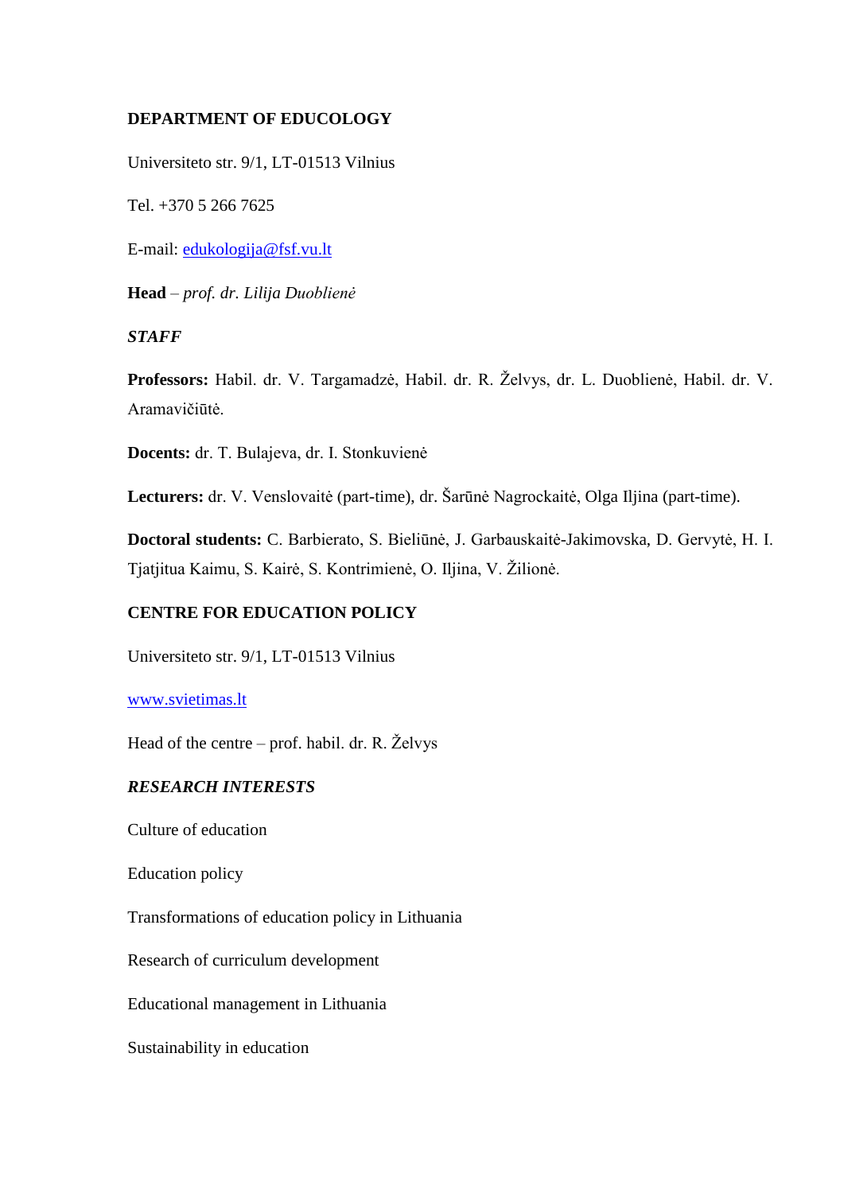## DEPARTMENT OF EDUCOLOGY

Universiteto str. 9/1, LT-01513 Vilnius

Tel. +370 5 266 7625

E-mail: edukologija@fsf.vu.lt

**Head** – *prof. dr. Lilija Duoblienė*

### *STAFF*

**Professors:** Habil. dr. V. Targamadzė, Habil. dr. R. Želvys, dr. L. Duobilienė, Habil. dr. V. Aramavičiūtė.

**Docents:** dr. T. Bulajeva, dr. I. Stonkuvienė

**Lecturers:** dr. V. Venslovaitė (part-time), dr. Šarūnė Nagrockaitė, Olga Iljina (part-time).

**Doctoral students:** C. Barbierato, S. Bieliūnė, J. Garbauskaitė-Jakimovska, D. Gervytė, H. I. Tjatjitua Kaimu, S. Kairė, S. Kontrimienė, O. Iljina, V. Žilionė.

## CENTRE FOR EDUCATION POLICY

Universiteto str. 9/1, LT-01513 Vilnius

www.svietimas.lt

Head of the centre – prof. habil. dr. R. Želvys

### *RESEARCH INTERESTS*

Culture of education

Education policy

Transformations of education policy in Lithuania

Research of curriculum development

Educational management in Lithuania

Sustainability in education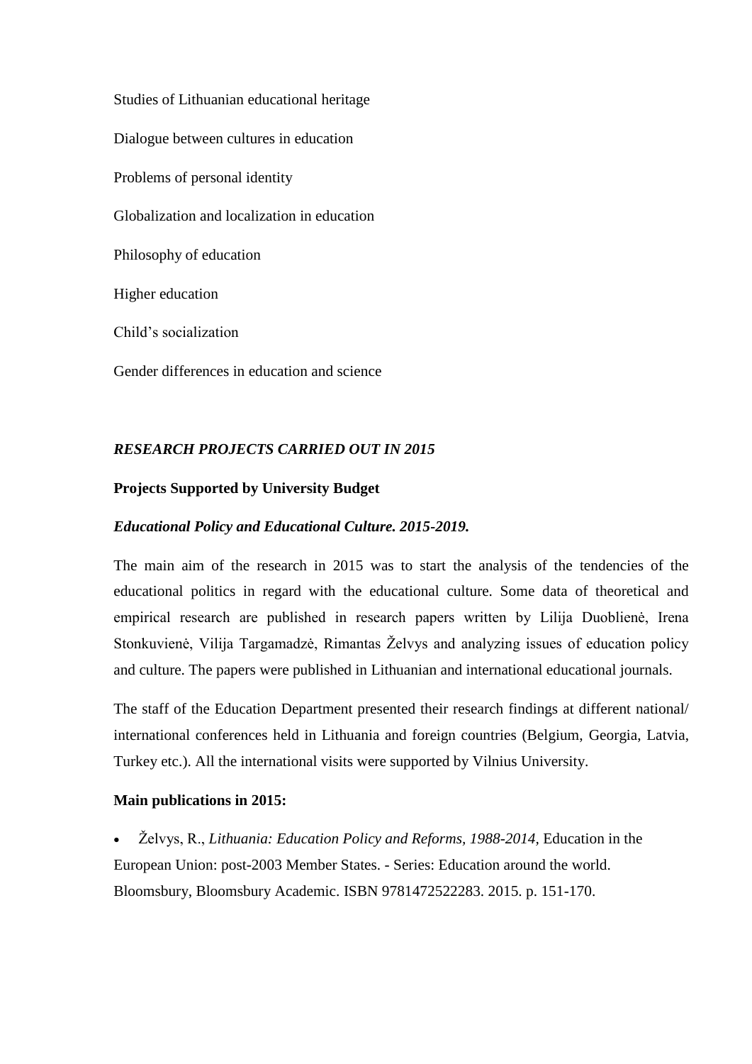Studies of Lithuanian educational heritage

Dialogue between cultures in education

Problems of personal identity

Globalization and localization in education

Philosophy of education

Higher education

Child's socialization

Gender differences in education and science

## *RESEARCH PROJECTS CARRIED OUT IN 2015*

**Projects Supported by University Budget**

***Educational Policy and Educational Culture. 2015-2019.***

The main aim of the research in 2015 was to start the analysis of the tendencies of the educational politics in regard with the educational culture. Some data of theoretical and empirical research are published in research papers written by Lilija Duoblienė, Irena Stonkuvienė, Vilija Targamadzė, Rimantas Želvys and analyzing issues of education policy and culture. The papers were published in Lithuanian and international educational journals.

The staff of the Education Department presented their research findings at different national/ international conferences held in Lithuania and foreign countries (Belgium, Georgia, Latvia, Turkey etc.). All the international visits were supported by Vilnius University.

**Main publications in 2015:**

- Želvys, R., *Lithuania: Education Policy and Reforms, 1988-2014*, Education in the European Union: post-2003 Member States. - Series: Education around the world. Bloomsbury, Bloomsbury Academic. ISBN 9781472522283. 2015. p. 151-170.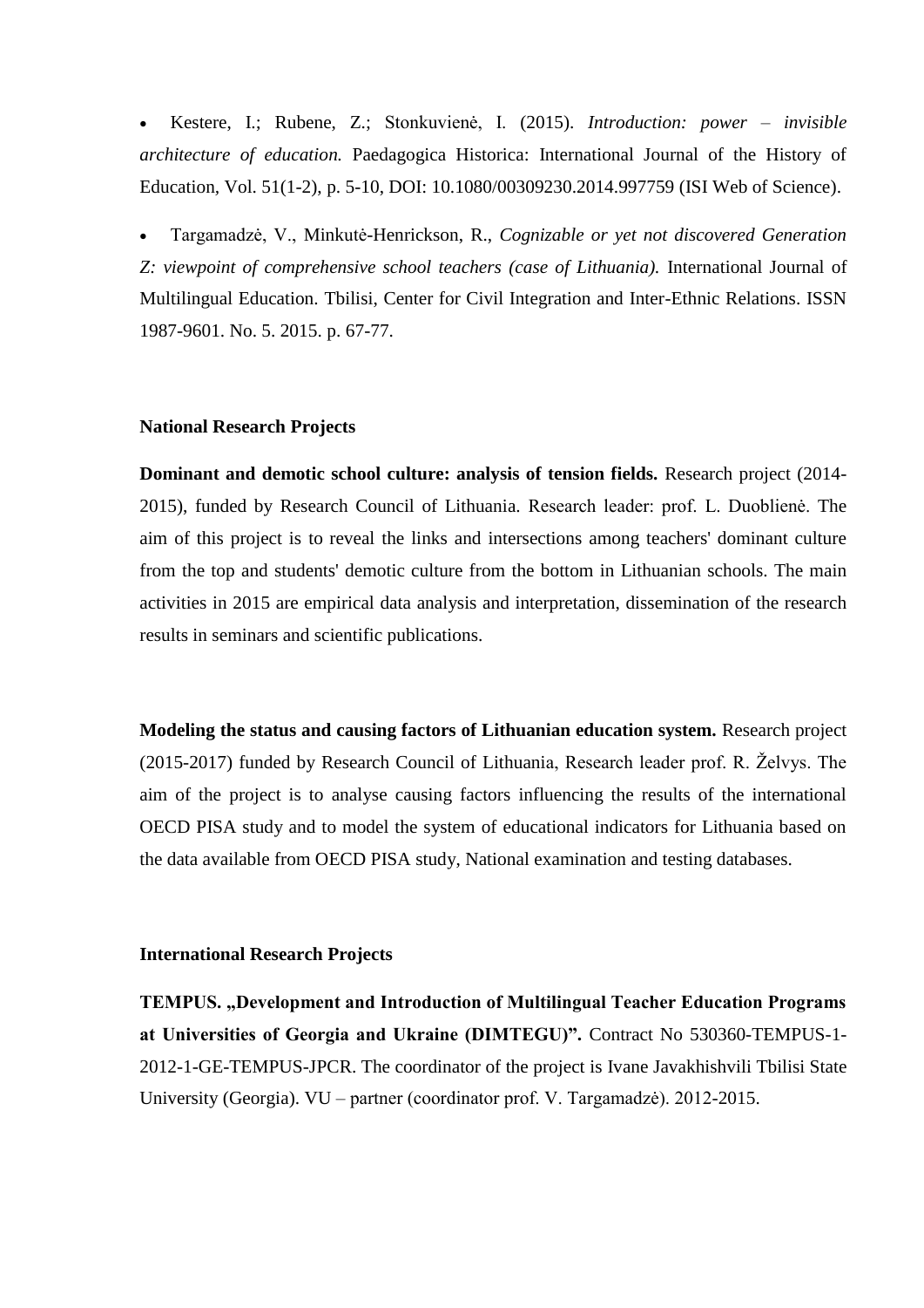- Kestere, I.; Rubene, Z.; Stonkuvienė, I. (2015). *Introduction: power – invisible architecture of education.* Paedagogica Historica: International Journal of the History of Education, Vol. 51(1-2), p. 5-10, DOI: 10.1080/00309230.2014.997759 (ISI Web of Science).

- Targamadzė, V., Minkutė-Henrickson, R., *Cognizable or yet not discovered Generation Z: viewpoint of comprehensive school teachers (case of Lithuania).* International Journal of Multilingual Education. Tbilisi, Center for Civil Integration and Inter-Ethnic Relations. ISSN 1987-9601. No. 5. 2015. p. 67-77.

**National Research Projects**

**Dominant and demotic school culture: analysis of tension fields.** Research project (2014-2015), funded by Research Council of Lithuania. Research leader: prof. L. Duoblienė. The aim of this project is to reveal the links and intersections among teachers' dominant culture from the top and students' demotic culture from the bottom in Lithuanian schools. The main activities in 2015 are empirical data analysis and interpretation, dissemination of the research results in seminars and scientific publications.

**Modeling the status and causing factors of Lithuanian education system.** Research project (2015-2017) funded by Research Council of Lithuania, Research leader prof. R. Želvys. The aim of the project is to analyse causing factors influencing the results of the international OECD PISA study and to model the system of educational indicators for Lithuania based on the data available from OECD PISA study, National examination and testing databases.

**International Research Projects**

**TEMPUS. „Development and Introduction of Multilingual Teacher Education Programs at Universities of Georgia and Ukraine (DIMTEGU)".** Contract No 530360-TEMPUS-1-2012-1-GE-TEMPUS-JPCR. The coordinator of the project is Ivane Javakhishvili Tbilisi State University (Georgia). VU – partner (coordinator prof. V. Targamadzė). 2012-2015.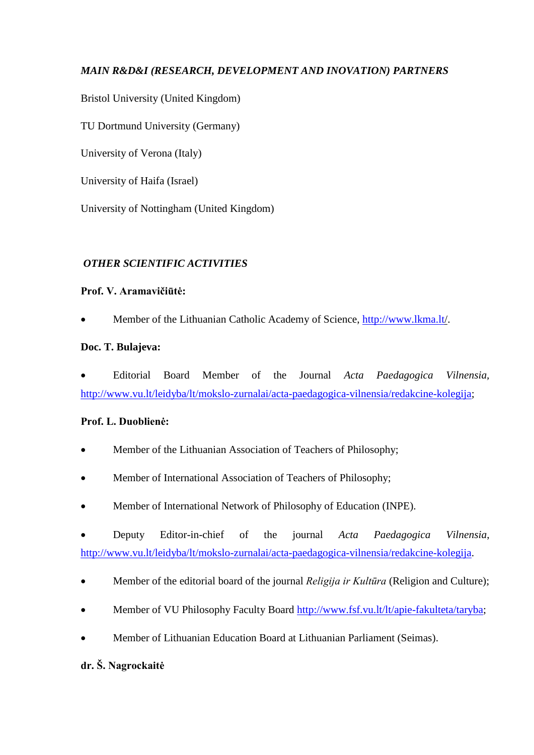***MAIN R&D&I (RESEARCH, DEVELOPMENT AND INOVATION) PARTNERS***

Bristol University (United Kingdom)

TU Dortmund University (Germany)

University of Verona (Italy)

University of Haifa (Israel)

University of Nottingham (United Kingdom)

***OTHER SCIENTIFIC ACTIVITIES***

**Prof. V. Aramavičiūtė:**

- Member of the Lithuanian Catholic Academy of Science, http://www.lkma.lt/.

**Doc. T. Bulajeva:**

- Editorial Board Member of the Journal *Acta Paedagogica Vilnensia*, http://www.vu.lt/leidyba/lt/mokslo-zurnalai/acta-paedagogica-vilnensia/redakcine-kolegija;

**Prof. L. Duoblienė:**

- Member of the Lithuanian Association of Teachers of Philosophy;
- Member of International Association of Teachers of Philosophy;
- Member of International Network of Philosophy of Education (INPE).
- Deputy Editor-in-chief of the journal *Acta Paedagogica Vilnensia*, http://www.vu.lt/leidyba/lt/mokslo-zurnalai/acta-paedagogica-vilnensia/redakcine-kolegija.
- Member of the editorial board of the journal *Religija ir Kultūra* (Religion and Culture);
- Member of VU Philosophy Faculty Board http://www.fsf.vu.lt/lt/apie-fakulteta/taryba;
- Member of Lithuanian Education Board at Lithuanian Parliament (Seimas).

**dr. Š. Nagrockaitė**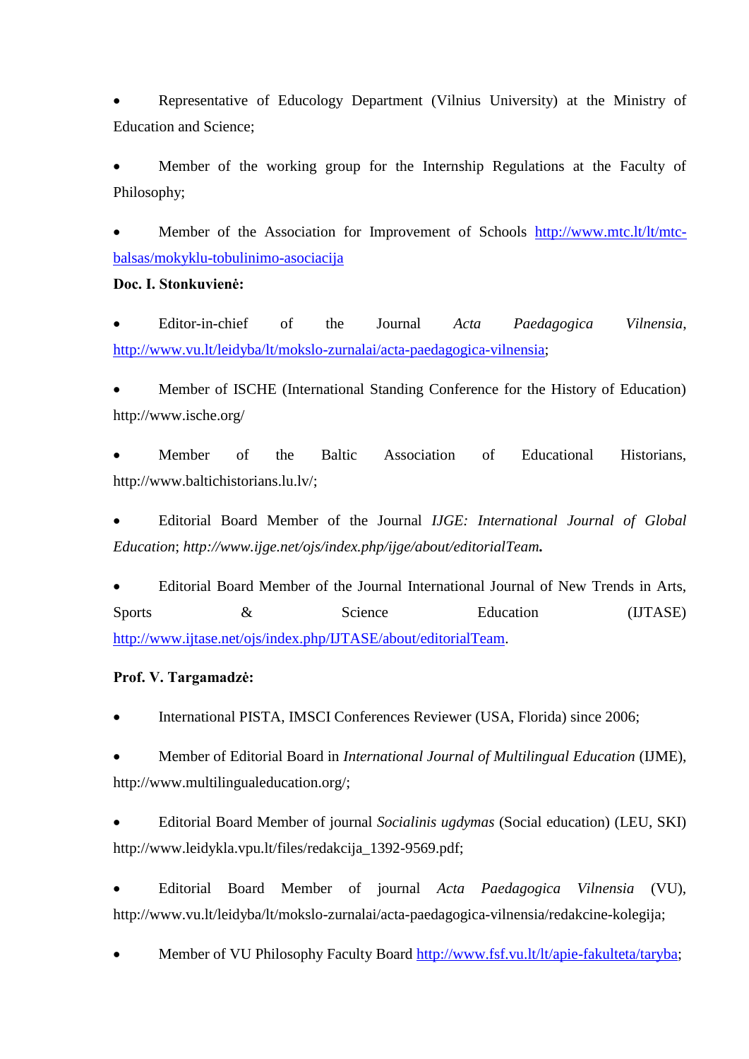- Representative of Educology Department (Vilnius University) at the Ministry of Education and Science;
- Member of the working group for the Internship Regulations at the Faculty of Philosophy;
- Member of the Association for Improvement of Schools http://www.mtc.lt/lt/mtc-balsas/mokyklu-tobulinimo-asociacija

**Doc. I. Stonkuvienė:**

- Editor-in-chief of the Journal *Acta Paedagogica Vilnensia*, http://www.vu.lt/leidyba/lt/mokslo-zurnalai/acta-paedagogica-vilnensia;
- Member of ISCHE (International Standing Conference for the History of Education) http://www.ische.org/
- Member of the Baltic Association of Educational Historians, http://www.baltichistorians.lu.lv/;
- Editorial Board Member of the Journal *IJGE: International Journal of Global Education*; *http://www.ijge.net/ojs/index.php/ijge/about/editorialTeam.*
- Editorial Board Member of the Journal International Journal of New Trends in Arts, Sports & Science Education (IJTASE) http://www.ijtase.net/ojs/index.php/IJTASE/about/editorialTeam.

**Prof. V. Targamadzė:**

- International PISTA, IMSCI Conferences Reviewer (USA, Florida) since 2006;
- Member of Editorial Board in *International Journal of Multilingual Education* (IJME), http://www.multilingualeducation.org/;
- Editorial Board Member of journal *Socialinis ugdymas* (Social education) (LEU, SKI) http://www.leidykla.vpu.lt/files/redakcija_1392-9569.pdf;
- Editorial Board Member of journal *Acta Paedagogica Vilnensia* (VU), http://www.vu.lt/leidyba/lt/mokslo-zurnalai/acta-paedagogica-vilnensia/redakcine-kolegija;
- Member of VU Philosophy Faculty Board http://www.fsf.vu.lt/lt/apie-fakulteta/taryba;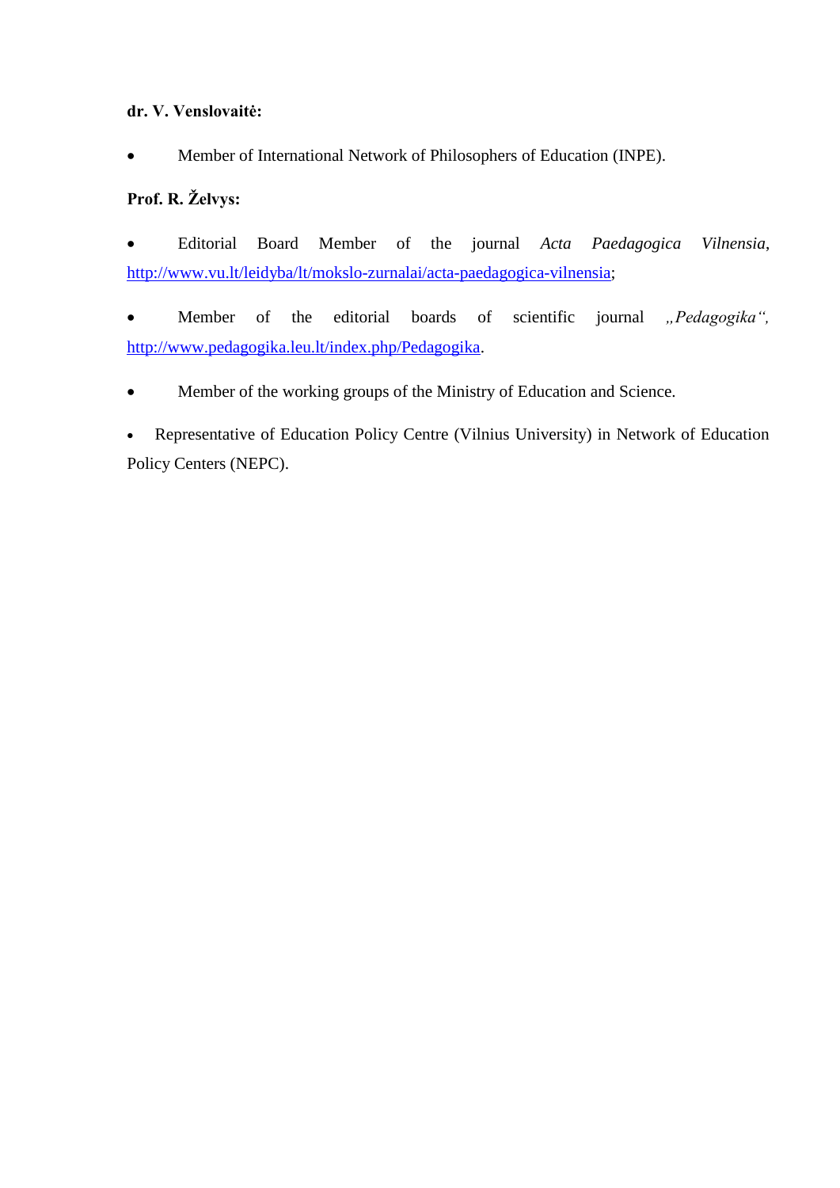**dr. V. Venslovaitė:**

- Member of International Network of Philosophers of Education (INPE).

**Prof. R. Želvys:**

- Editorial Board Member of the journal *Acta Paedagogica Vilnensia*, http://www.vu.lt/leidyba/lt/mokslo-zurnalai/acta-paedagogica-vilnensia;

- Member of the editorial boards of scientific journal *„Pedagogika“,* http://www.pedagogika.leu.lt/index.php/Pedagogika.

- Member of the working groups of the Ministry of Education and Science.

- Representative of Education Policy Centre (Vilnius University) in Network of Education Policy Centers (NEPC).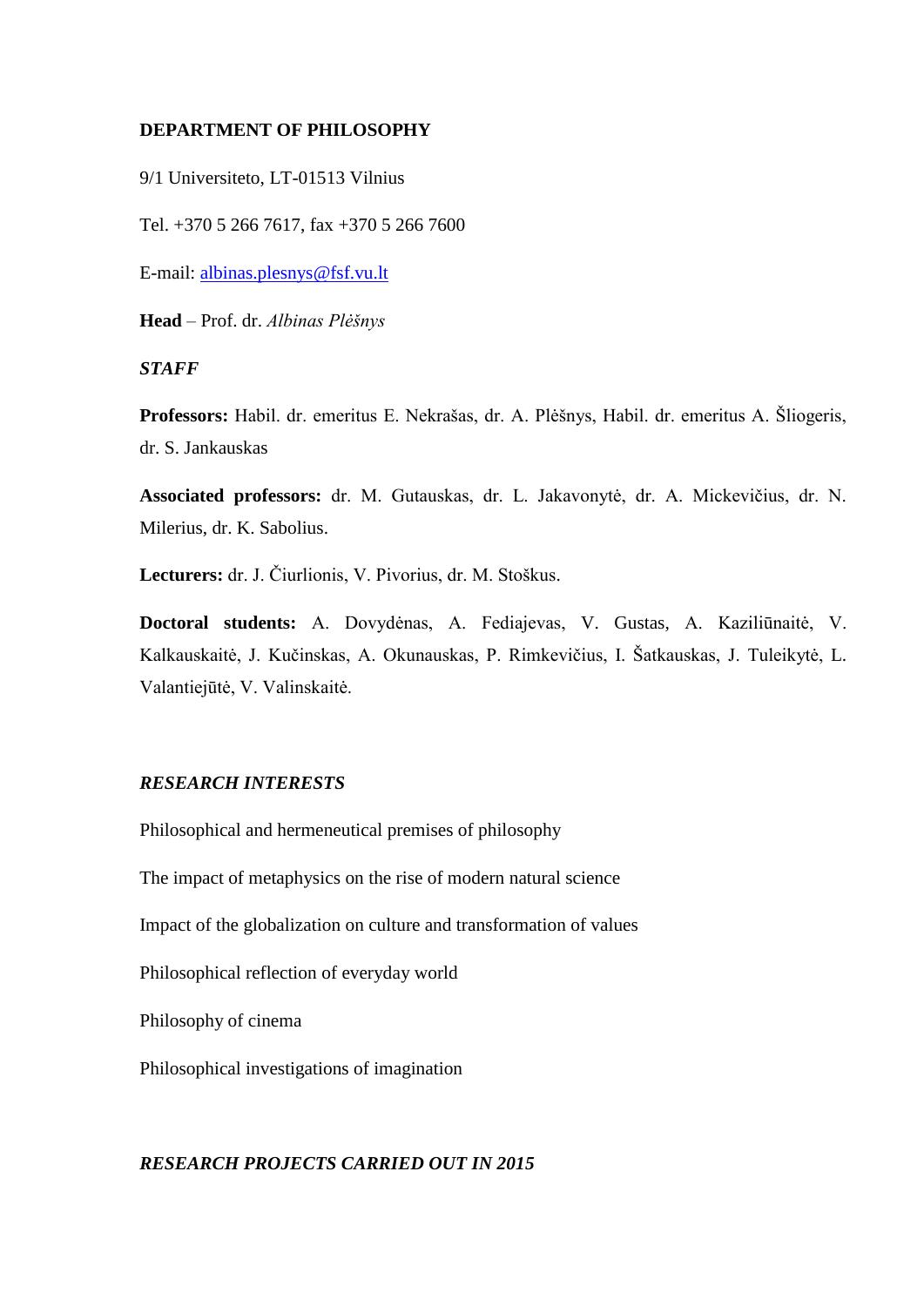**DEPARTMENT OF PHILOSOPHY**

9/1 Universiteto, LT-01513 Vilnius

Tel. +370 5 266 7617, fax +370 5 266 7600

E-mail: albinas.plesnys@fsf.vu.lt

**Head** – Prof. dr. *Albinas Plėšnys*

***STAFF***

**Professors:** Habil. dr. emeritus E. Nekrašas, dr. A. Plėšnys, Habil. dr. emeritus A. Šliogeris, dr. S. Jankauskas

**Associated professors:** dr. M. Gutauskas, dr. L. Jakavonytė, dr. A. Mickevičius, dr. N. Milerius, dr. K. Sabolius.

**Lecturers:** dr. J. Čiurlionis, V. Pivorius, dr. M. Stoškus.

**Doctoral students:** A. Dovydėnas, A. Fediajevas, V. Gustas, A. Kaziliūnaitė, V. Kalkauskaitė, J. Kučinskas, A. Okunauskas, P. Rimkevičius, I. Šatkauskas, J. Tuleikytė, L. Valantiejūtė, V. Valinskaitė.

***RESEARCH INTERESTS***

Philosophical and hermeneutical premises of philosophy

The impact of metaphysics on the rise of modern natural science

Impact of the globalization on culture and transformation of values

Philosophical reflection of everyday world

Philosophy of cinema

Philosophical investigations of imagination

***RESEARCH PROJECTS CARRIED OUT IN 2015***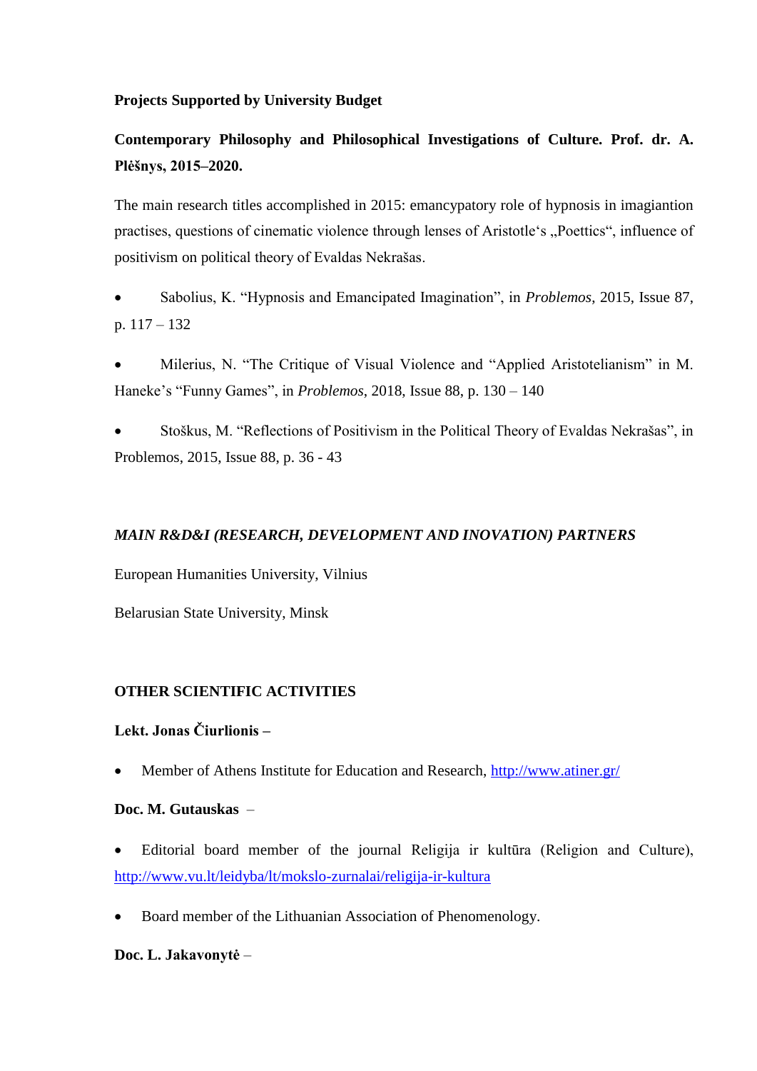**Projects Supported by University Budget**

**Contemporary Philosophy and Philosophical Investigations of Culture. Prof. dr. A. Plėšnys, 2015–2020.**

The main research titles accomplished in 2015: emancypatory role of hypnosis in imagiantion practises, questions of cinematic violence through lenses of Aristotle‘s „Poettics“, influence of positivism on political theory of Evaldas Nekrašas.

- Sabolius, K. “Hypnosis and Emancipated Imagination”, in *Problemos*, 2015, Issue 87, p. 117 – 132
- Milerius, N. “The Critique of Visual Violence and “Applied Aristotelianism” in M. Haneke’s “Funny Games”, in *Problemos*, 2018, Issue 88, p. 130 – 140
- Stoškus, M. “Reflections of Positivism in the Political Theory of Evaldas Nekrašas”, in Problemos, 2015, Issue 88, p. 36 - 43

***MAIN R&D&I (RESEARCH, DEVELOPMENT AND INOVATION) PARTNERS***

European Humanities University, Vilnius

Belarusian State University, Minsk

**OTHER SCIENTIFIC ACTIVITIES**

**Lekt. Jonas Čiurlionis –**

- Member of Athens Institute for Education and Research, http://www.atiner.gr/

**Doc. M. Gutauskas** –

- Editorial board member of the journal Religija ir kultūra (Religion and Culture), http://www.vu.lt/leidyba/lt/mokslo-zurnalai/religija-ir-kultura
- Board member of the Lithuanian Association of Phenomenology.

**Doc. L. Jakavonytė** –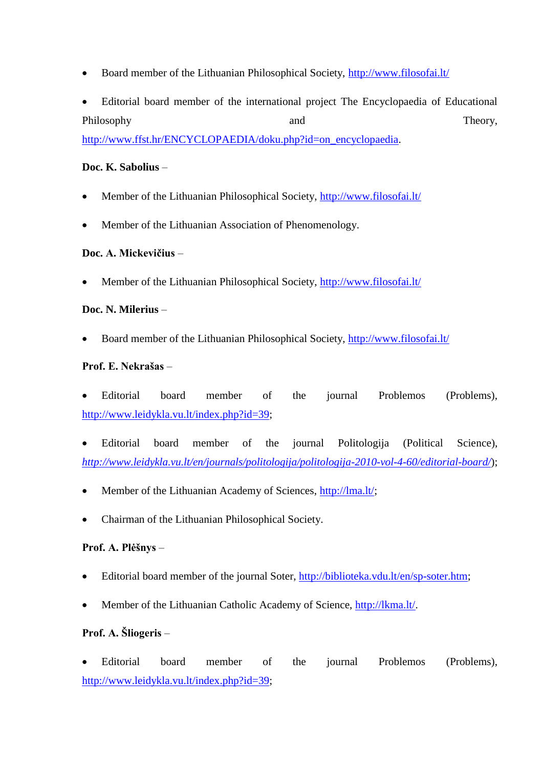- Board member of the Lithuanian Philosophical Society, http://www.filosofai.lt/

- Editorial board member of the international project The Encyclopaedia of Educational Philosophy and Theory, http://www.ffst.hr/ENCYCLOPAEDIA/doku.php?id=on_encyclopaedia.

**Doc. K. Sabolius** –

- Member of the Lithuanian Philosophical Society, http://www.filosofai.lt/

- Member of the Lithuanian Association of Phenomenology.

**Doc. A. Mickevičius** –

- Member of the Lithuanian Philosophical Society, http://www.filosofai.lt/

**Doc. N. Milerius** –

- Board member of the Lithuanian Philosophical Society, http://www.filosofai.lt/

**Prof. E. Nekrašas** –

- Editorial board member of the journal Problemos (Problems), http://www.leidykla.vu.lt/index.php?id=39;

- Editorial board member of the journal Politologija (Political Science), *http://www.leidykla.vu.lt/en/journals/politologija/politologija-2010-vol-4-60/editorial-board/*);

- Member of the Lithuanian Academy of Sciences, http://lma.lt/;

- Chairman of the Lithuanian Philosophical Society.

**Prof. A. Plėšnys** –

- Editorial board member of the journal Soter, http://biblioteka.vdu.lt/en/sp-soter.htm;

- Member of the Lithuanian Catholic Academy of Science, http://lkma.lt/.

**Prof. A. Šliogeris** –

- Editorial board member of the journal Problemos (Problems), http://www.leidykla.vu.lt/index.php?id=39;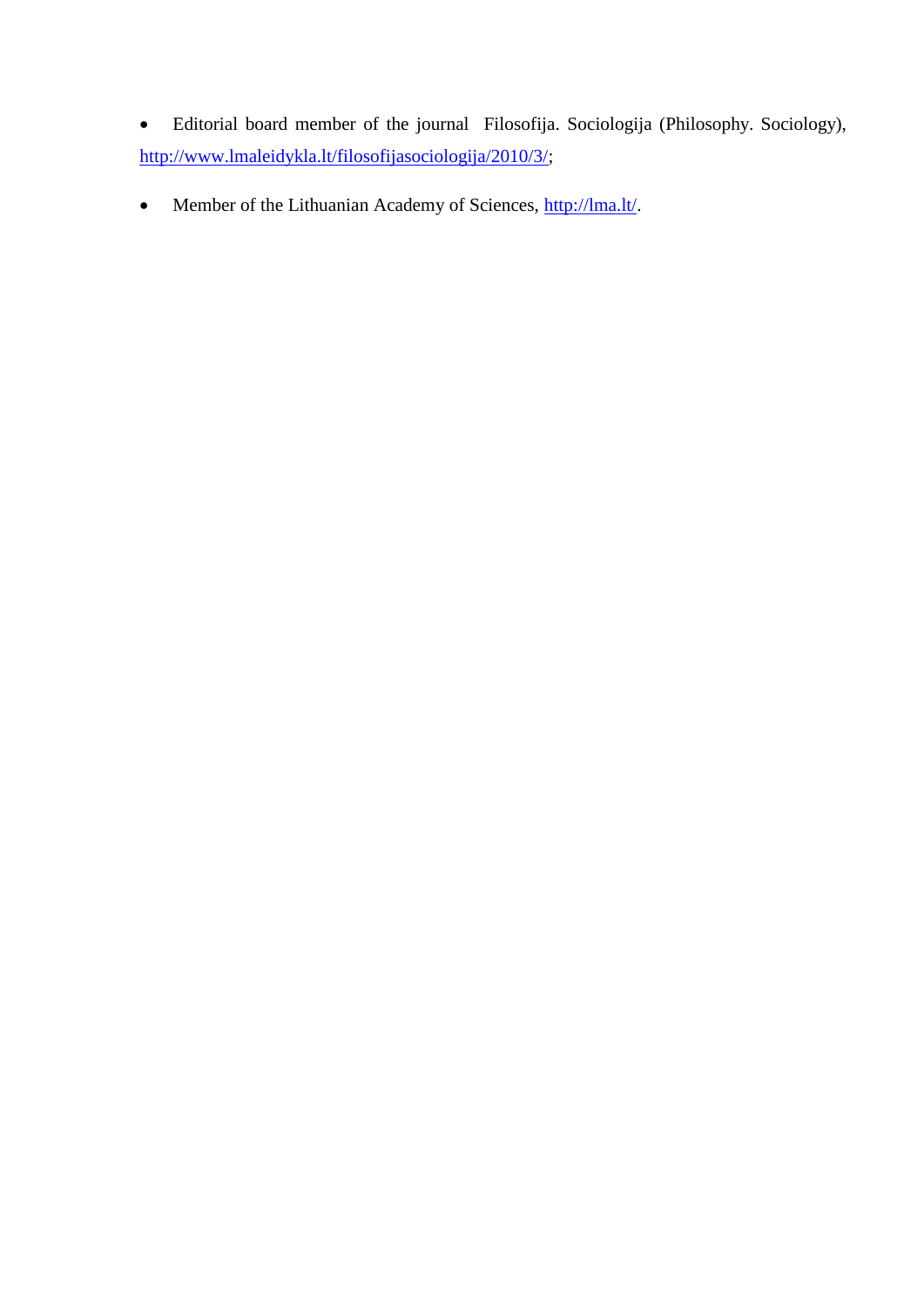- Editorial board member of the journal Filosofija. Sociologija (Philosophy. Sociology), http://www.lmaleidykla.lt/filosofijasociologija/2010/3/;
- Member of the Lithuanian Academy of Sciences, http://lma.lt/.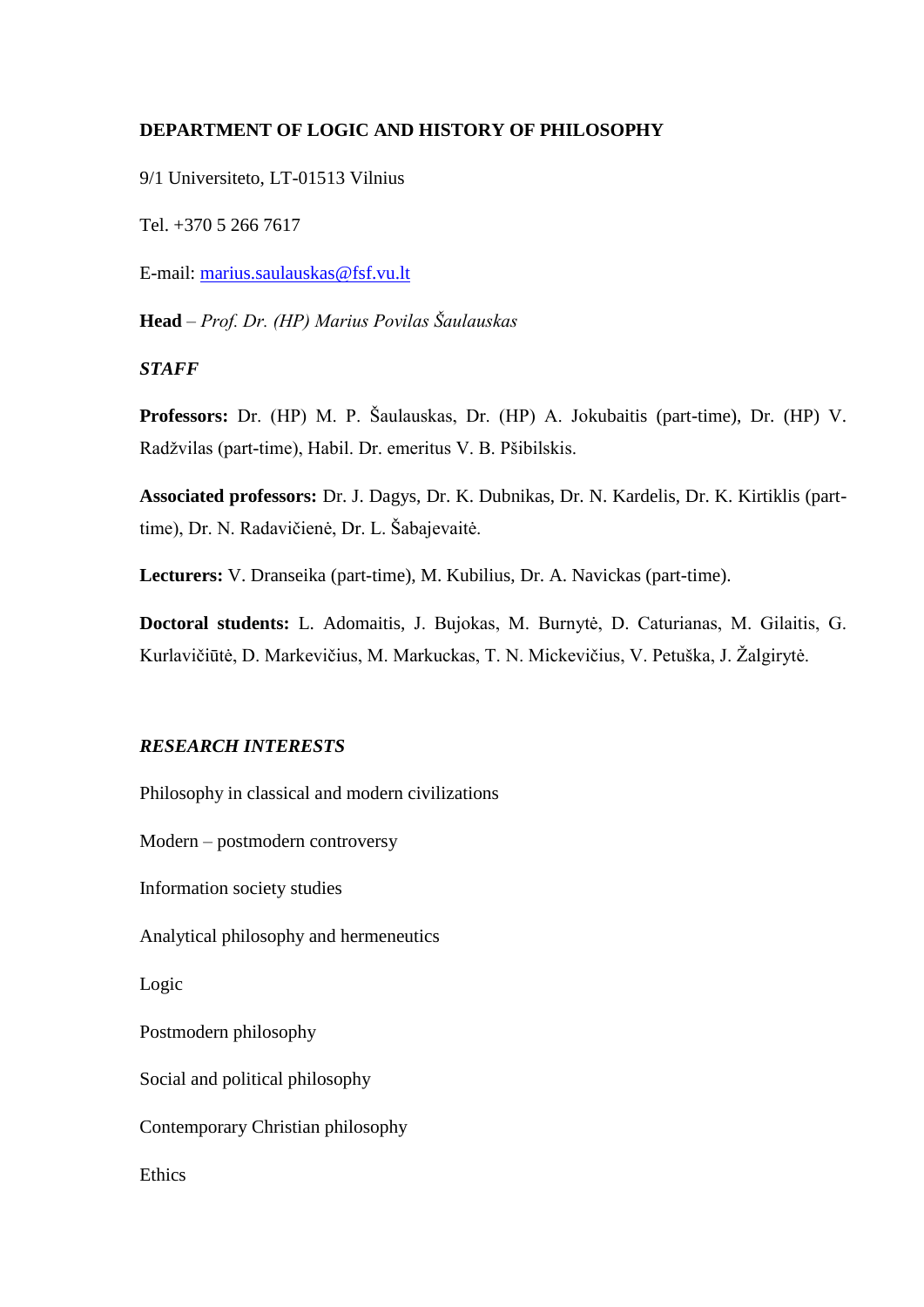**DEPARTMENT OF LOGIC AND HISTORY OF PHILOSOPHY**

9/1 Universiteto, LT-01513 Vilnius

Tel. +370 5 266 7617

E-mail: marius.saulauskas@fsf.vu.lt

**Head** – *Prof. Dr. (HP) Marius Povilas Šaulauskas*

***STAFF***

**Professors:** Dr. (HP) M. P. Šaulauskas, Dr. (HP) A. Jokubaitis (part-time), Dr. (HP) V. Radžvilas (part-time), Habil. Dr. emeritus V. B. Pšibilskis.

**Associated professors:** Dr. J. Dagys, Dr. K. Dubnikas, Dr. N. Kardelis, Dr. K. Kirtiklis (part-time), Dr. N. Radavičienė, Dr. L. Šabajevaitė.

**Lecturers:** V. Dranseika (part-time), M. Kubilius, Dr. A. Navickas (part-time).

**Doctoral students:** L. Adomaitis, J. Bujokas, M. Burnytė, D. Caturianas, M. Gilaitis, G. Kurlavičiūtė, D. Markevičius, M. Markuckas, T. N. Mickevičius, V. Petuška, J. Žalgirytė.

***RESEARCH INTERESTS***

Philosophy in classical and modern civilizations

Modern – postmodern controversy

Information society studies

Analytical philosophy and hermeneutics

Logic

Postmodern philosophy

Social and political philosophy

Contemporary Christian philosophy

Ethics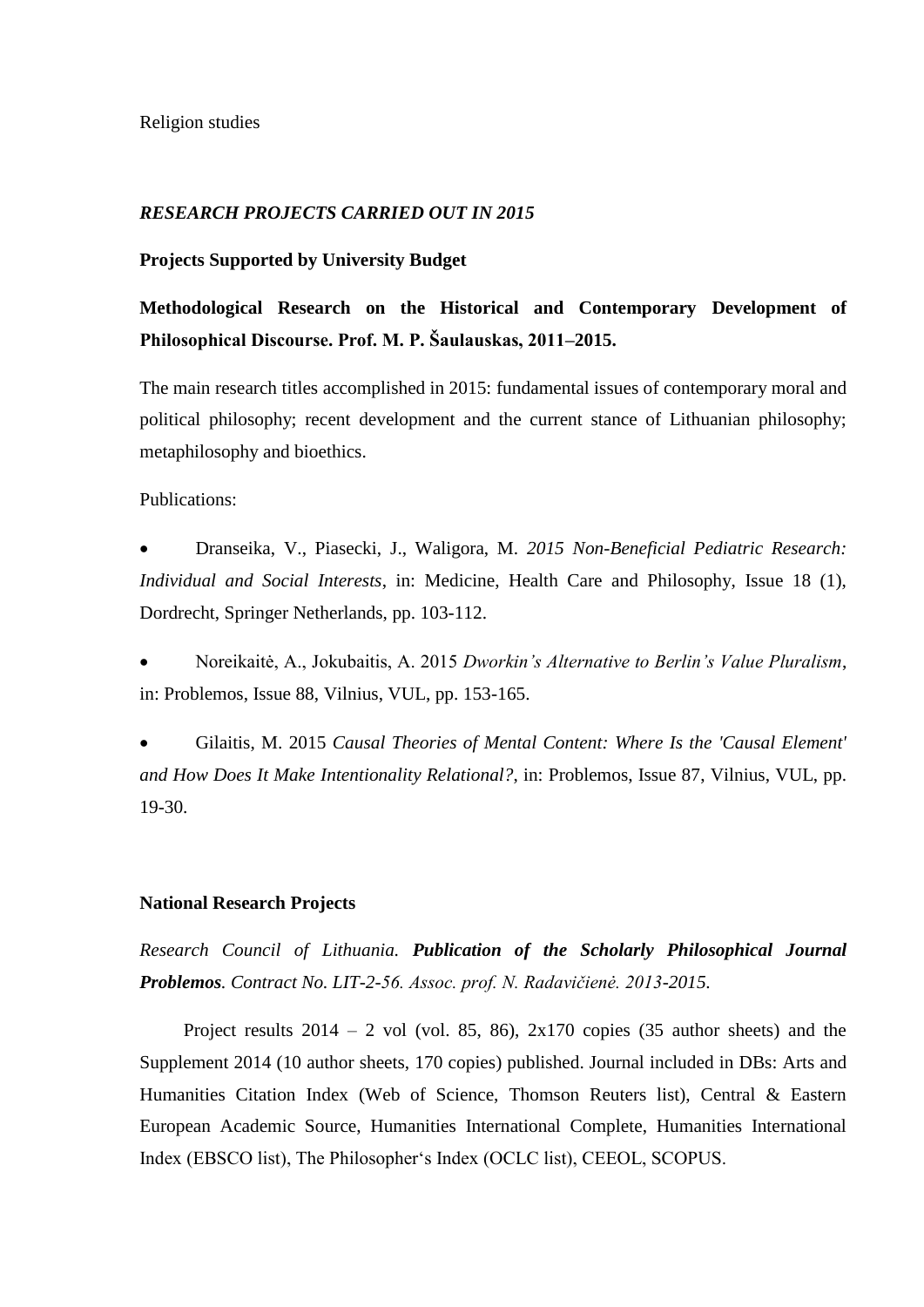Religion studies

***RESEARCH PROJECTS CARRIED OUT IN 2015***

**Projects Supported by University Budget**

**Methodological Research on the Historical and Contemporary Development of Philosophical Discourse. Prof. M. P. Šaulauskas, 2011–2015.**

The main research titles accomplished in 2015: fundamental issues of contemporary moral and political philosophy; recent development and the current stance of Lithuanian philosophy; metaphilosophy and bioethics.

Publications:

- Dranseika, V., Piasecki, J., Waligora, M. *2015 Non-Beneficial Pediatric Research: Individual and Social Interests*, in: Medicine, Health Care and Philosophy, Issue 18 (1), Dordrecht, Springer Netherlands, pp. 103-112.

- Noreikaitė, A., Jokubaitis, A. 2015 *Dworkin's Alternative to Berlin's Value Pluralism*, in: Problemos, Issue 88, Vilnius, VUL, pp. 153-165.

- Gilaitis, M. 2015 *Causal Theories of Mental Content: Where Is the 'Causal Element' and How Does It Make Intentionality Relational?*, in: Problemos, Issue 87, Vilnius, VUL, pp. 19-30.

**National Research Projects**

*Research Council of Lithuania.* ***Publication of the Scholarly Philosophical Journal Problemos****. Contract No. LIT-2-56. Assoc. prof. N. Radavičienė. 2013-2015.*

Project results 2014 – 2 vol (vol. 85, 86), 2x170 copies (35 author sheets) and the Supplement 2014 (10 author sheets, 170 copies) published. Journal included in DBs: Arts and Humanities Citation Index (Web of Science, Thomson Reuters list), Central & Eastern European Academic Source, Humanities International Complete, Humanities International Index (EBSCO list), The Philosopher‘s Index (OCLC list), CEEOL, SCOPUS.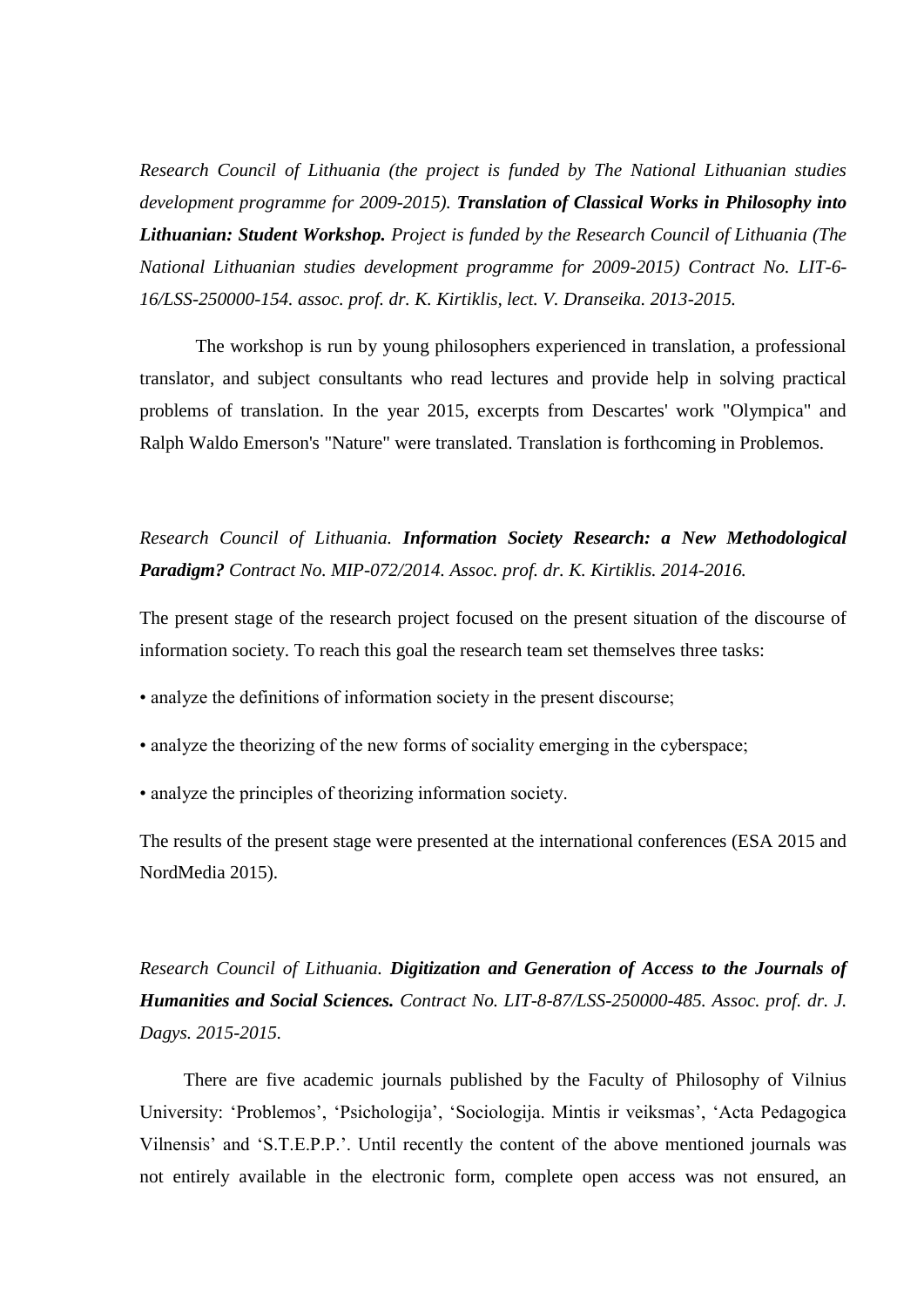*Research Council of Lithuania (the project is funded by The National Lithuanian studies development programme for 2009-2015).* ***Translation of Classical Works in Philosophy into Lithuanian: Student Workshop.*** *Project is funded by the Research Council of Lithuania (The National Lithuanian studies development programme for 2009-2015) Contract No. LIT-6-16/LSS-250000-154. assoc. prof. dr. K. Kirtiklis, lect. V. Dranseika. 2013-2015.*

The workshop is run by young philosophers experienced in translation, a professional translator, and subject consultants who read lectures and provide help in solving practical problems of translation. In the year 2015, excerpts from Descartes' work "Olympica" and Ralph Waldo Emerson's "Nature" were translated. Translation is forthcoming in Problemos.

*Research Council of Lithuania.* ***Information Society Research: a New Methodological Paradigm?*** *Contract No. MIP-072/2014. Assoc. prof. dr. K. Kirtiklis. 2014-2016.*

The present stage of the research project focused on the present situation of the discourse of information society. To reach this goal the research team set themselves three tasks:

- analyze the definitions of information society in the present discourse;
- analyze the theorizing of the new forms of sociality emerging in the cyberspace;
- analyze the principles of theorizing information society.

The results of the present stage were presented at the international conferences (ESA 2015 and NordMedia 2015).

*Research Council of Lithuania.* ***Digitization and Generation of Access to the Journals of Humanities and Social Sciences.*** *Contract No. LIT-8-87/LSS-250000-485. Assoc. prof. dr. J. Dagys. 2015-2015.*

There are five academic journals published by the Faculty of Philosophy of Vilnius University: 'Problemos', 'Psichologija', 'Sociologija. Mintis ir veiksmas', 'Acta Pedagogica Vilnensis' and 'S.T.E.P.P.'. Until recently the content of the above mentioned journals was not entirely available in the electronic form, complete open access was not ensured, an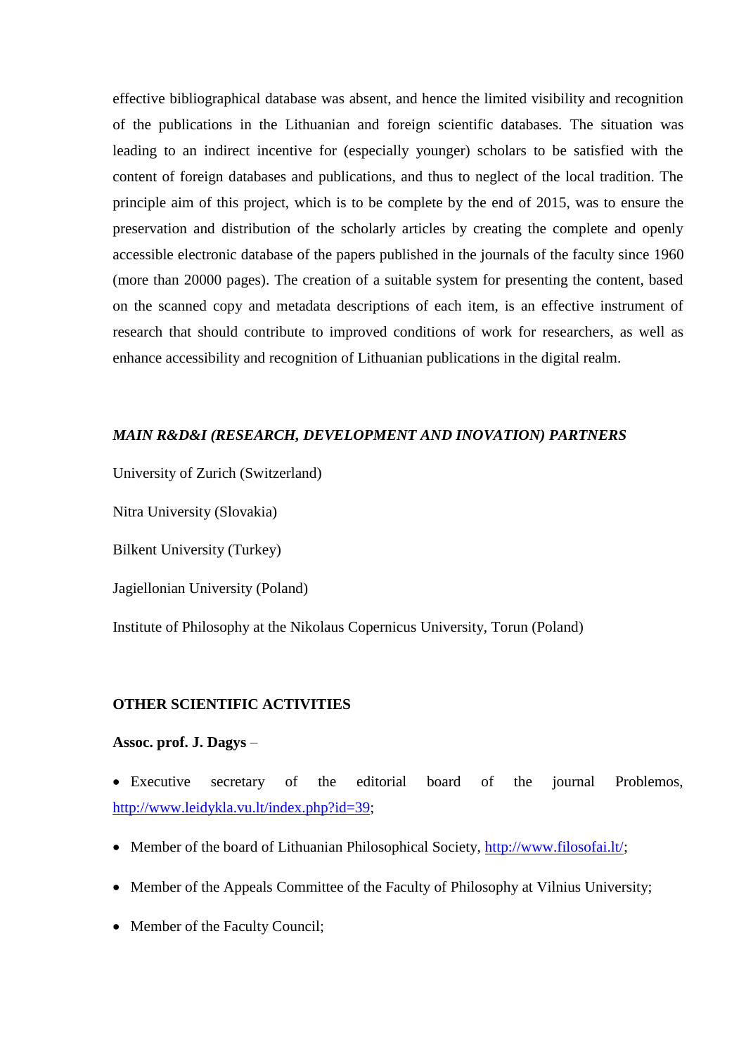effective bibliographical database was absent, and hence the limited visibility and recognition of the publications in the Lithuanian and foreign scientific databases. The situation was leading to an indirect incentive for (especially younger) scholars to be satisfied with the content of foreign databases and publications, and thus to neglect of the local tradition. The principle aim of this project, which is to be complete by the end of 2015, was to ensure the preservation and distribution of the scholarly articles by creating the complete and openly accessible electronic database of the papers published in the journals of the faculty since 1960 (more than 20000 pages). The creation of a suitable system for presenting the content, based on the scanned copy and metadata descriptions of each item, is an effective instrument of research that should contribute to improved conditions of work for researchers, as well as enhance accessibility and recognition of Lithuanian publications in the digital realm.

### *MAIN R&D&I (RESEARCH, DEVELOPMENT AND INOVATION) PARTNERS*

University of Zurich (Switzerland)

Nitra University (Slovakia)

Bilkent University (Turkey)

Jagiellonian University (Poland)

Institute of Philosophy at the Nikolaus Copernicus University, Torun (Poland)

### OTHER SCIENTIFIC ACTIVITIES

**Assoc. prof. J. Dagys** –

- Executive secretary of the editorial board of the journal Problemos, http://www.leidykla.vu.lt/index.php?id=39;
- Member of the board of Lithuanian Philosophical Society, http://www.filosofai.lt/;
- Member of the Appeals Committee of the Faculty of Philosophy at Vilnius University;
- Member of the Faculty Council;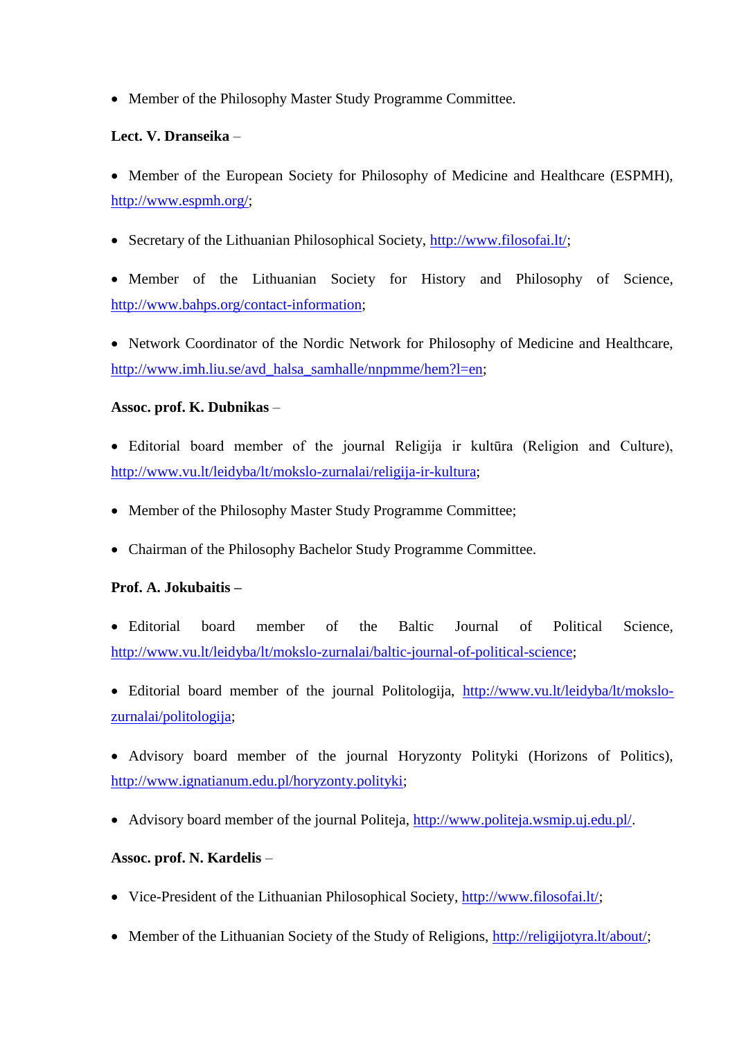- Member of the Philosophy Master Study Programme Committee.

**Lect. V. Dranseika** –

- Member of the European Society for Philosophy of Medicine and Healthcare (ESPMH), http://www.espmh.org/;
- Secretary of the Lithuanian Philosophical Society, http://www.filosofai.lt/;
- Member of the Lithuanian Society for History and Philosophy of Science, http://www.bahps.org/contact-information;
- Network Coordinator of the Nordic Network for Philosophy of Medicine and Healthcare, http://www.imh.liu.se/avd_halsa_samhalle/nnpmme/hem?l=en;

**Assoc. prof. K. Dubnikas** –

- Editorial board member of the journal Religija ir kultūra (Religion and Culture), http://www.vu.lt/leidyba/lt/mokslo-zurnalai/religija-ir-kultura;
- Member of the Philosophy Master Study Programme Committee;
- Chairman of the Philosophy Bachelor Study Programme Committee.

**Prof. A. Jokubaitis –**

- Editorial board member of the Baltic Journal of Political Science, http://www.vu.lt/leidyba/lt/mokslo-zurnalai/baltic-journal-of-political-science;
- Editorial board member of the journal Politologija, http://www.vu.lt/leidyba/lt/mokslo-zurnalai/politologija;
- Advisory board member of the journal Horyzonty Polityki (Horizons of Politics), http://www.ignatianum.edu.pl/horyzonty.polityki;
- Advisory board member of the journal Politeja, http://www.politeja.wsmip.uj.edu.pl/.

**Assoc. prof. N. Kardelis** –

- Vice-President of the Lithuanian Philosophical Society, http://www.filosofai.lt/;
- Member of the Lithuanian Society of the Study of Religions, http://religijotyra.lt/about/;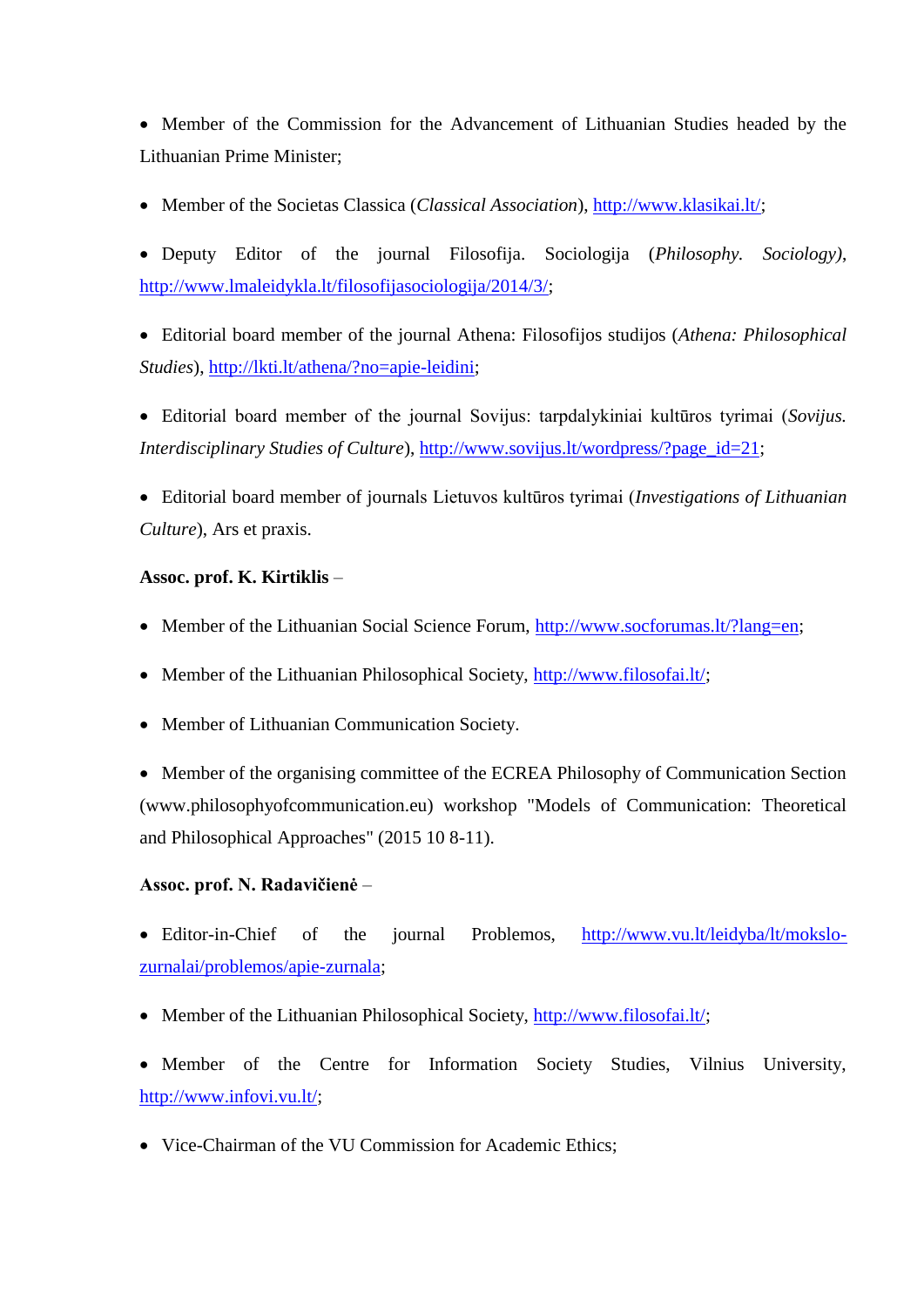- Member of the Commission for the Advancement of Lithuanian Studies headed by the Lithuanian Prime Minister;

- Member of the Societas Classica (*Classical Association*), http://www.klasikai.lt/;

- Deputy Editor of the journal Filosofija. Sociologija (*Philosophy. Sociology)*, http://www.lmaleidykla.lt/filosofijasociologija/2014/3/;

- Editorial board member of the journal Athena: Filosofijos studijos (*Athena: Philosophical Studies*), http://lkti.lt/athena/?no=apie-leidini;

- Editorial board member of the journal Sovijus: tarpdalykiniai kultūros tyrimai (*Sovijus. Interdisciplinary Studies of Culture*), http://www.sovijus.lt/wordpress/?page_id=21;

- Editorial board member of journals Lietuvos kultūros tyrimai (*Investigations of Lithuanian Culture*), Ars et praxis.

**Assoc. prof. K. Kirtiklis** –

- Member of the Lithuanian Social Science Forum, http://www.socforumas.lt/?lang=en;

- Member of the Lithuanian Philosophical Society, http://www.filosofai.lt/;

- Member of Lithuanian Communication Society.

- Member of the organising committee of the ECREA Philosophy of Communication Section (www.philosophyofcommunication.eu) workshop "Models of Communication: Theoretical and Philosophical Approaches" (2015 10 8-11).

**Assoc. prof. N. Radavičienė** –

- Editor-in-Chief of the journal Problemos, http://www.vu.lt/leidyba/lt/mokslo-zurnalai/problemos/apie-zurnala;

- Member of the Lithuanian Philosophical Society, http://www.filosofai.lt/;

- Member of the Centre for Information Society Studies, Vilnius University, http://www.infovi.vu.lt/;

- Vice-Chairman of the VU Commission for Academic Ethics;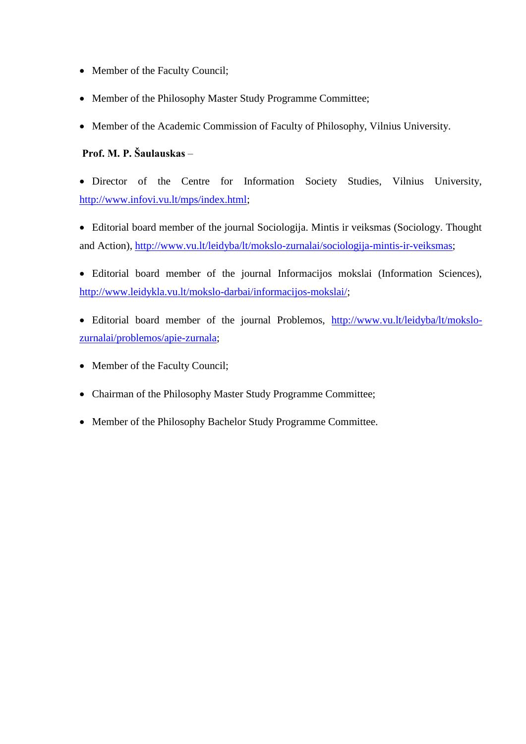- Member of the Faculty Council;
- Member of the Philosophy Master Study Programme Committee;
- Member of the Academic Commission of Faculty of Philosophy, Vilnius University.

**Prof. M. P. Šaulauskas** –

- Director of the Centre for Information Society Studies, Vilnius University, http://www.infovi.vu.lt/mps/index.html;
- Editorial board member of the journal Sociologija. Mintis ir veiksmas (Sociology. Thought and Action), http://www.vu.lt/leidyba/lt/mokslo-zurnalai/sociologija-mintis-ir-veiksmas;
- Editorial board member of the journal Informacijos mokslai (Information Sciences), http://www.leidykla.vu.lt/mokslo-darbai/informacijos-mokslai/;
- Editorial board member of the journal Problemos, http://www.vu.lt/leidyba/lt/mokslo-zurnalai/problemos/apie-zurnala;
- Member of the Faculty Council;
- Chairman of the Philosophy Master Study Programme Committee;
- Member of the Philosophy Bachelor Study Programme Committee.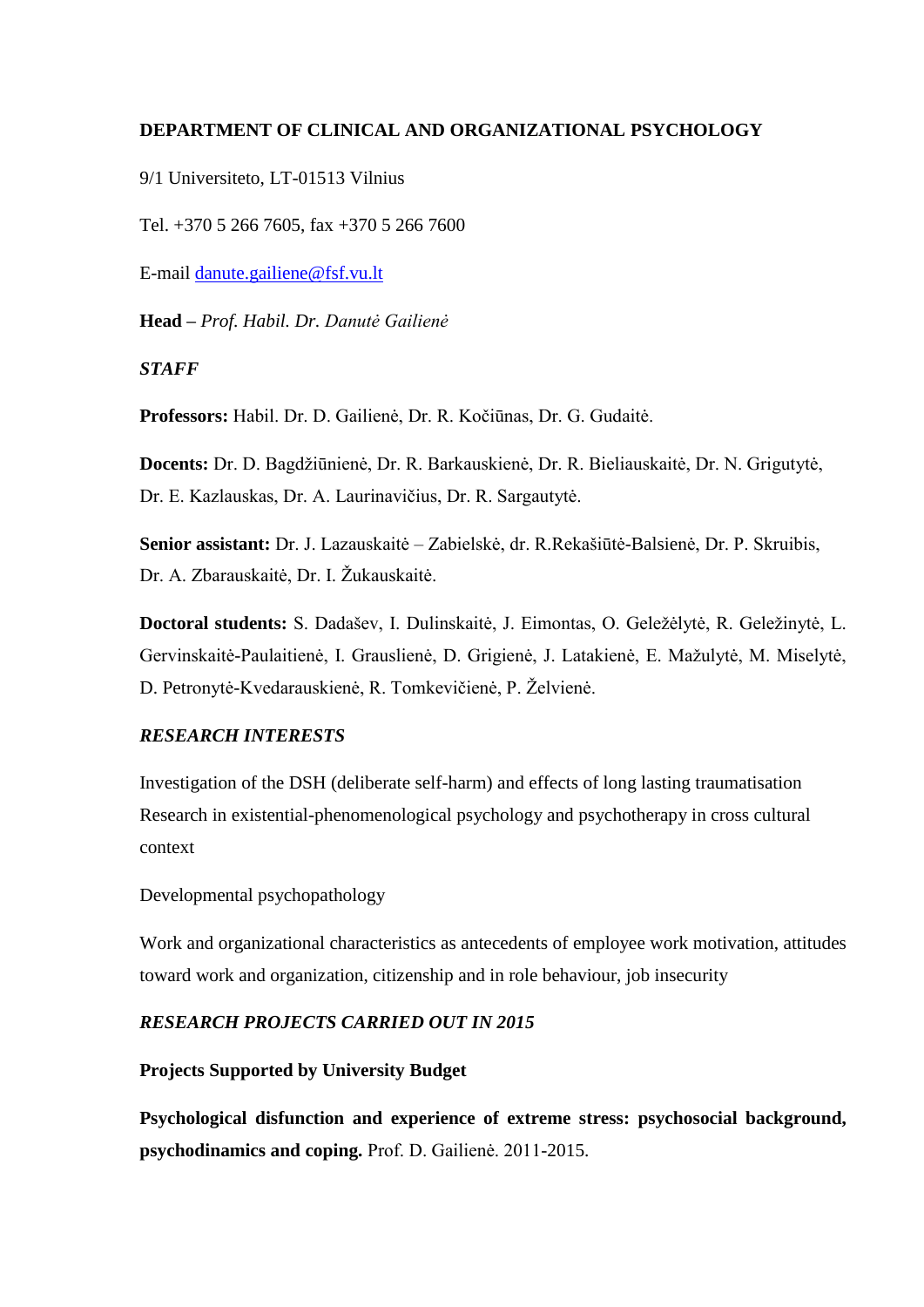**DEPARTMENT OF CLINICAL AND ORGANIZATIONAL PSYCHOLOGY**

9/1 Universiteto, LT-01513 Vilnius

Tel. +370 5 266 7605, fax +370 5 266 7600

E-mail danute.gailiene@fsf.vu.lt

**Head –** *Prof. Habil. Dr. Danutė Gailienė*

***STAFF***

**Professors:** Habil. Dr. D. Gailienė, Dr. R. Kočiūnas, Dr. G. Gudaitė.

**Docents:** Dr. D. Bagdžiūnienė, Dr. R. Barkauskienė, Dr. R. Bieliauskaitė, Dr. N. Grigutytė, Dr. E. Kazlauskas, Dr. A. Laurinavičius, Dr. R. Sargautytė.

**Senior assistant:** Dr. J. Lazauskaitė – Zabielskė, dr. R.Rekašiūtė-Balsienė, Dr. P. Skruibis, Dr. A. Zbarauskaitė, Dr. I. Žukauskaitė.

**Doctoral students:** S. Dadašev, I. Dulinskaitė, J. Eimontas, O. Geležėlytė, R. Geležinytė, L. Gervinskaitė-Paulaitienė, I. Grauslienė, D. Grigienė, J. Latakienė, E. Mažulytė, M. Miselytė, D. Petronytė-Kvedarauskienė, R. Tomkevičienė, P. Želvienė.

***RESEARCH INTERESTS***

Investigation of the DSH (deliberate self-harm) and effects of long lasting traumatisation
Research in existential-phenomenological psychology and psychotherapy in cross cultural context

Developmental psychopathology

Work and organizational characteristics as antecedents of employee work motivation, attitudes toward work and organization, citizenship and in role behaviour, job insecurity

***RESEARCH PROJECTS CARRIED OUT IN 2015***

**Projects Supported by University Budget**

**Psychological disfunction and experience of extreme stress: psychosocial background, psychodinamics and coping.** Prof. D. Gailienė. 2011-2015.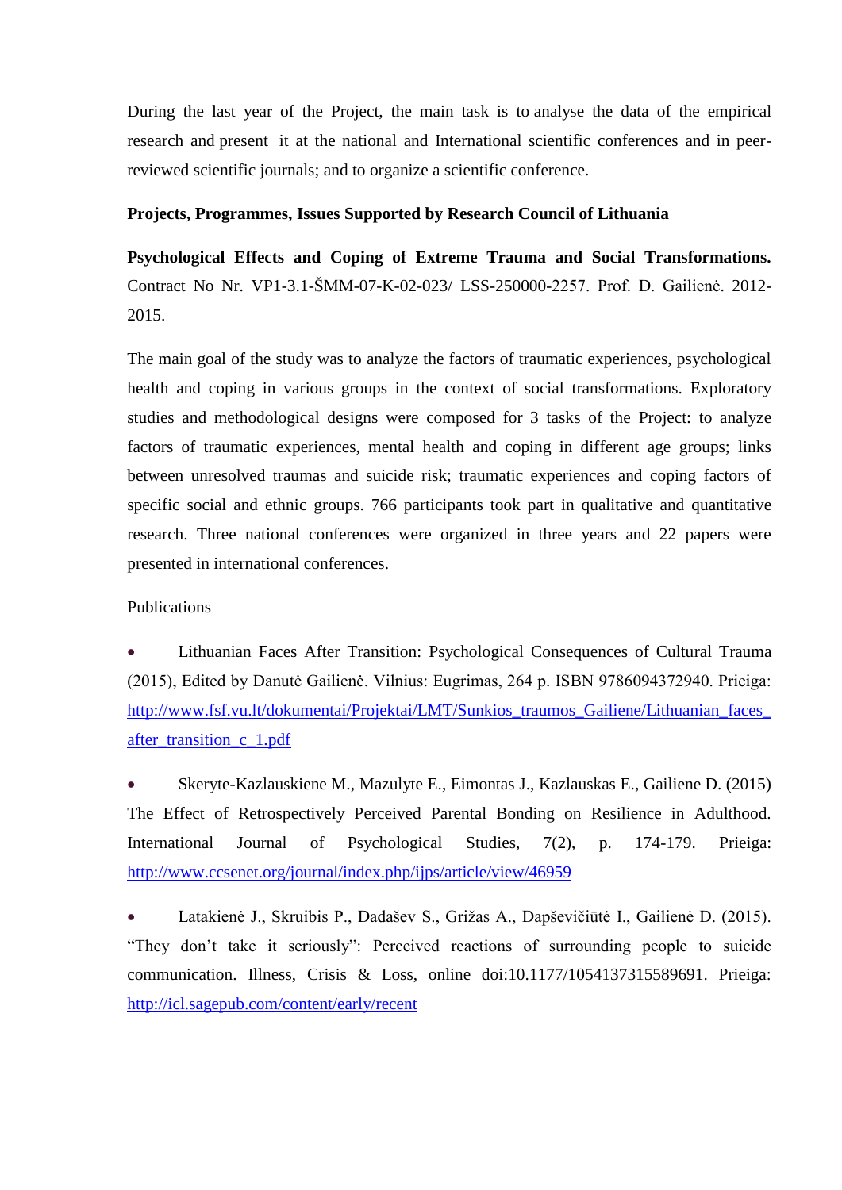During the last year of the Project, the main task is to analyse the data of the empirical research and present it at the national and International scientific conferences and in peer-reviewed scientific journals; and to organize a scientific conference.

**Projects, Programmes, Issues Supported by Research Council of Lithuania**

**Psychological Effects and Coping of Extreme Trauma and Social Transformations.** Contract No Nr. VP1-3.1-ŠMM-07-K-02-023/ LSS-250000-2257. Prof. D. Gailienė. 2012-2015.

The main goal of the study was to analyze the factors of traumatic experiences, psychological health and coping in various groups in the context of social transformations. Exploratory studies and methodological designs were composed for 3 tasks of the Project: to analyze factors of traumatic experiences, mental health and coping in different age groups; links between unresolved traumas and suicide risk; traumatic experiences and coping factors of specific social and ethnic groups. 766 participants took part in qualitative and quantitative research. Three national conferences were organized in three years and 22 papers were presented in international conferences.

Publications

- Lithuanian Faces After Transition: Psychological Consequences of Cultural Trauma (2015), Edited by Danutė Gailienė. Vilnius: Eugrimas, 264 p. ISBN 9786094372940. Prieiga: http://www.fsf.vu.lt/dokumentai/Projektai/LMT/Sunkios_traumos_Gailiene/Lithuanian_faces_after_transition_c_1.pdf
- Skeryte-Kazlauskiene M., Mazulyte E., Eimontas J., Kazlauskas E., Gailiene D. (2015) The Effect of Retrospectively Perceived Parental Bonding on Resilience in Adulthood. International Journal of Psychological Studies, 7(2), p. 174-179. Prieiga: http://www.ccsenet.org/journal/index.php/ijps/article/view/46959
- Latakienė J., Skruibis P., Dadašev S., Grižas A., Dapševičiūtė I., Gailienė D. (2015). "They don't take it seriously": Perceived reactions of surrounding people to suicide communication. Illness, Crisis & Loss, online doi:10.1177/1054137315589691. Prieiga: http://icl.sagepub.com/content/early/recent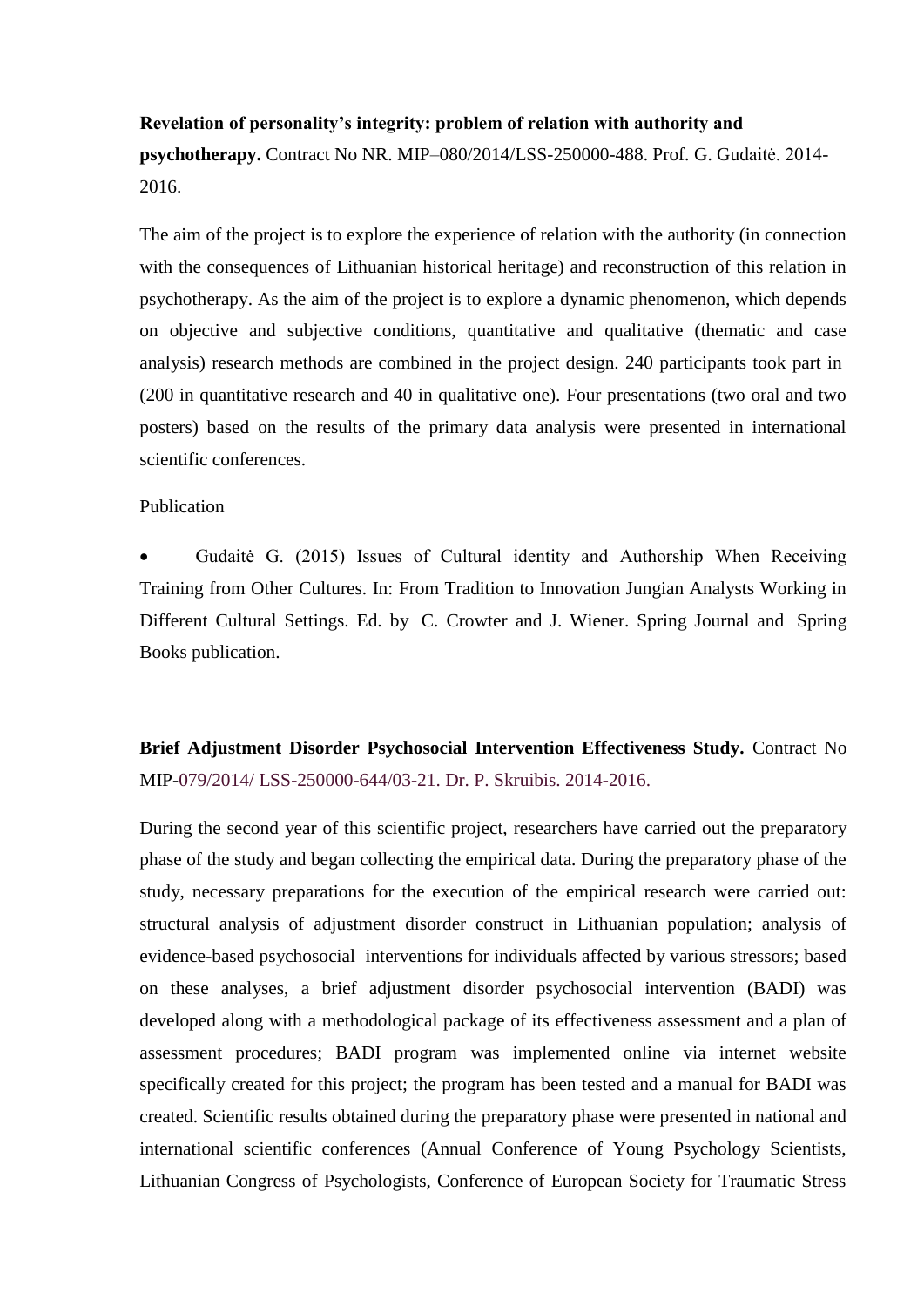**Revelation of personality's integrity: problem of relation with authority and psychotherapy.** Contract No NR. MIP–080/2014/LSS-250000-488. Prof. G. Gudaitė. 2014-2016.

The aim of the project is to explore the experience of relation with the authority (in connection with the consequences of Lithuanian historical heritage) and reconstruction of this relation in psychotherapy. As the aim of the project is to explore a dynamic phenomenon, which depends on objective and subjective conditions, quantitative and qualitative (thematic and case analysis) research methods are combined in the project design. 240 participants took part in (200 in quantitative research and 40 in qualitative one). Four presentations (two oral and two posters) based on the results of the primary data analysis were presented in international scientific conferences.

Publication

- Gudaitė G. (2015) Issues of Cultural identity and Authorship When Receiving Training from Other Cultures. In: From Tradition to Innovation Jungian Analysts Working in Different Cultural Settings. Ed. by C. Crowter and J. Wiener. Spring Journal and Spring Books publication.

**Brief Adjustment Disorder Psychosocial Intervention Effectiveness Study.** Contract No MIP-079/2014/ LSS-250000-644/03-21. Dr. P. Skruibis. 2014-2016.

During the second year of this scientific project, researchers have carried out the preparatory phase of the study and began collecting the empirical data. During the preparatory phase of the study, necessary preparations for the execution of the empirical research were carried out: structural analysis of adjustment disorder construct in Lithuanian population; analysis of evidence-based psychosocial interventions for individuals affected by various stressors; based on these analyses, a brief adjustment disorder psychosocial intervention (BADI) was developed along with a methodological package of its effectiveness assessment and a plan of assessment procedures; BADI program was implemented online via internet website specifically created for this project; the program has been tested and a manual for BADI was created. Scientific results obtained during the preparatory phase were presented in national and international scientific conferences (Annual Conference of Young Psychology Scientists, Lithuanian Congress of Psychologists, Conference of European Society for Traumatic Stress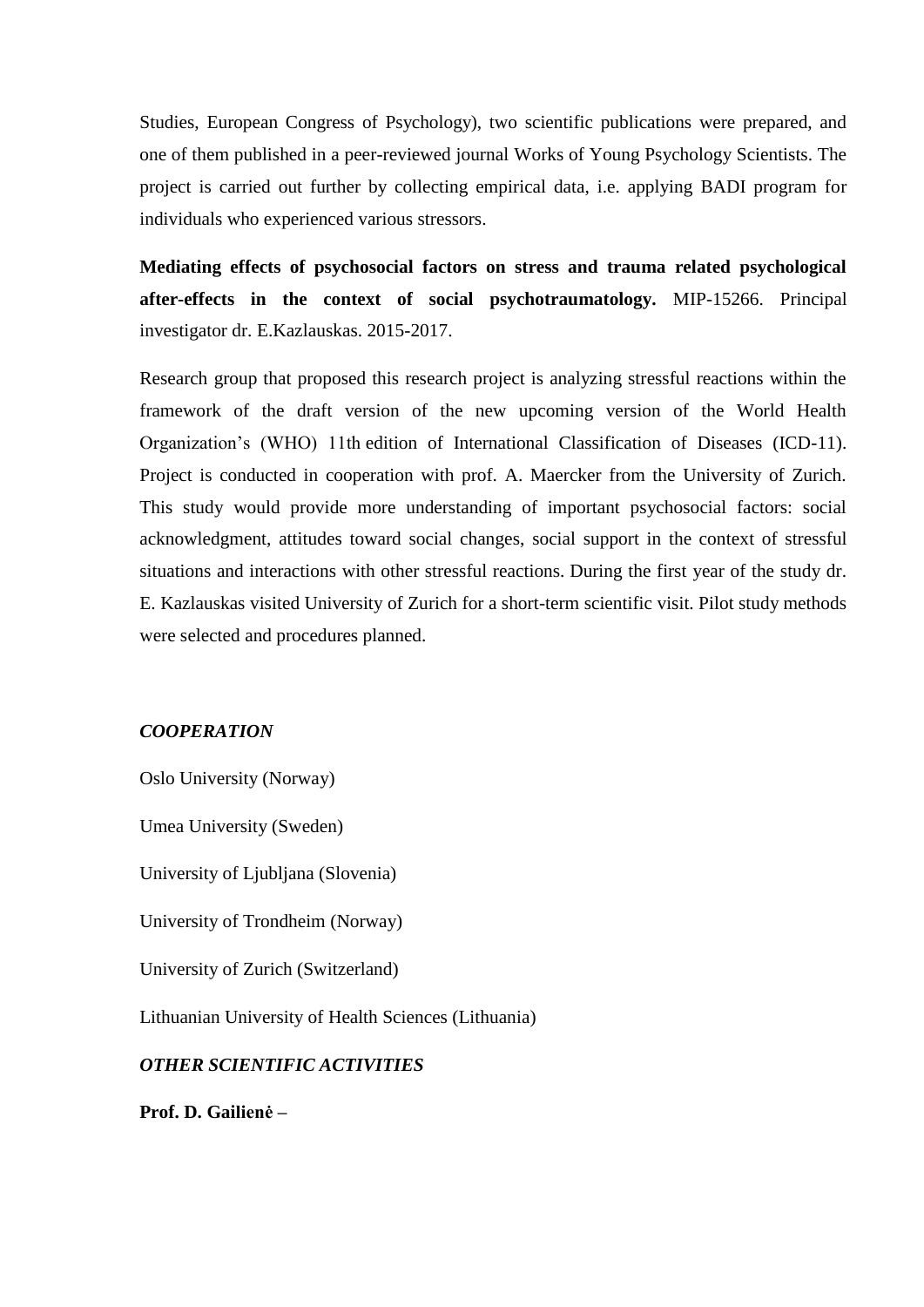Studies, European Congress of Psychology), two scientific publications were prepared, and one of them published in a peer-reviewed journal Works of Young Psychology Scientists. The project is carried out further by collecting empirical data, i.e. applying BADI program for individuals who experienced various stressors.

**Mediating effects of psychosocial factors on stress and trauma related psychological after-effects in the context of social psychotraumatology.** MIP-15266. Principal investigator dr. E.Kazlauskas. 2015-2017.

Research group that proposed this research project is analyzing stressful reactions within the framework of the draft version of the new upcoming version of the World Health Organization's (WHO) 11th edition of International Classification of Diseases (ICD-11). Project is conducted in cooperation with prof. A. Maercker from the University of Zurich. This study would provide more understanding of important psychosocial factors: social acknowledgment, attitudes toward social changes, social support in the context of stressful situations and interactions with other stressful reactions. During the first year of the study dr. E. Kazlauskas visited University of Zurich for a short-term scientific visit. Pilot study methods were selected and procedures planned.

***COOPERATION***

Oslo University (Norway)

Umea University (Sweden)

University of Ljubljana (Slovenia)

University of Trondheim (Norway)

University of Zurich (Switzerland)

Lithuanian University of Health Sciences (Lithuania)

***OTHER SCIENTIFIC ACTIVITIES***

**Prof. D. Gailienė –**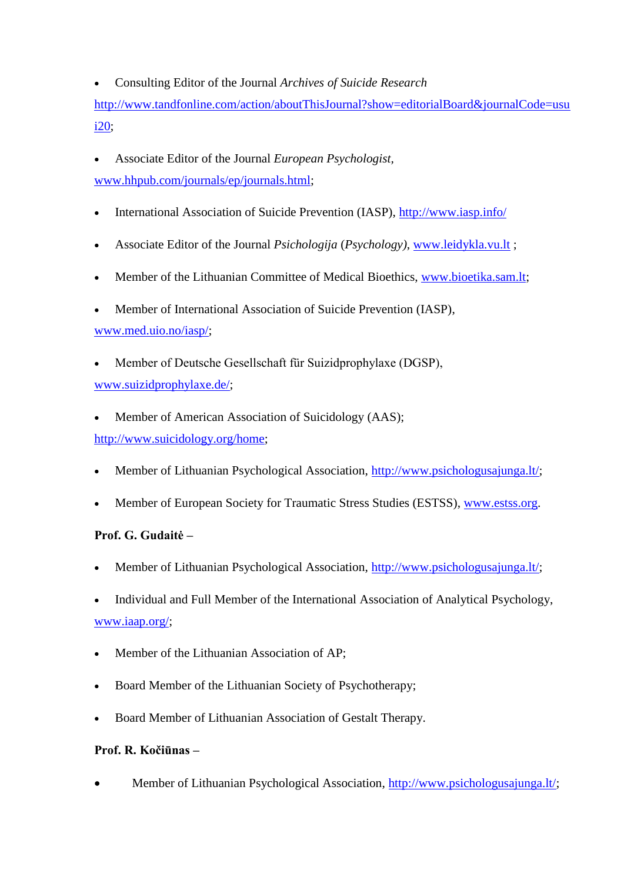- Consulting Editor of the Journal *Archives of Suicide Research* http://www.tandfonline.com/action/aboutThisJournal?show=editorialBoard&journalCode=usui20;

- Associate Editor of the Journal *European Psychologist*, www.hhpub.com/journals/ep/journals.html;

- International Association of Suicide Prevention (IASP), http://www.iasp.info/

- Associate Editor of the Journal *Psichologija* (*Psychology)*, www.leidykla.vu.lt ;

- Member of the Lithuanian Committee of Medical Bioethics, www.bioetika.sam.lt;

- Member of International Association of Suicide Prevention (IASP), www.med.uio.no/iasp/;

- Member of Deutsche Gesellschaft für Suizidprophylaxe (DGSP), www.suizidprophylaxe.de/;

- Member of American Association of Suicidology (AAS); http://www.suicidology.org/home;

- Member of Lithuanian Psychological Association, http://www.psichologusajunga.lt/;

- Member of European Society for Traumatic Stress Studies (ESTSS), www.estss.org.

**Prof. G. Gudaitė –**

- Member of Lithuanian Psychological Association, http://www.psichologusajunga.lt/;

- Individual and Full Member of the International Association of Analytical Psychology, www.iaap.org/;

- Member of the Lithuanian Association of AP;

- Board Member of the Lithuanian Society of Psychotherapy;

- Board Member of Lithuanian Association of Gestalt Therapy.

**Prof. R. Kočiūnas –**

- Member of Lithuanian Psychological Association, http://www.psichologusajunga.lt/;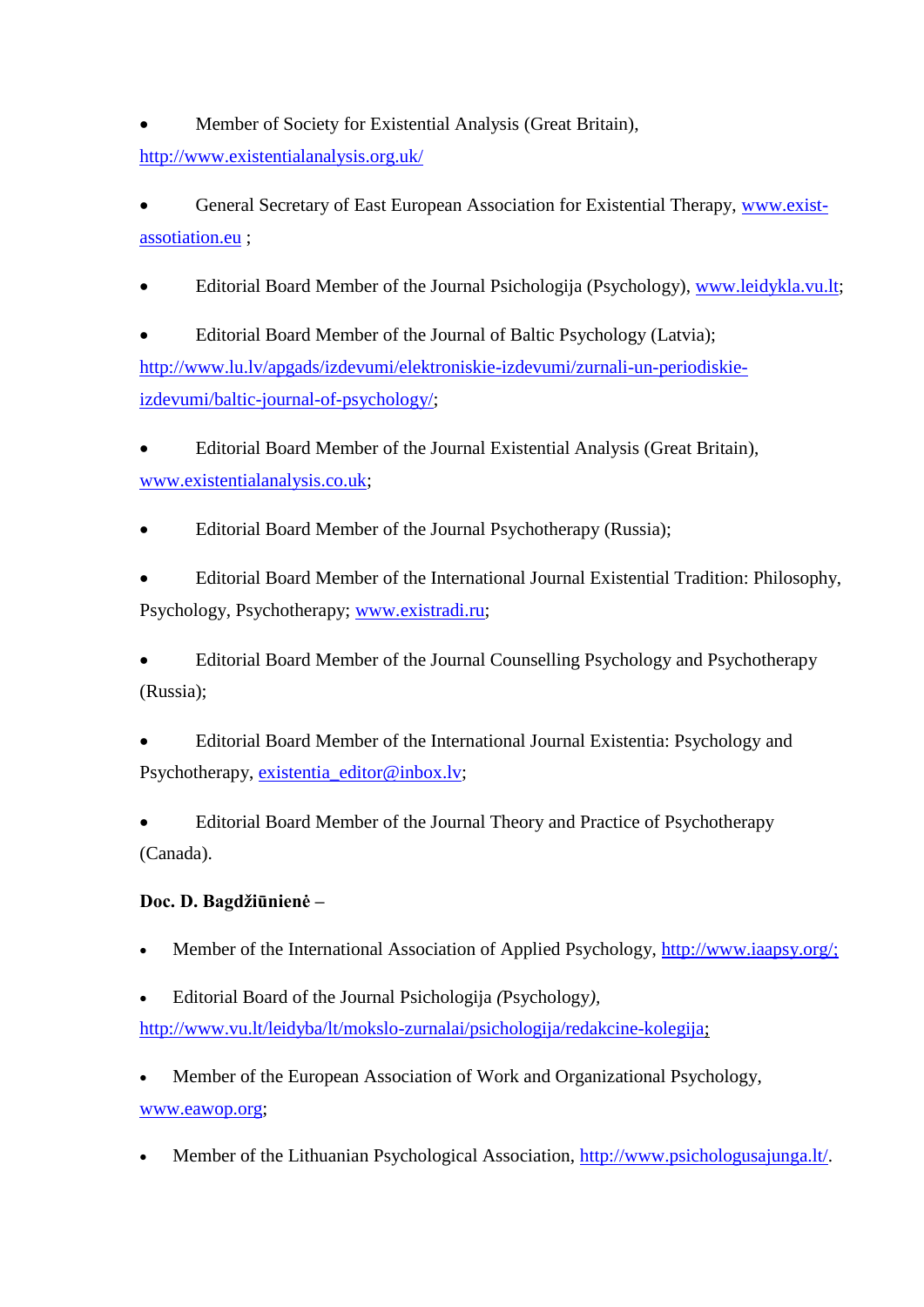- Member of Society for Existential Analysis (Great Britain), http://www.existentialanalysis.org.uk/

- General Secretary of East European Association for Existential Therapy, www.exist-assotiation.eu ;

- Editorial Board Member of the Journal Psichologija (Psychology), www.leidykla.vu.lt;

- Editorial Board Member of the Journal of Baltic Psychology (Latvia); http://www.lu.lv/apgads/izdevumi/elektroniskie-izdevumi/zurnali-un-periodiskie-izdevumi/baltic-journal-of-psychology/;

- Editorial Board Member of the Journal Existential Analysis (Great Britain), www.existentialanalysis.co.uk;

- Editorial Board Member of the Journal Psychotherapy (Russia);

- Editorial Board Member of the International Journal Existential Tradition: Philosophy, Psychology, Psychotherapy; www.existradi.ru;

- Editorial Board Member of the Journal Counselling Psychology and Psychotherapy (Russia);

- Editorial Board Member of the International Journal Existentia: Psychology and Psychotherapy, existentia_editor@inbox.lv;

- Editorial Board Member of the Journal Theory and Practice of Psychotherapy (Canada).

**Doc. D. Bagdžiūnienė –**

- Member of the International Association of Applied Psychology, http://www.iaapsy.org/;

- Editorial Board of the Journal Psichologija *(*Psychology*)*, http://www.vu.lt/leidyba/lt/mokslo-zurnalai/psichologija/redakcine-kolegija;

- Member of the European Association of Work and Organizational Psychology, www.eawop.org;

- Member of the Lithuanian Psychological Association, http://www.psichologusajunga.lt/.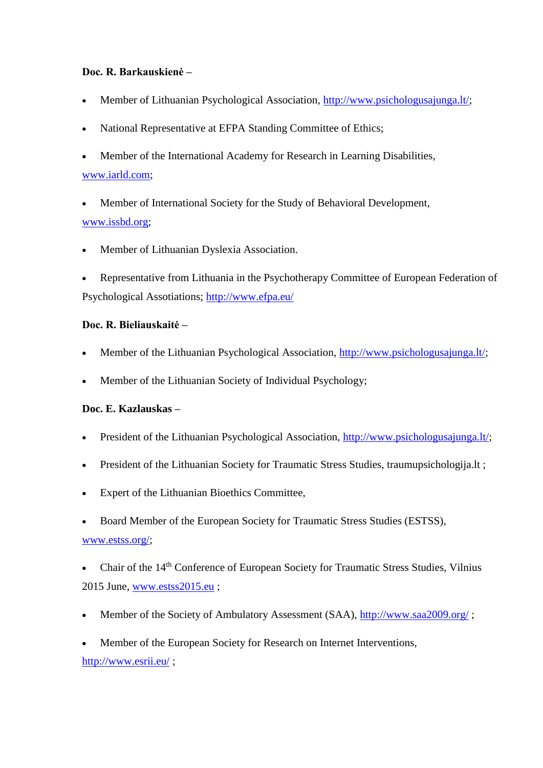**Doc. R. Barkauskienė –**

- Member of Lithuanian Psychological Association, http://www.psichologusajunga.lt/;
- National Representative at EFPA Standing Committee of Ethics;
- Member of the International Academy for Research in Learning Disabilities, www.iarld.com;
- Member of International Society for the Study of Behavioral Development, www.issbd.org;
- Member of Lithuanian Dyslexia Association.
- Representative from Lithuania in the Psychotherapy Committee of European Federation of Psychological Assotiations; http://www.efpa.eu/

**Doc. R. Bieliauskaitė –**

- Member of the Lithuanian Psychological Association, http://www.psichologusajunga.lt/;
- Member of the Lithuanian Society of Individual Psychology;

**Doc. E. Kazlauskas –**

- President of the Lithuanian Psychological Association, http://www.psichologusajunga.lt/;
- President of the Lithuanian Society for Traumatic Stress Studies, traumupsichologija.lt ;
- Expert of the Lithuanian Bioethics Committee,
- Board Member of the European Society for Traumatic Stress Studies (ESTSS), www.estss.org/;
- Chair of the 14th Conference of European Society for Traumatic Stress Studies, Vilnius 2015 June, www.estss2015.eu ;
- Member of the Society of Ambulatory Assessment (SAA), http://www.saa2009.org/ ;
- Member of the European Society for Research on Internet Interventions, http://www.esrii.eu/ ;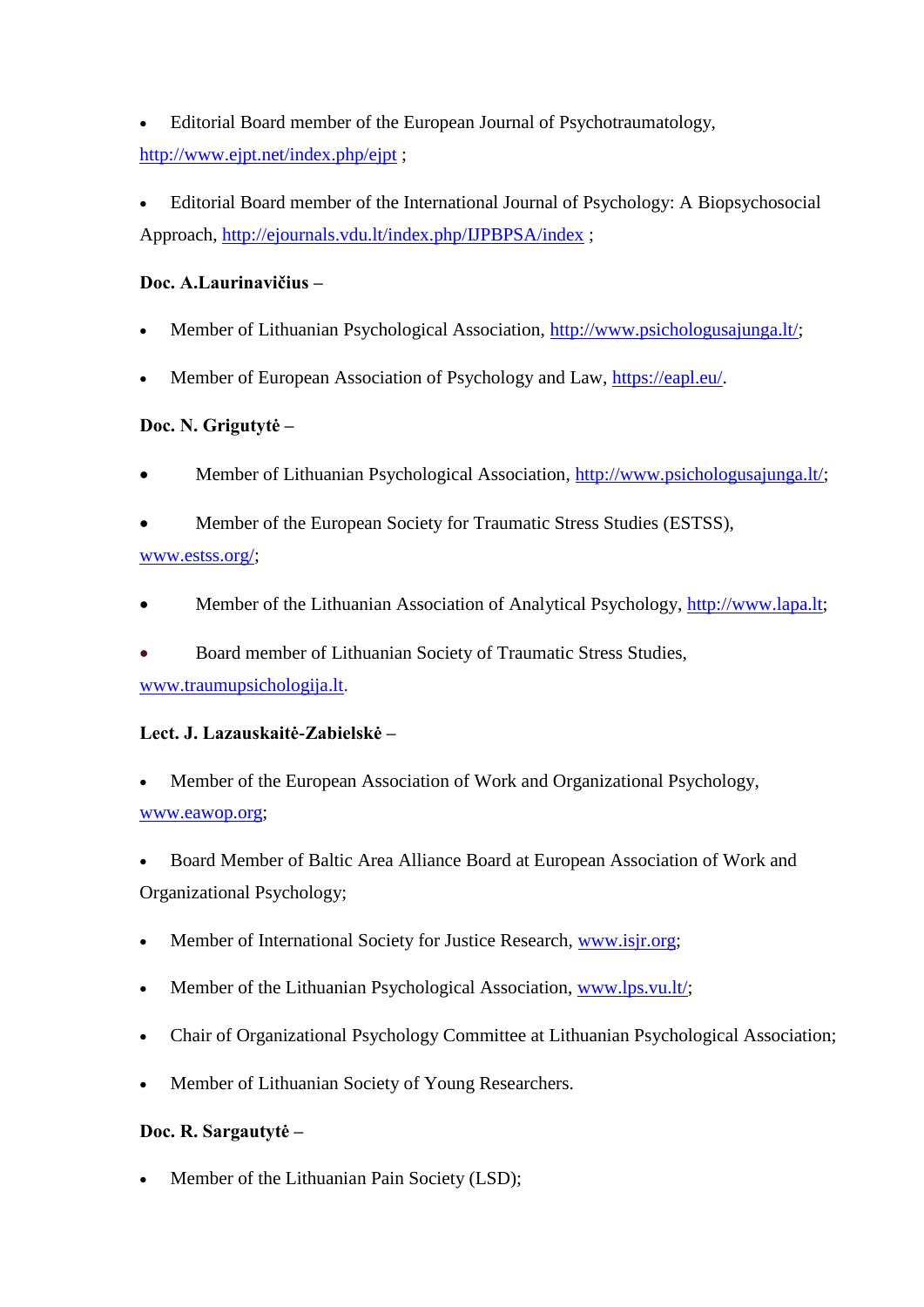- Editorial Board member of the European Journal of Psychotraumatology, http://www.ejpt.net/index.php/ejpt ;
- Editorial Board member of the International Journal of Psychology: A Biopsychosocial Approach, http://ejournals.vdu.lt/index.php/IJPBPSA/index ;

**Doc. A.Laurinavičius –**

- Member of Lithuanian Psychological Association, http://www.psichologusajunga.lt/;
- Member of European Association of Psychology and Law, https://eapl.eu/.

**Doc. N. Grigutytė –**

- Member of Lithuanian Psychological Association, http://www.psichologusajunga.lt/;
- Member of the European Society for Traumatic Stress Studies (ESTSS), www.estss.org/;
- Member of the Lithuanian Association of Analytical Psychology, http://www.lapa.lt;
- Board member of Lithuanian Society of Traumatic Stress Studies, www.traumupsichologija.lt.

**Lect. J. Lazauskaitė-Zabielskė –**

- Member of the European Association of Work and Organizational Psychology, www.eawop.org;
- Board Member of Baltic Area Alliance Board at European Association of Work and Organizational Psychology;
- Member of International Society for Justice Research, www.isjr.org;
- Member of the Lithuanian Psychological Association, www.lps.vu.lt/;
- Chair of Organizational Psychology Committee at Lithuanian Psychological Association;
- Member of Lithuanian Society of Young Researchers.

**Doc. R. Sargautytė –**

- Member of the Lithuanian Pain Society (LSD);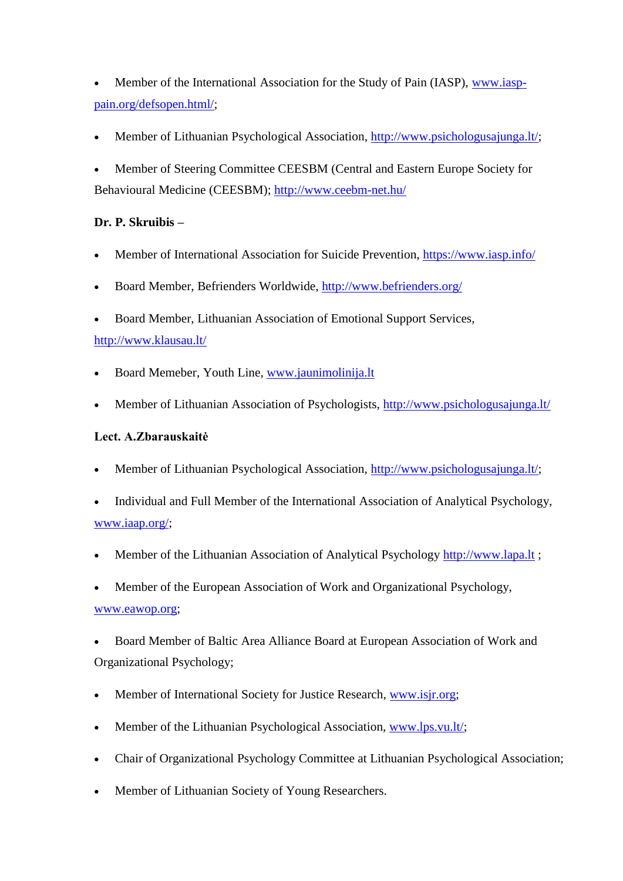- Member of the International Association for the Study of Pain (IASP), www.iasp-pain.org/defsopen.html/;
- Member of Lithuanian Psychological Association, http://www.psichologusajunga.lt/;
- Member of Steering Committee CEESBM (Central and Eastern Europe Society for Behavioural Medicine (CEESBM); http://www.ceebm-net.hu/

**Dr. P. Skruibis –**

- Member of International Association for Suicide Prevention, https://www.iasp.info/
- Board Member, Befrienders Worldwide, http://www.befrienders.org/
- Board Member, Lithuanian Association of Emotional Support Services, http://www.klausau.lt/
- Board Memeber, Youth Line, www.jaunimolinija.lt
- Member of Lithuanian Association of Psychologists, http://www.psichologusajunga.lt/

**Lect. A.Zbarauskaitė**

- Member of Lithuanian Psychological Association, http://www.psichologusajunga.lt/;
- Individual and Full Member of the International Association of Analytical Psychology, www.iaap.org/;
- Member of the Lithuanian Association of Analytical Psychology http://www.lapa.lt ;
- Member of the European Association of Work and Organizational Psychology, www.eawop.org;
- Board Member of Baltic Area Alliance Board at European Association of Work and Organizational Psychology;
- Member of International Society for Justice Research, www.isjr.org;
- Member of the Lithuanian Psychological Association, www.lps.vu.lt/;
- Chair of Organizational Psychology Committee at Lithuanian Psychological Association;
- Member of Lithuanian Society of Young Researchers.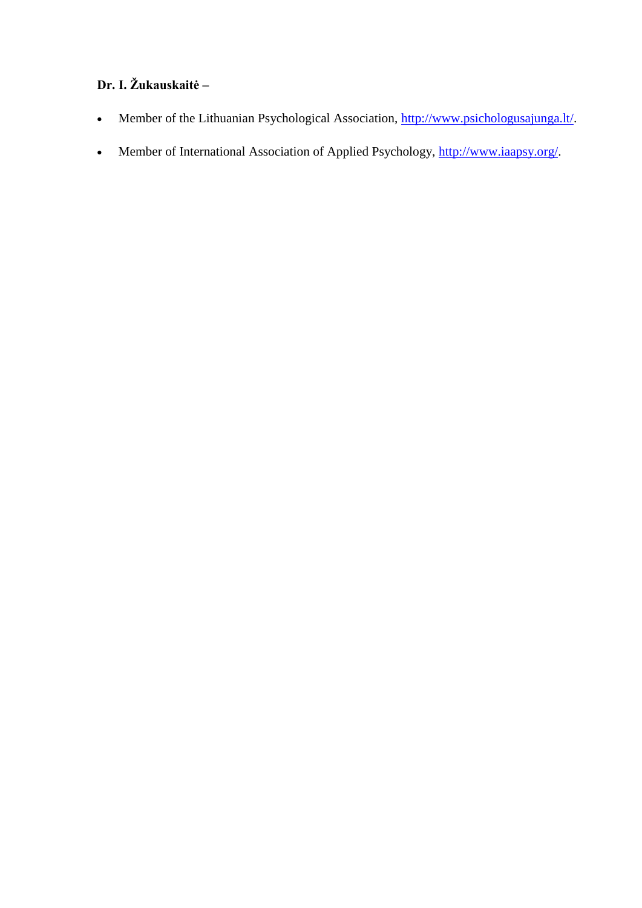**Dr. I. Žukauskaitė –**

- Member of the Lithuanian Psychological Association, http://www.psichologusajunga.lt/.
- Member of International Association of Applied Psychology, http://www.iaapsy.org/.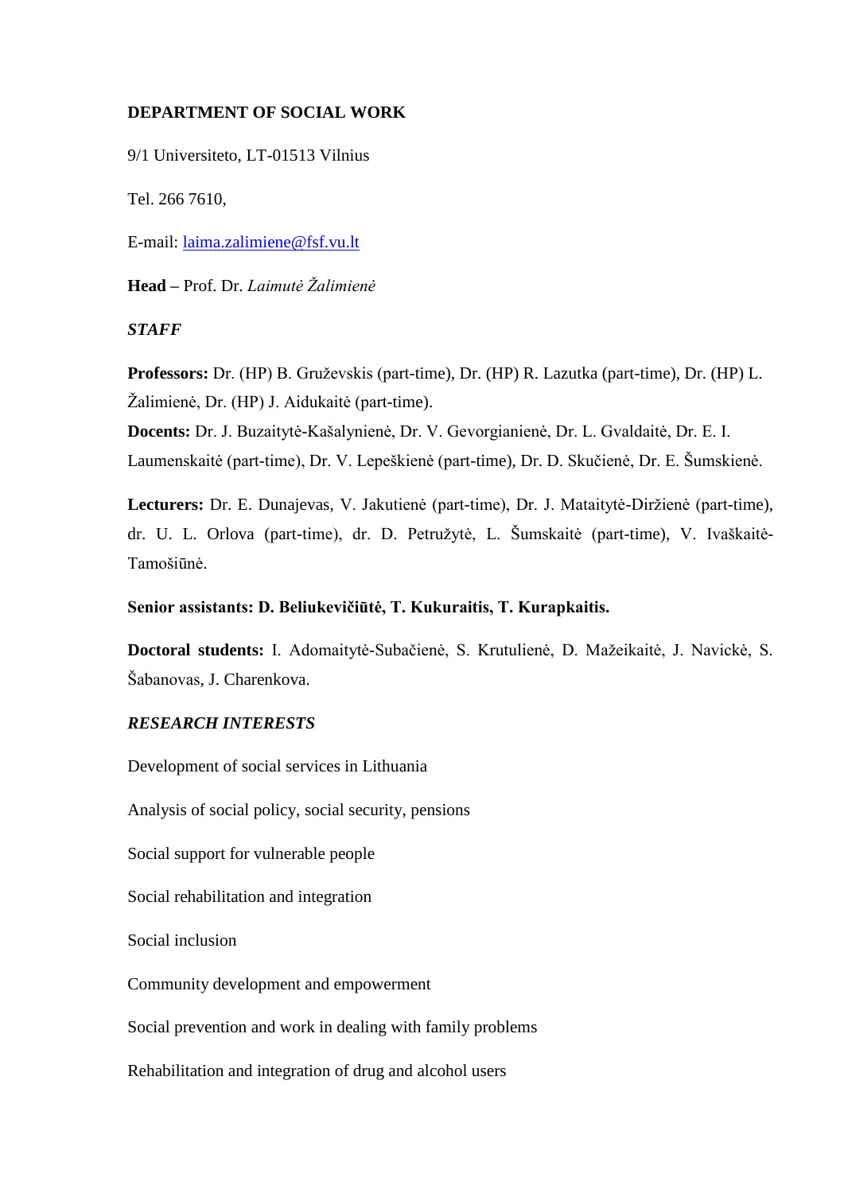**DEPARTMENT OF SOCIAL WORK**

9/1 Universiteto, LT-01513 Vilnius

Tel. 266 7610,

E-mail: laima.zalimiene@fsf.vu.lt

**Head** – Prof. Dr. *Laimutė Žalimienė*

***STAFF***

**Professors:** Dr. (HP) B. Gruževskis (part-time), Dr. (HP) R. Lazutka (part-time), Dr. (HP) L. Žalimienė, Dr. (HP) J. Aidukaitė (part-time).

**Docents:** Dr. J. Buzaitytė-Kašalynienė, Dr. V. Gevorgianienė, Dr. L. Gvaldaitė, Dr. E. I. Laumenskaitė (part-time), Dr. V. Lepeškienė (part-time), Dr. D. Skučienė, Dr. E. Šumskienė.

**Lecturers:** Dr. E. Dunajevas, V. Jakutienė (part-time), Dr. J. Mataitytė-Diržienė (part-time), dr. U. L. Orlova (part-time), dr. D. Petružytė, L. Šumskaitė (part-time), V. Ivaškaitė-Tamošiūnė.

**Senior assistants: D. Beliukevičiūtė, T. Kukuraitis, T. Kurapkaitis.**

**Doctoral students:** I. Adomaitytė-Subačienė, S. Krutulienė, D. Mažeikaitė, J. Navickė, S. Šabanovas, J. Charenkova.

***RESEARCH INTERESTS***

Development of social services in Lithuania

Analysis of social policy, social security, pensions

Social support for vulnerable people

Social rehabilitation and integration

Social inclusion

Community development and empowerment

Social prevention and work in dealing with family problems

Rehabilitation and integration of drug and alcohol users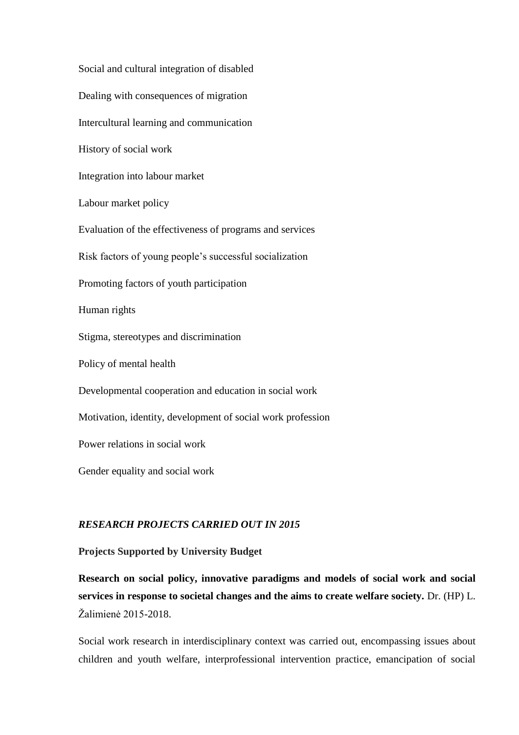Social and cultural integration of disabled

Dealing with consequences of migration

Intercultural learning and communication

History of social work

Integration into labour market

Labour market policy

Evaluation of the effectiveness of programs and services

Risk factors of young people’s successful socialization

Promoting factors of youth participation

Human rights

Stigma, stereotypes and discrimination

Policy of mental health

Developmental cooperation and education in social work

Motivation, identity, development of social work profession

Power relations in social work

Gender equality and social work

***RESEARCH PROJECTS CARRIED OUT IN 2015***

**Projects Supported by University Budget**

**Research on social policy, innovative paradigms and models of social work and social services in response to societal changes and the aims to create welfare society.** Dr. (HP) L. Žalimienė 2015-2018.

Social work research in interdisciplinary context was carried out, encompassing issues about children and youth welfare, interprofessional intervention practice, emancipation of social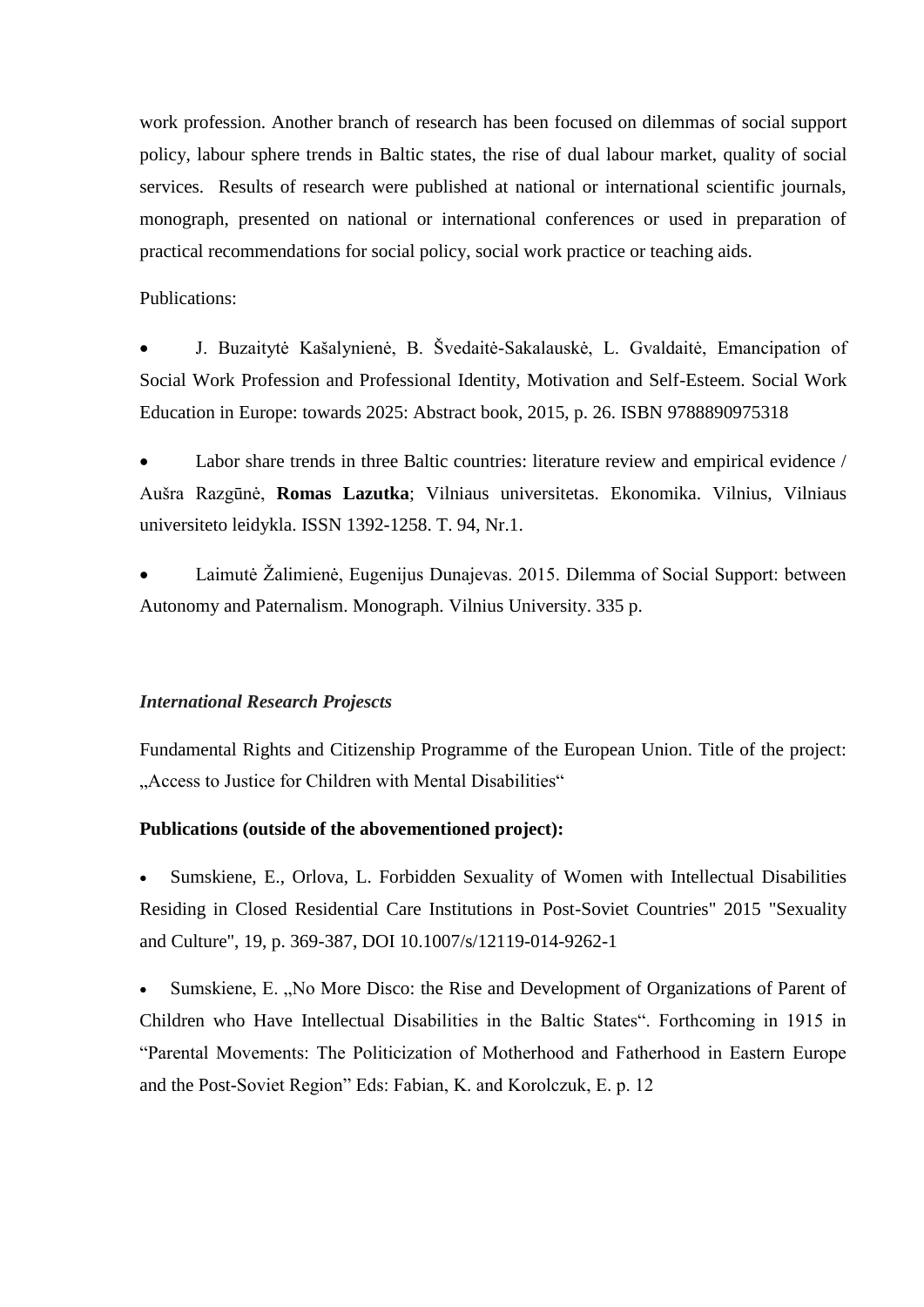work profession. Another branch of research has been focused on dilemmas of social support policy, labour sphere trends in Baltic states, the rise of dual labour market, quality of social services. Results of research were published at national or international scientific journals, monograph, presented on national or international conferences or used in preparation of practical recommendations for social policy, social work practice or teaching aids.

Publications:

- J. Buzaitytė Kašalynienė, B. Švedaitė-Sakalauskė, L. Gvaldaitė, Emancipation of Social Work Profession and Professional Identity, Motivation and Self-Esteem. Social Work Education in Europe: towards 2025: Abstract book, 2015, p. 26. ISBN 9788890975318

- Labor share trends in three Baltic countries: literature review and empirical evidence / Aušra Razgūnė, **Romas Lazutka**; Vilniaus universitetas. Ekonomika. Vilnius, Vilniaus universiteto leidykla. ISSN 1392-1258. T. 94, Nr.1.

- Laimutė Žalimienė, Eugenijus Dunajevas. 2015. Dilemma of Social Support: between Autonomy and Paternalism. Monograph. Vilnius University. 335 p.

***International Research Projescts***

Fundamental Rights and Citizenship Programme of the European Union. Title of the project: „Access to Justice for Children with Mental Disabilities“

**Publications (outside of the abovementioned project):**

- Sumskiene, E., Orlova, L. Forbidden Sexuality of Women with Intellectual Disabilities Residing in Closed Residential Care Institutions in Post-Soviet Countries" 2015 "Sexuality and Culture", 19, p. 369-387, DOI 10.1007/s/12119-014-9262-1

- Sumskiene, E. „No More Disco: the Rise and Development of Organizations of Parent of Children who Have Intellectual Disabilities in the Baltic States“. Forthcoming in 1915 in “Parental Movements: The Politicization of Motherhood and Fatherhood in Eastern Europe and the Post-Soviet Region” Eds: Fabian, K. and Korolczuk, E. p. 12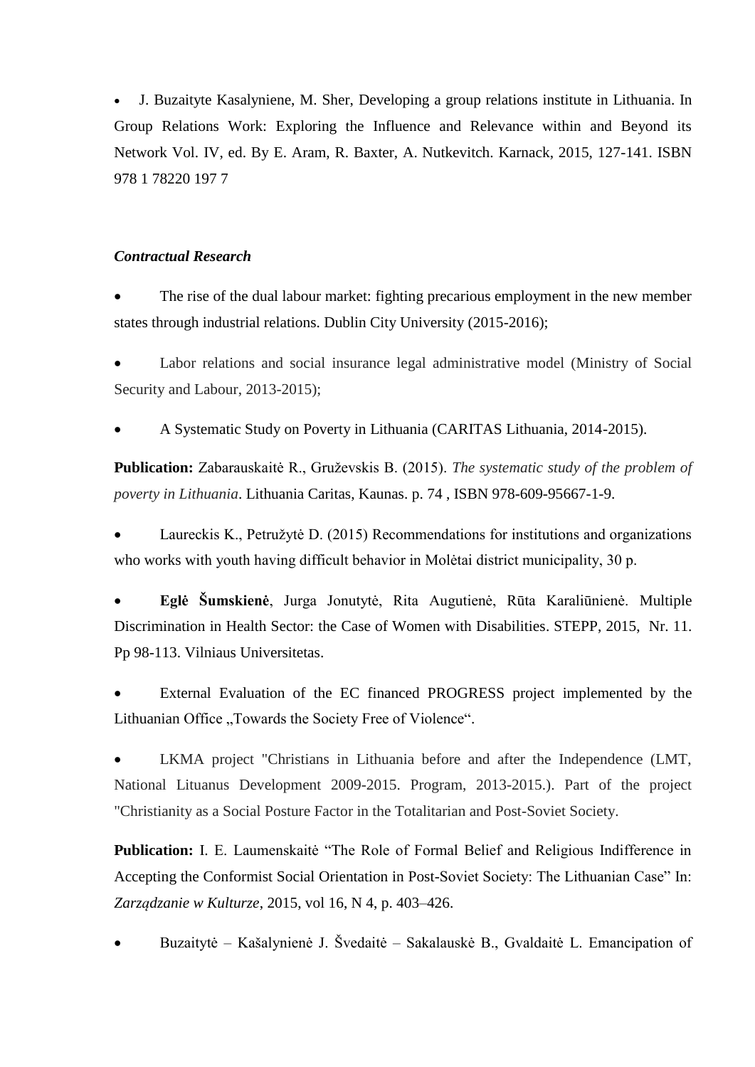- J. Buzaityte Kasalyniene, M. Sher, Developing a group relations institute in Lithuania. In Group Relations Work: Exploring the Influence and Relevance within and Beyond its Network Vol. IV, ed. By E. Aram, R. Baxter, A. Nutkevitch. Karnack, 2015, 127-141. ISBN 978 1 78220 197 7

***Contractual Research***

- The rise of the dual labour market: fighting precarious employment in the new member states through industrial relations. Dublin City University (2015-2016);
- Labor relations and social insurance legal administrative model (Ministry of Social Security and Labour, 2013-2015);
- A Systematic Study on Poverty in Lithuania (CARITAS Lithuania, 2014-2015).

**Publication:** Zabarauskaitė R., Gruževskis B. (2015). *The systematic study of the problem of poverty in Lithuania*. Lithuania Caritas, Kaunas. p. 74 , ISBN 978-609-95667-1-9.

- Laureckis K., Petružytė D. (2015) Recommendations for institutions and organizations who works with youth having difficult behavior in Molėtai district municipality, 30 p.
- **Eglė Šumskienė**, Jurga Jonutytė, Rita Augutienė, Rūta Karaliūnienė. Multiple Discrimination in Health Sector: the Case of Women with Disabilities. STEPP, 2015, Nr. 11. Pp 98-113. Vilniaus Universitetas.
- External Evaluation of the EC financed PROGRESS project implemented by the Lithuanian Office „Towards the Society Free of Violence".
- LKMA project "Christians in Lithuania before and after the Independence (LMT, National Lituanus Development 2009-2015. Program, 2013-2015.). Part of the project "Christianity as a Social Posture Factor in the Totalitarian and Post-Soviet Society.

**Publication:** I. E. Laumenskaitė "The Role of Formal Belief and Religious Indifference in Accepting the Conformist Social Orientation in Post-Soviet Society: The Lithuanian Case" In: *Zarządzanie w Kulturze*, 2015, vol 16, N 4, p. 403–426.

- Buzaitytė – Kašalynienė J. Švedaitė – Sakalauskė B., Gvaldaitė L. Emancipation of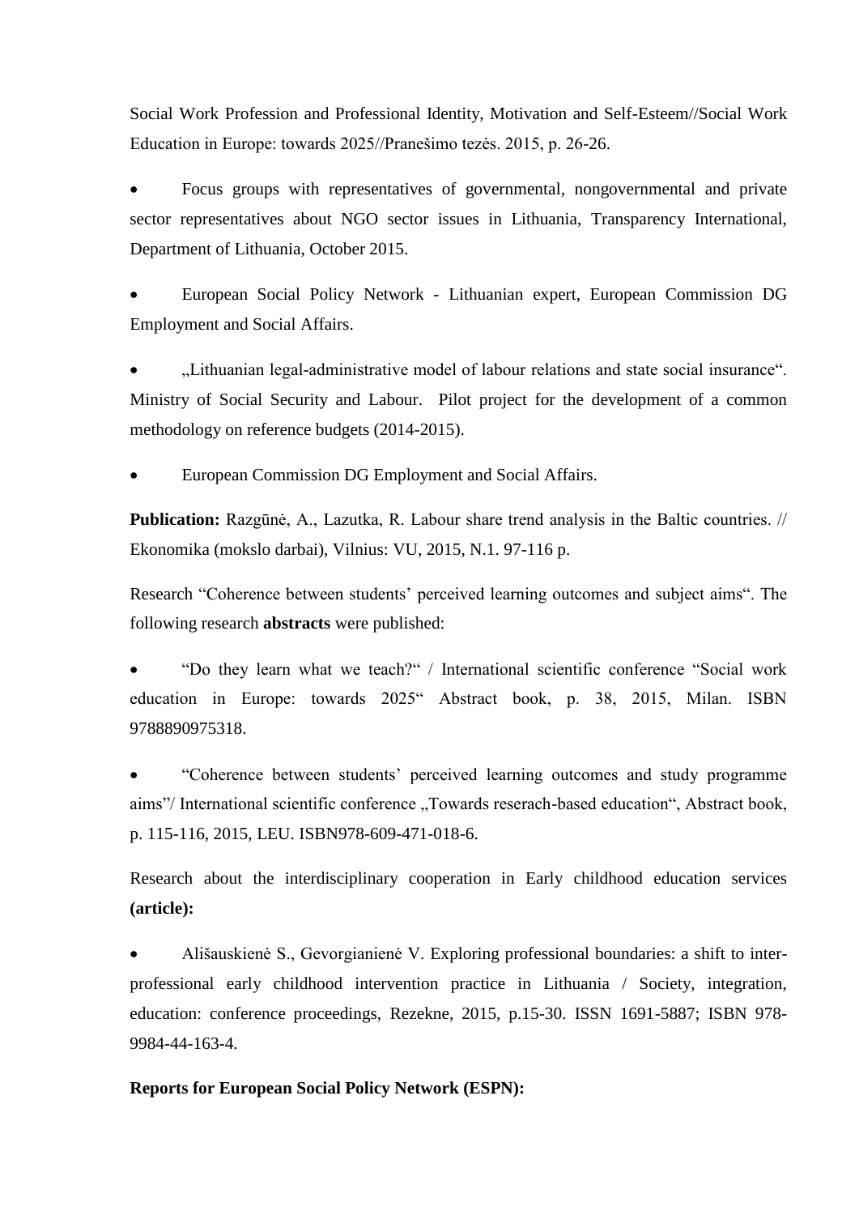Social Work Profession and Professional Identity, Motivation and Self-Esteem//Social Work Education in Europe: towards 2025//Pranešimo tezės. 2015, p. 26-26.

- Focus groups with representatives of governmental, nongovernmental and private sector representatives about NGO sector issues in Lithuania, Transparency International, Department of Lithuania, October 2015.
- European Social Policy Network - Lithuanian expert, European Commission DG Employment and Social Affairs.
- „Lithuanian legal-administrative model of labour relations and state social insurance". Ministry of Social Security and Labour. Pilot project for the development of a common methodology on reference budgets (2014-2015).
- European Commission DG Employment and Social Affairs.

**Publication:** Razgūnė, A., Lazutka, R. Labour share trend analysis in the Baltic countries. // Ekonomika (mokslo darbai), Vilnius: VU, 2015, N.1. 97-116 p.

Research "Coherence between students' perceived learning outcomes and subject aims". The following research **abstracts** were published:

- "Do they learn what we teach?" / International scientific conference "Social work education in Europe: towards 2025" Abstract book, p. 38, 2015, Milan. ISBN 9788890975318.
- "Coherence between students' perceived learning outcomes and study programme aims"/ International scientific conference „Towards reserach-based education", Abstract book, p. 115-116, 2015, LEU. ISBN978-609-471-018-6.

Research about the interdisciplinary cooperation in Early childhood education services **(article):**

- Ališauskienė S., Gevorgianienė V. Exploring professional boundaries: a shift to inter-professional early childhood intervention practice in Lithuania / Society, integration, education: conference proceedings, Rezekne, 2015, p.15-30. ISSN 1691-5887; ISBN 978-9984-44-163-4.

**Reports for European Social Policy Network (ESPN):**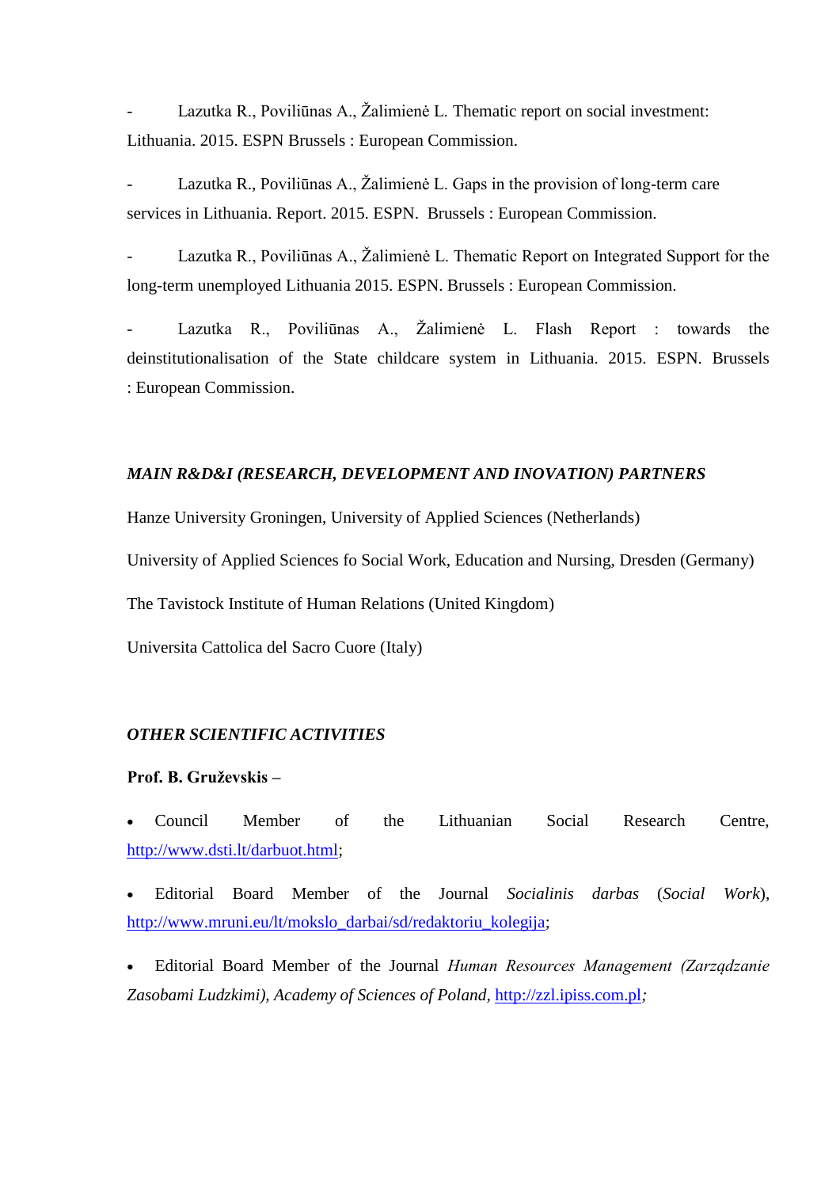- Lazutka R., Poviliūnas A., Žalimienė L. Thematic report on social investment: Lithuania. 2015. ESPN Brussels : European Commission.

- Lazutka R., Poviliūnas A., Žalimienė L. Gaps in the provision of long-term care services in Lithuania. Report. 2015. ESPN. Brussels : European Commission.

- Lazutka R., Poviliūnas A., Žalimienė L. Thematic Report on Integrated Support for the long-term unemployed Lithuania 2015. ESPN. Brussels : European Commission.

- Lazutka R., Poviliūnas A., Žalimienė L. Flash Report : towards the deinstitutionalisation of the State childcare system in Lithuania. 2015. ESPN. Brussels : European Commission.

### *MAIN R&D&I (RESEARCH, DEVELOPMENT AND INOVATION) PARTNERS*

Hanze University Groningen, University of Applied Sciences (Netherlands)

University of Applied Sciences fo Social Work, Education and Nursing, Dresden (Germany)

The Tavistock Institute of Human Relations (United Kingdom)

Universita Cattolica del Sacro Cuore (Italy)

### *OTHER SCIENTIFIC ACTIVITIES*

**Prof. B. Gruževskis –**

- Council Member of the Lithuanian Social Research Centre, http://www.dsti.lt/darbuot.html;
- Editorial Board Member of the Journal *Socialinis darbas* (*Social Work*), http://www.mruni.eu/lt/mokslo_darbai/sd/redaktoriu_kolegija;
- Editorial Board Member of the Journal *Human Resources Management (Zarządzanie Zasobami Ludzkimi), Academy of Sciences of Poland,* http://zzl.ipiss.com.pl*;*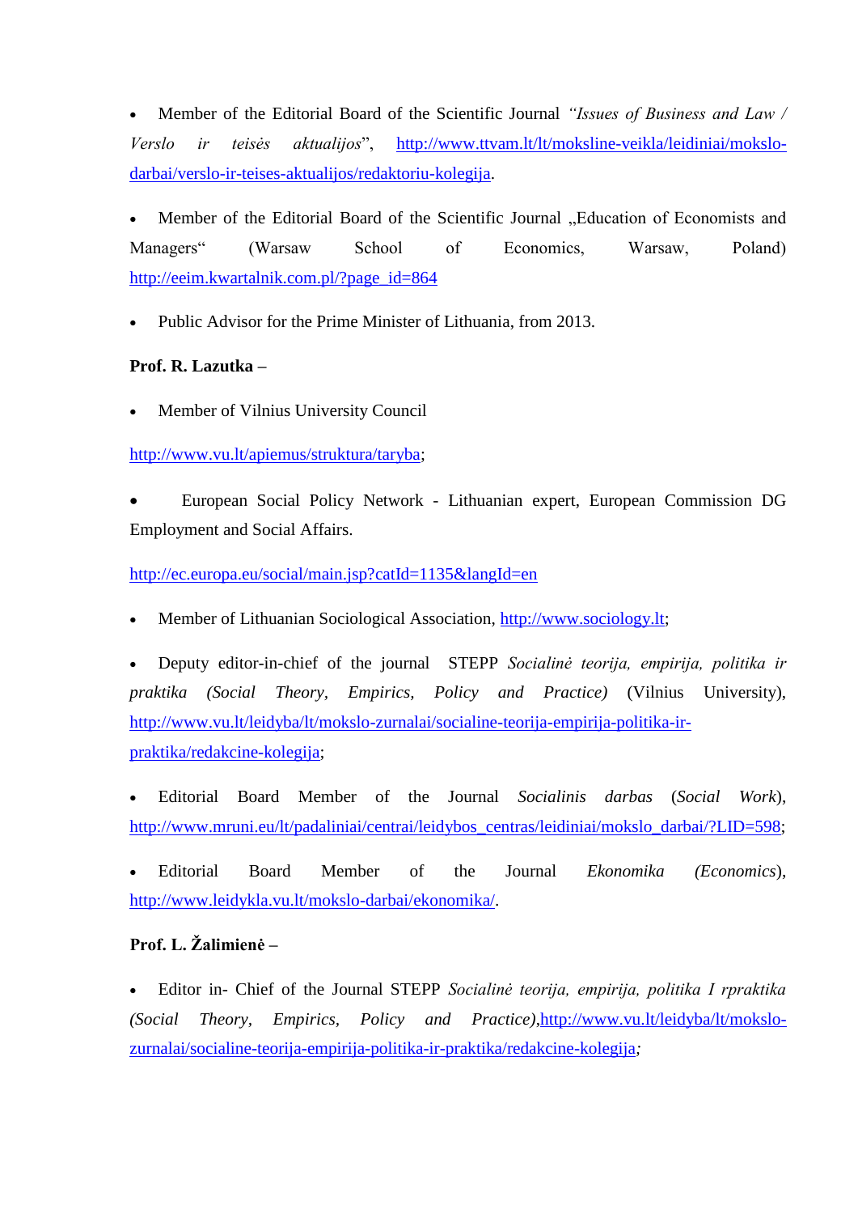- Member of the Editorial Board of the Scientific Journal *"Issues of Business and Law / Verslo ir teisės aktualijos*", http://www.ttvam.lt/lt/moksline-veikla/leidiniai/mokslo-darbai/verslo-ir-teises-aktualijos/redaktoriu-kolegija.

- Member of the Editorial Board of the Scientific Journal „Education of Economists and Managers" (Warsaw School of Economics, Warsaw, Poland) http://eeim.kwartalnik.com.pl/?page_id=864

- Public Advisor for the Prime Minister of Lithuania, from 2013.

**Prof. R. Lazutka –**

- Member of Vilnius University Council

http://www.vu.lt/apiemus/struktura/taryba;

- European Social Policy Network - Lithuanian expert, European Commission DG Employment and Social Affairs.

http://ec.europa.eu/social/main.jsp?catId=1135&langId=en

- Member of Lithuanian Sociological Association, http://www.sociology.lt;

- Deputy editor-in-chief of the journal STEPP *Socialinė teorija, empirija, politika ir praktika (Social Theory, Empirics, Policy and Practice)* (Vilnius University), http://www.vu.lt/leidyba/lt/mokslo-zurnalai/socialine-teorija-empirija-politika-ir-praktika/redakcine-kolegija;

- Editorial Board Member of the Journal *Socialinis darbas* (*Social Work*), http://www.mruni.eu/lt/padaliniai/centrai/leidybos_centras/leidiniai/mokslo_darbai/?LID=598;

- Editorial Board Member of the Journal *Ekonomika (Economics*), http://www.leidykla.vu.lt/mokslo-darbai/ekonomika/.

**Prof. L. Žalimienė –**

- Editor in- Chief of the Journal STEPP *Socialinė teorija, empirija, politika I rpraktika (Social Theory, Empirics, Policy and Practice)*,http://www.vu.lt/leidyba/lt/mokslo-zurnalai/socialine-teorija-empirija-politika-ir-praktika/redakcine-kolegija*;*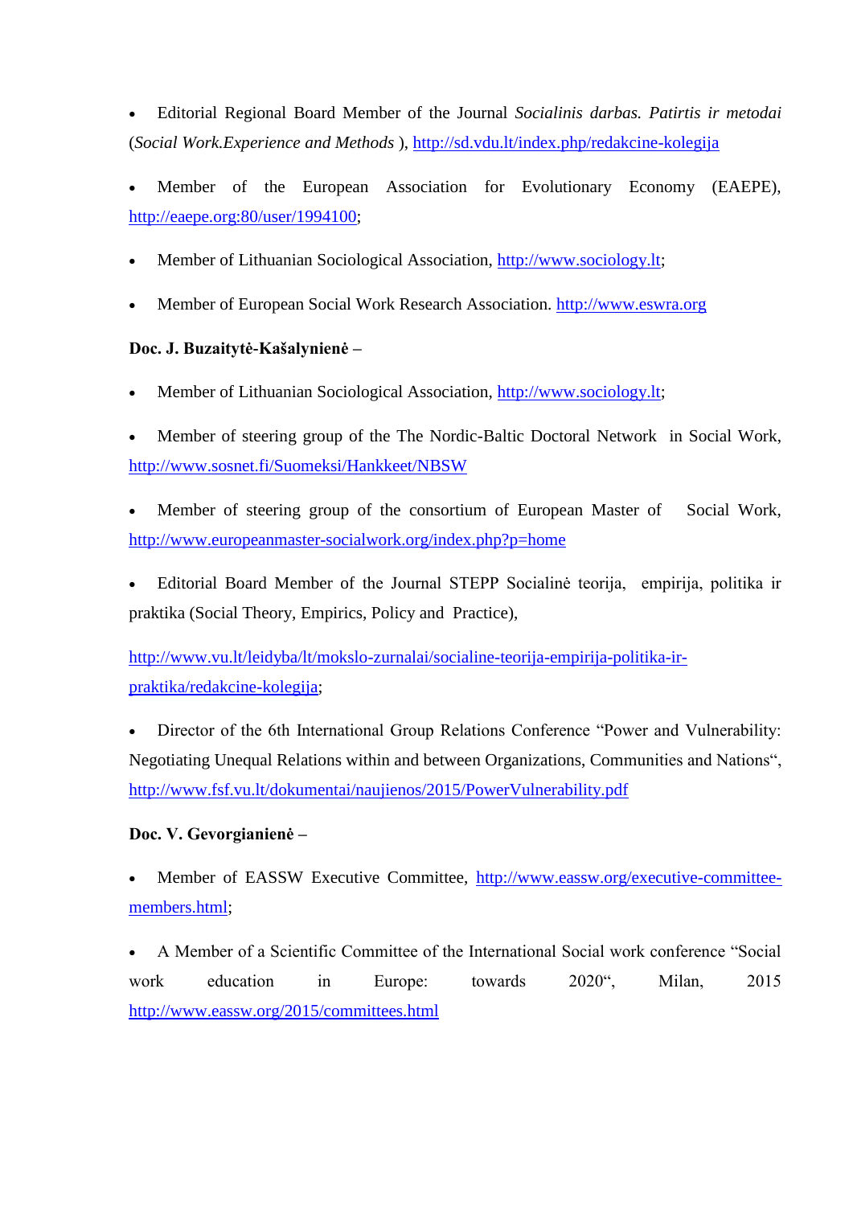- Editorial Regional Board Member of the Journal *Socialinis darbas. Patirtis ir metodai* (*Social Work.Experience and Methods* ), http://sd.vdu.lt/index.php/redakcine-kolegija

- Member of the European Association for Evolutionary Economy (EAEPE), http://eaepe.org:80/user/1994100;

- Member of Lithuanian Sociological Association, http://www.sociology.lt;

- Member of European Social Work Research Association. http://www.eswra.org

**Doc. J. Buzaitytė-Kašalynienė –**

- Member of Lithuanian Sociological Association, http://www.sociology.lt;

- Member of steering group of the The Nordic-Baltic Doctoral Network in Social Work, http://www.sosnet.fi/Suomeksi/Hankkeet/NBSW

- Member of steering group of the consortium of European Master of Social Work, http://www.europeanmaster-socialwork.org/index.php?p=home

- Editorial Board Member of the Journal STEPP Socialinė teorija, empirija, politika ir praktika (Social Theory, Empirics, Policy and Practice),

  http://www.vu.lt/leidyba/lt/mokslo-zurnalai/socialine-teorija-empirija-politika-ir-praktika/redakcine-kolegija;

- Director of the 6th International Group Relations Conference "Power and Vulnerability: Negotiating Unequal Relations within and between Organizations, Communities and Nations", http://www.fsf.vu.lt/dokumentai/naujienos/2015/PowerVulnerability.pdf

**Doc. V. Gevorgianienė –**

- Member of EASSW Executive Committee, http://www.eassw.org/executive-committee-members.html;

- A Member of a Scientific Committee of the International Social work conference "Social work education in Europe: towards 2020", Milan, 2015 http://www.eassw.org/2015/committees.html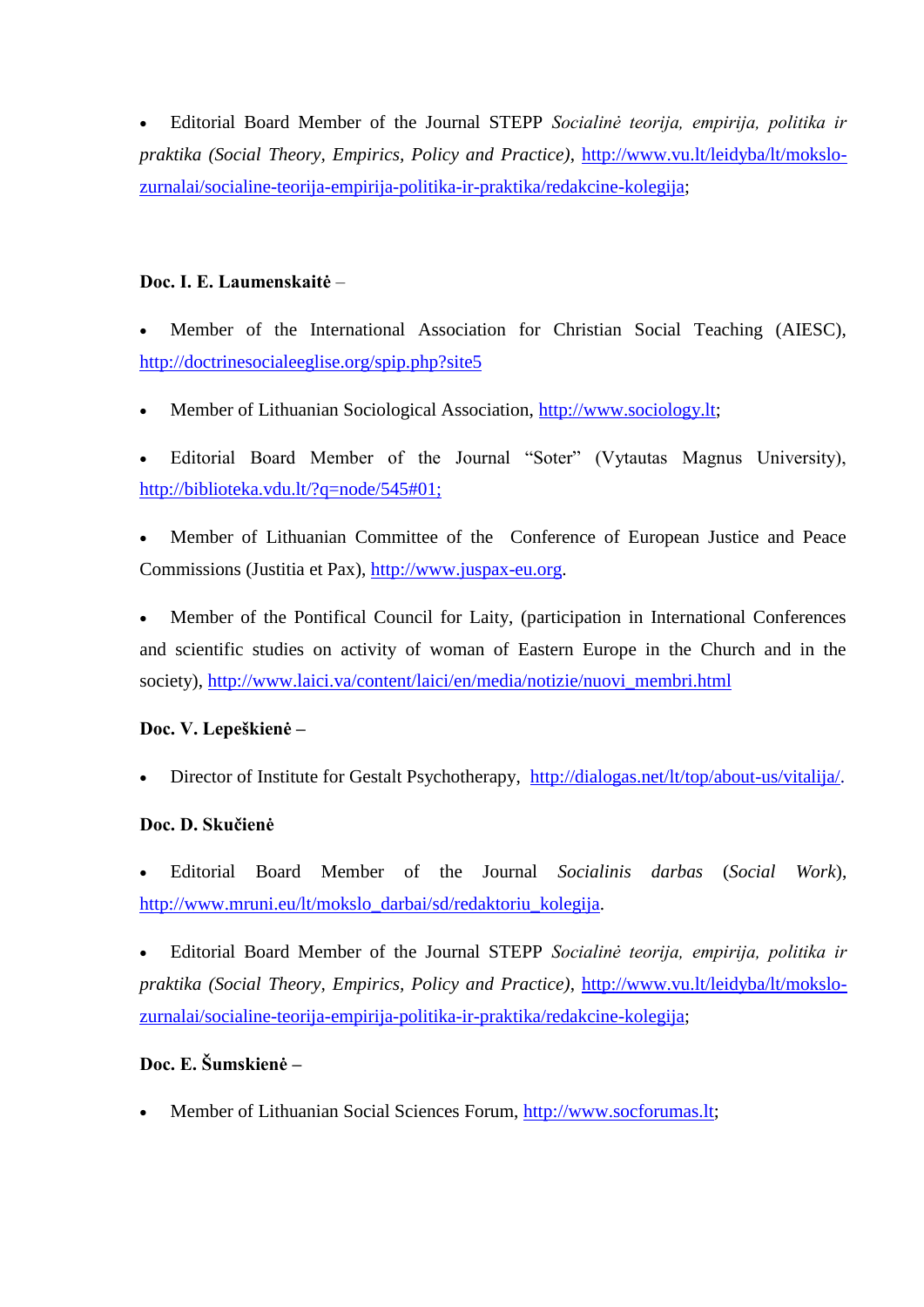- Editorial Board Member of the Journal STEPP *Socialinė teorija, empirija, politika ir praktika (Social Theory, Empirics, Policy and Practice)*, http://www.vu.lt/leidyba/lt/mokslo-zurnalai/socialine-teorija-empirija-politika-ir-praktika/redakcine-kolegija;

**Doc. I. E. Laumenskaitė** –

- Member of the International Association for Christian Social Teaching (AIESC), http://doctrinesocialeeglise.org/spip.php?site5
- Member of Lithuanian Sociological Association, http://www.sociology.lt;
- Editorial Board Member of the Journal "Soter" (Vytautas Magnus University), http://biblioteka.vdu.lt/?q=node/545#01;
- Member of Lithuanian Committee of the Conference of European Justice and Peace Commissions (Justitia et Pax), http://www.juspax-eu.org.
- Member of the Pontifical Council for Laity, (participation in International Conferences and scientific studies on activity of woman of Eastern Europe in the Church and in the society), http://www.laici.va/content/laici/en/media/notizie/nuovi_membri.html

**Doc. V. Lepeškienė –**

- Director of Institute for Gestalt Psychotherapy, http://dialogas.net/lt/top/about-us/vitalija/.

**Doc. D. Skučienė**

- Editorial Board Member of the Journal *Socialinis darbas* (*Social Work*), http://www.mruni.eu/lt/mokslo_darbai/sd/redaktoriu_kolegija.
- Editorial Board Member of the Journal STEPP *Socialinė teorija, empirija, politika ir praktika (Social Theory, Empirics, Policy and Practice)*, http://www.vu.lt/leidyba/lt/mokslo-zurnalai/socialine-teorija-empirija-politika-ir-praktika/redakcine-kolegija;

**Doc. E. Šumskienė –**

- Member of Lithuanian Social Sciences Forum, http://www.socforumas.lt;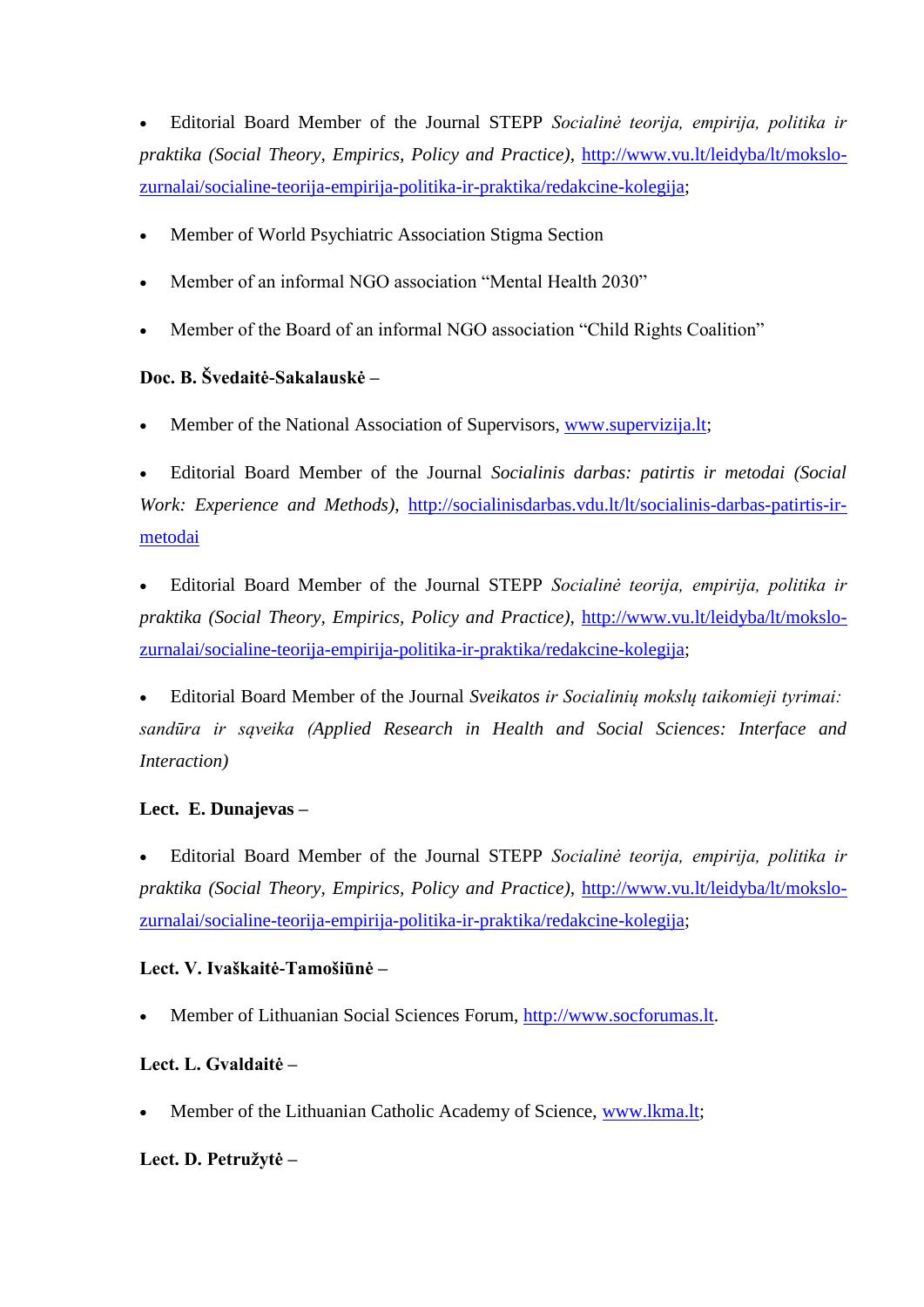- Editorial Board Member of the Journal STEPP *Socialinė teorija, empirija, politika ir praktika (Social Theory, Empirics, Policy and Practice)*, http://www.vu.lt/leidyba/lt/mokslo-zurnalai/socialine-teorija-empirija-politika-ir-praktika/redakcine-kolegija;
- Member of World Psychiatric Association Stigma Section
- Member of an informal NGO association "Mental Health 2030"
- Member of the Board of an informal NGO association "Child Rights Coalition"

**Doc. B. Švedaitė-Sakalauskė –**

- Member of the National Association of Supervisors, www.supervizija.lt;
- Editorial Board Member of the Journal *Socialinis darbas: patirtis ir metodai (Social Work: Experience and Methods)*, http://socialinisdarbas.vdu.lt/lt/socialinis-darbas-patirtis-ir-metodai
- Editorial Board Member of the Journal STEPP *Socialinė teorija, empirija, politika ir praktika (Social Theory, Empirics, Policy and Practice)*, http://www.vu.lt/leidyba/lt/mokslo-zurnalai/socialine-teorija-empirija-politika-ir-praktika/redakcine-kolegija;
- Editorial Board Member of the Journal *Sveikatos ir Socialinių mokslų taikomieji tyrimai: sandūra ir sąveika (Applied Research in Health and Social Sciences: Interface and Interaction)*

**Lect. E. Dunajevas –**

- Editorial Board Member of the Journal STEPP *Socialinė teorija, empirija, politika ir praktika (Social Theory, Empirics, Policy and Practice)*, http://www.vu.lt/leidyba/lt/mokslo-zurnalai/socialine-teorija-empirija-politika-ir-praktika/redakcine-kolegija;

**Lect. V. Ivaškaitė-Tamošiūnė –**

- Member of Lithuanian Social Sciences Forum, http://www.socforumas.lt.

**Lect. L. Gvaldaitė –**

- Member of the Lithuanian Catholic Academy of Science, www.lkma.lt;

**Lect. D. Petružytė –**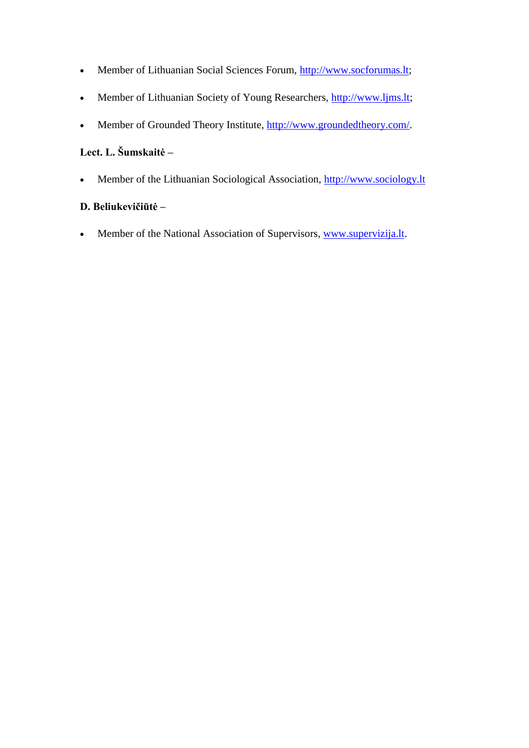- Member of Lithuanian Social Sciences Forum, http://www.socforumas.lt;
- Member of Lithuanian Society of Young Researchers, http://www.ljms.lt;
- Member of Grounded Theory Institute, http://www.groundedtheory.com/.

**Lect. L. Šumskaitė –**

- Member of the Lithuanian Sociological Association, http://www.sociology.lt

**D. Beliukevičiūtė –**

- Member of the National Association of Supervisors, www.supervizija.lt.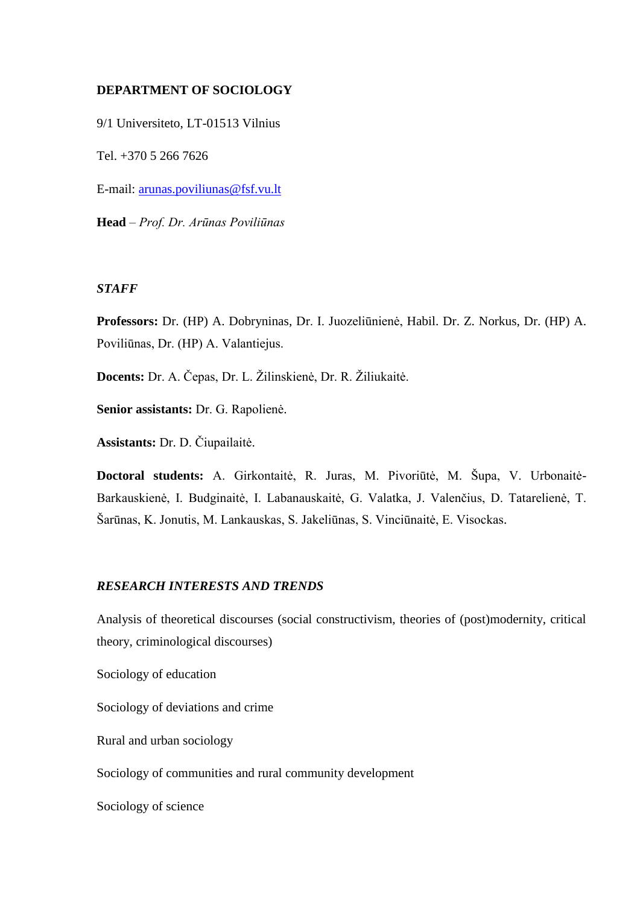**DEPARTMENT OF SOCIOLOGY**

9/1 Universiteto, LT-01513 Vilnius

Tel. +370 5 266 7626

E-mail: arunas.poviliunas@fsf.vu.lt

**Head** – *Prof. Dr. Arūnas Poviliūnas*

***STAFF***

**Professors:** Dr. (HP) A. Dobryninas, Dr. I. Juozeliūnienė, Habil. Dr. Z. Norkus, Dr. (HP) A. Poviliūnas, Dr. (HP) A. Valantiejus.

**Docents:** Dr. A. Čepas, Dr. L. Žilinskienė, Dr. R. Žiliukaitė.

**Senior assistants:** Dr. G. Rapolienė.

**Assistants:** Dr. D. Čiupailaitė.

**Doctoral students:** A. Girkontaitė, R. Juras, M. Pivoriūtė, M. Šupa, V. Urbonaitė-Barkauskienė, I. Budginaitė, I. Labanauskaitė, G. Valatka, J. Valenčius, D. Tatarelienė, T. Šarūnas, K. Jonutis, M. Lankauskas, S. Jakeliūnas, S. Vinciūnaitė, E. Visockas.

***RESEARCH INTERESTS AND TRENDS***

Analysis of theoretical discourses (social constructivism, theories of (post)modernity, critical theory, criminological discourses)

Sociology of education

Sociology of deviations and crime

Rural and urban sociology

Sociology of communities and rural community development

Sociology of science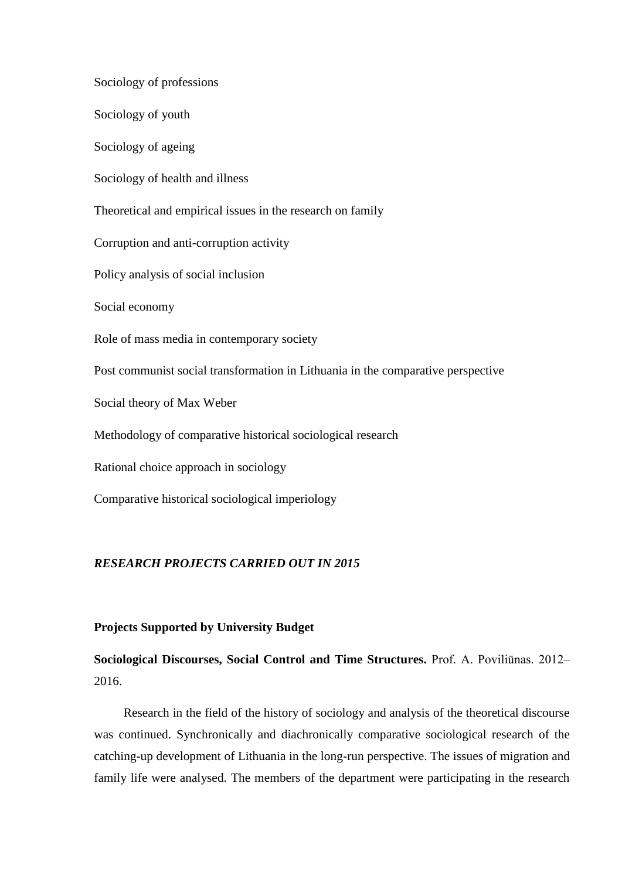Sociology of professions

Sociology of youth

Sociology of ageing

Sociology of health and illness

Theoretical and empirical issues in the research on family

Corruption and anti-corruption activity

Policy analysis of social inclusion

Social economy

Role of mass media in contemporary society

Post communist social transformation in Lithuania in the comparative perspective

Social theory of Max Weber

Methodology of comparative historical sociological research

Rational choice approach in sociology

Comparative historical sociological imperiology

## *RESEARCH PROJECTS CARRIED OUT IN 2015*

### Projects Supported by University Budget

**Sociological Discourses, Social Control and Time Structures.** Prof. A. Poviliūnas. 2012–2016.

Research in the field of the history of sociology and analysis of the theoretical discourse was continued. Synchronically and diachronically comparative sociological research of the catching-up development of Lithuania in the long-run perspective. The issues of migration and family life were analysed. The members of the department were participating in the research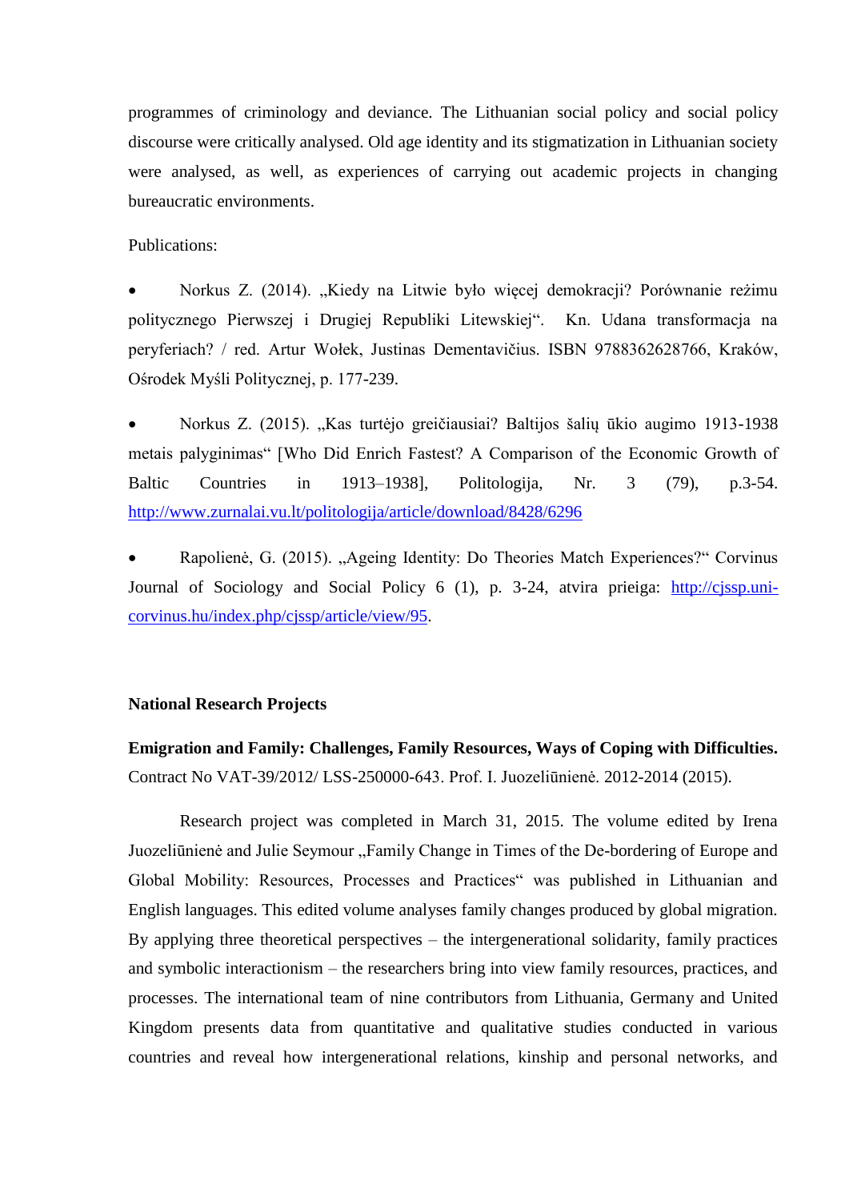programmes of criminology and deviance. The Lithuanian social policy and social policy discourse were critically analysed. Old age identity and its stigmatization in Lithuanian society were analysed, as well, as experiences of carrying out academic projects in changing bureaucratic environments.

Publications:

- Norkus Z. (2014). „Kiedy na Litwie było więcej demokracji? Porównanie reżimu politycznego Pierwszej i Drugiej Republiki Litewskiej“. Kn. Udana transformacja na peryferiach? / red. Artur Wołek, Justinas Dementavičius. ISBN 9788362628766, Kraków, Ośrodek Myśli Politycznej, p. 177-239.

- Norkus Z. (2015). „Kas turtėjo greičiausiai? Baltijos šalių ūkio augimo 1913-1938 metais palyginimas“ [Who Did Enrich Fastest? A Comparison of the Economic Growth of Baltic Countries in 1913–1938], Politologija, Nr. 3 (79), p.3-54. http://www.zurnalai.vu.lt/politologija/article/download/8428/6296

- Rapolienė, G. (2015). „Ageing Identity: Do Theories Match Experiences?“ Corvinus Journal of Sociology and Social Policy 6 (1), p. 3-24, atvira prieiga: http://cjssp.uni-corvinus.hu/index.php/cjssp/article/view/95.

**National Research Projects**

**Emigration and Family: Challenges, Family Resources, Ways of Coping with Difficulties.** Contract No VAT-39/2012/ LSS-250000-643. Prof. I. Juozeliūnienė. 2012-2014 (2015).

Research project was completed in March 31, 2015. The volume edited by Irena Juozeliūnienė and Julie Seymour „Family Change in Times of the De-bordering of Europe and Global Mobility: Resources, Processes and Practices“ was published in Lithuanian and English languages. This edited volume analyses family changes produced by global migration. By applying three theoretical perspectives – the intergenerational solidarity, family practices and symbolic interactionism – the researchers bring into view family resources, practices, and processes. The international team of nine contributors from Lithuania, Germany and United Kingdom presents data from quantitative and qualitative studies conducted in various countries and reveal how intergenerational relations, kinship and personal networks, and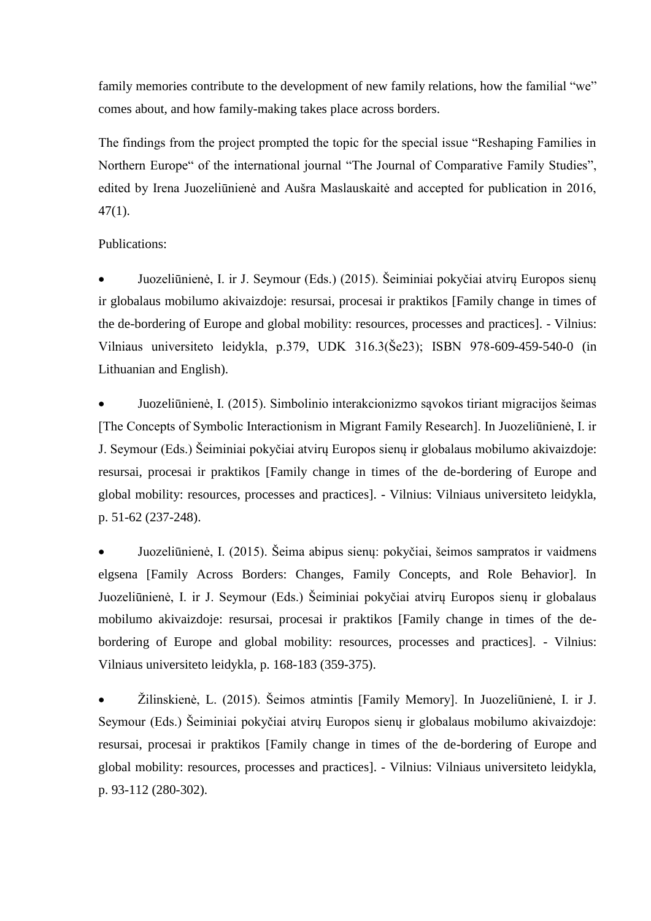family memories contribute to the development of new family relations, how the familial "we" comes about, and how family-making takes place across borders.

The findings from the project prompted the topic for the special issue "Reshaping Families in Northern Europe" of the international journal "The Journal of Comparative Family Studies", edited by Irena Juozeliūnienė and Aušra Maslauskaitė and accepted for publication in 2016, 47(1).

Publications:

- Juozeliūnienė, I. ir J. Seymour (Eds.) (2015). Šeiminiai pokyčiai atvirų Europos sienų ir globalaus mobilumo akivaizdoje: resursai, procesai ir praktikos [Family change in times of the de-bordering of Europe and global mobility: resources, processes and practices]. - Vilnius: Vilniaus universiteto leidykla, p.379, UDK 316.3(Še23); ISBN 978-609-459-540-0 (in Lithuanian and English).
- Juozeliūnienė, I. (2015). Simbolinio interakcionizmo sąvokos tiriant migracijos šeimas [The Concepts of Symbolic Interactionism in Migrant Family Research]. In Juozeliūnienė, I. ir J. Seymour (Eds.) Šeiminiai pokyčiai atvirų Europos sienų ir globalaus mobilumo akivaizdoje: resursai, procesai ir praktikos [Family change in times of the de-bordering of Europe and global mobility: resources, processes and practices]. - Vilnius: Vilniaus universiteto leidykla, p. 51-62 (237-248).
- Juozeliūnienė, I. (2015). Šeima abipus sienų: pokyčiai, šeimos sampratos ir vaidmens elgsena [Family Across Borders: Changes, Family Concepts, and Role Behavior]. In Juozeliūnienė, I. ir J. Seymour (Eds.) Šeiminiai pokyčiai atvirų Europos sienų ir globalaus mobilumo akivaizdoje: resursai, procesai ir praktikos [Family change in times of the de-bordering of Europe and global mobility: resources, processes and practices]. - Vilnius: Vilniaus universiteto leidykla, p. 168-183 (359-375).
- Žilinskienė, L. (2015). Šeimos atmintis [Family Memory]. In Juozeliūnienė, I. ir J. Seymour (Eds.) Šeiminiai pokyčiai atvirų Europos sienų ir globalaus mobilumo akivaizdoje: resursai, procesai ir praktikos [Family change in times of the de-bordering of Europe and global mobility: resources, processes and practices]. - Vilnius: Vilniaus universiteto leidykla, p. 93-112 (280-302).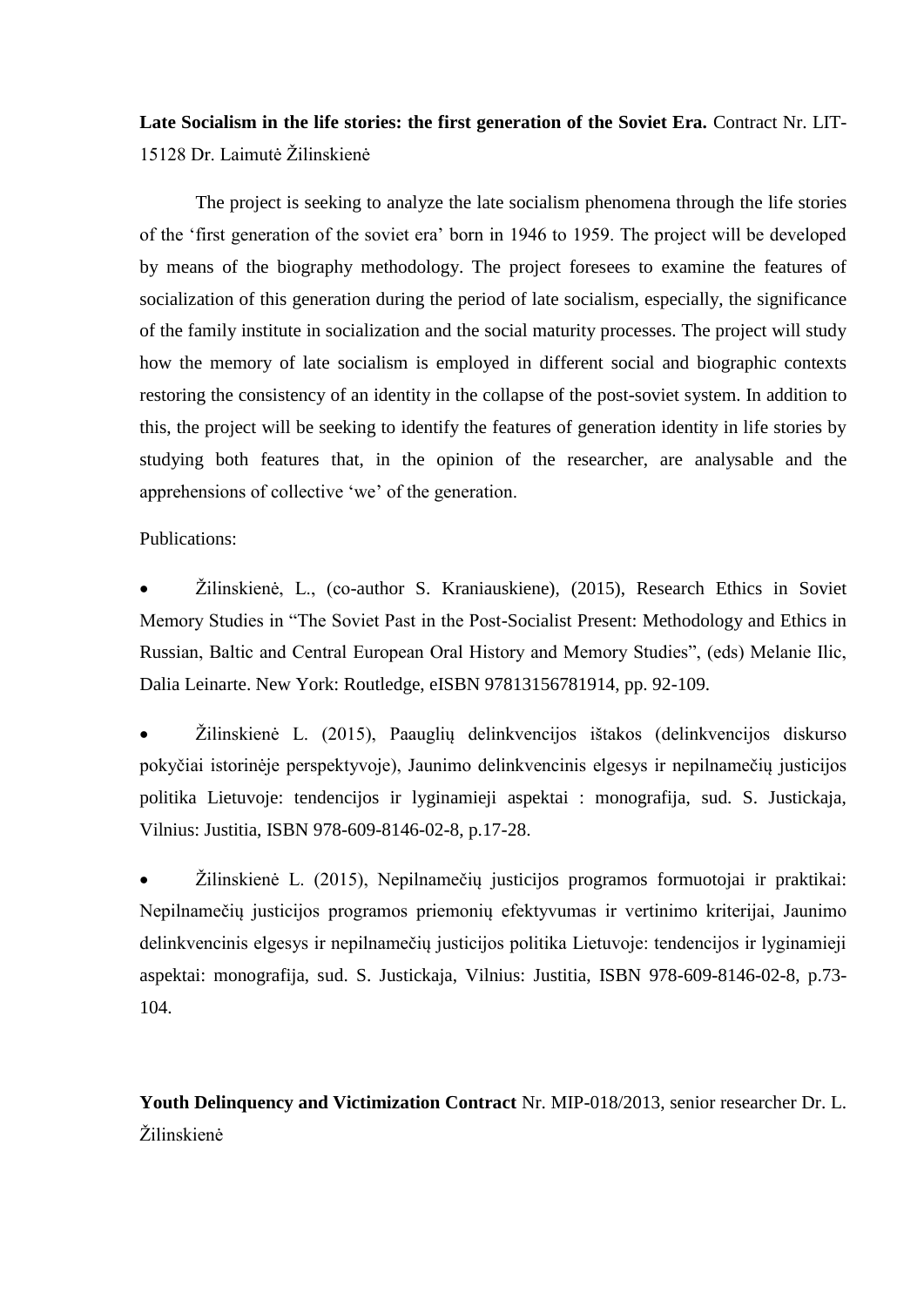**Late Socialism in the life stories: the first generation of the Soviet Era.** Contract Nr. LIT-15128 Dr. Laimutė Žilinskienė

The project is seeking to analyze the late socialism phenomena through the life stories of the 'first generation of the soviet era' born in 1946 to 1959. The project will be developed by means of the biography methodology. The project foresees to examine the features of socialization of this generation during the period of late socialism, especially, the significance of the family institute in socialization and the social maturity processes. The project will study how the memory of late socialism is employed in different social and biographic contexts restoring the consistency of an identity in the collapse of the post-soviet system. In addition to this, the project will be seeking to identify the features of generation identity in life stories by studying both features that, in the opinion of the researcher, are analysable and the apprehensions of collective 'we' of the generation.

Publications:

- Žilinskienė, L., (co-author S. Kraniauskiene), (2015), Research Ethics in Soviet Memory Studies in "The Soviet Past in the Post-Socialist Present: Methodology and Ethics in Russian, Baltic and Central European Oral History and Memory Studies", (eds) Melanie Ilic, Dalia Leinarte. New York: Routledge, eISBN 97813156781914, pp. 92-109.

- Žilinskienė L. (2015), Paauglių delinkvencijos ištakos (delinkvencijos diskurso pokyčiai istorinėje perspektyvoje), Jaunimo delinkvencinis elgesys ir nepilnamečių justicijos politika Lietuvoje: tendencijos ir lyginamieji aspektai : monografija, sud. S. Justickaja, Vilnius: Justitia, ISBN 978-609-8146-02-8, p.17-28.

- Žilinskienė L. (2015), Nepilnamečių justicijos programos formuotojai ir praktikai: Nepilnamečių justicijos programos priemonių efektyvumas ir vertinimo kriterijai, Jaunimo delinkvencinis elgesys ir nepilnamečių justicijos politika Lietuvoje: tendencijos ir lyginamieji aspektai: monografija, sud. S. Justickaja, Vilnius: Justitia, ISBN 978-609-8146-02-8, p.73-104.

**Youth Delinquency and Victimization Contract** Nr. MIP-018/2013, senior researcher Dr. L. Žilinskienė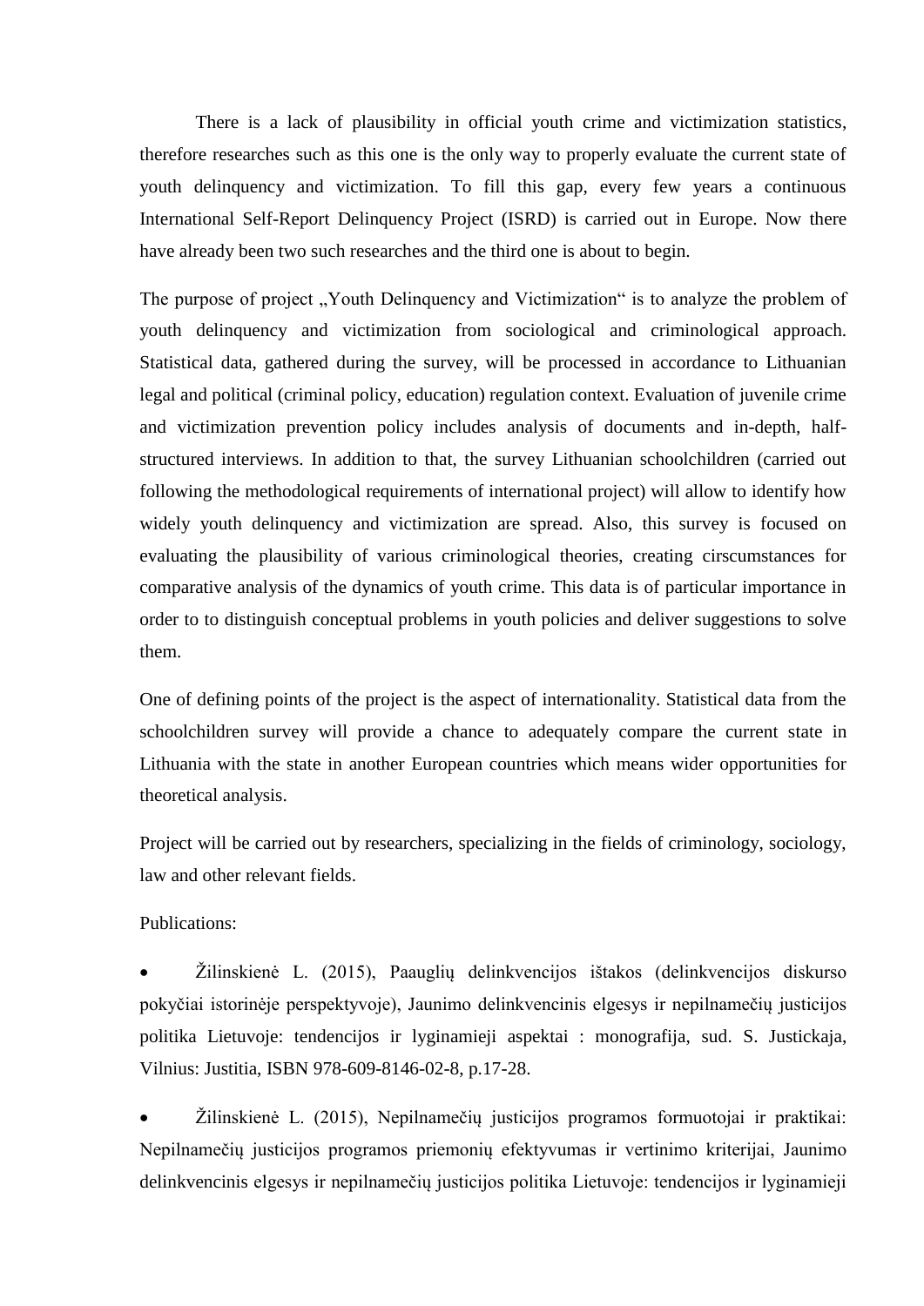There is a lack of plausibility in official youth crime and victimization statistics, therefore researches such as this one is the only way to properly evaluate the current state of youth delinquency and victimization. To fill this gap, every few years a continuous International Self-Report Delinquency Project (ISRD) is carried out in Europe. Now there have already been two such researches and the third one is about to begin.

The purpose of project „Youth Delinquency and Victimization" is to analyze the problem of youth delinquency and victimization from sociological and criminological approach. Statistical data, gathered during the survey, will be processed in accordance to Lithuanian legal and political (criminal policy, education) regulation context. Evaluation of juvenile crime and victimization prevention policy includes analysis of documents and in-depth, half-structured interviews. In addition to that, the survey Lithuanian schoolchildren (carried out following the methodological requirements of international project) will allow to identify how widely youth delinquency and victimization are spread. Also, this survey is focused on evaluating the plausibility of various criminological theories, creating cirscumstances for comparative analysis of the dynamics of youth crime. This data is of particular importance in order to to distinguish conceptual problems in youth policies and deliver suggestions to solve them.

One of defining points of the project is the aspect of internationality. Statistical data from the schoolchildren survey will provide a chance to adequately compare the current state in Lithuania with the state in another European countries which means wider opportunities for theoretical analysis.

Project will be carried out by researchers, specializing in the fields of criminology, sociology, law and other relevant fields.

Publications:

- Žilinskienė L. (2015), Paauglių delinkvencijos ištakos (delinkvencijos diskurso pokyčiai istorinėje perspektyvoje), Jaunimo delinkvencinis elgesys ir nepilnamečių justicijos politika Lietuvoje: tendencijos ir lyginamieji aspektai : monografija, sud. S. Justickaja, Vilnius: Justitia, ISBN 978-609-8146-02-8, p.17-28.
- Žilinskienė L. (2015), Nepilnamečių justicijos programos formuotojai ir praktikai: Nepilnamečių justicijos programos priemonių efektyvumas ir vertinimo kriterijai, Jaunimo delinkvencinis elgesys ir nepilnamečių justicijos politika Lietuvoje: tendencijos ir lyginamieji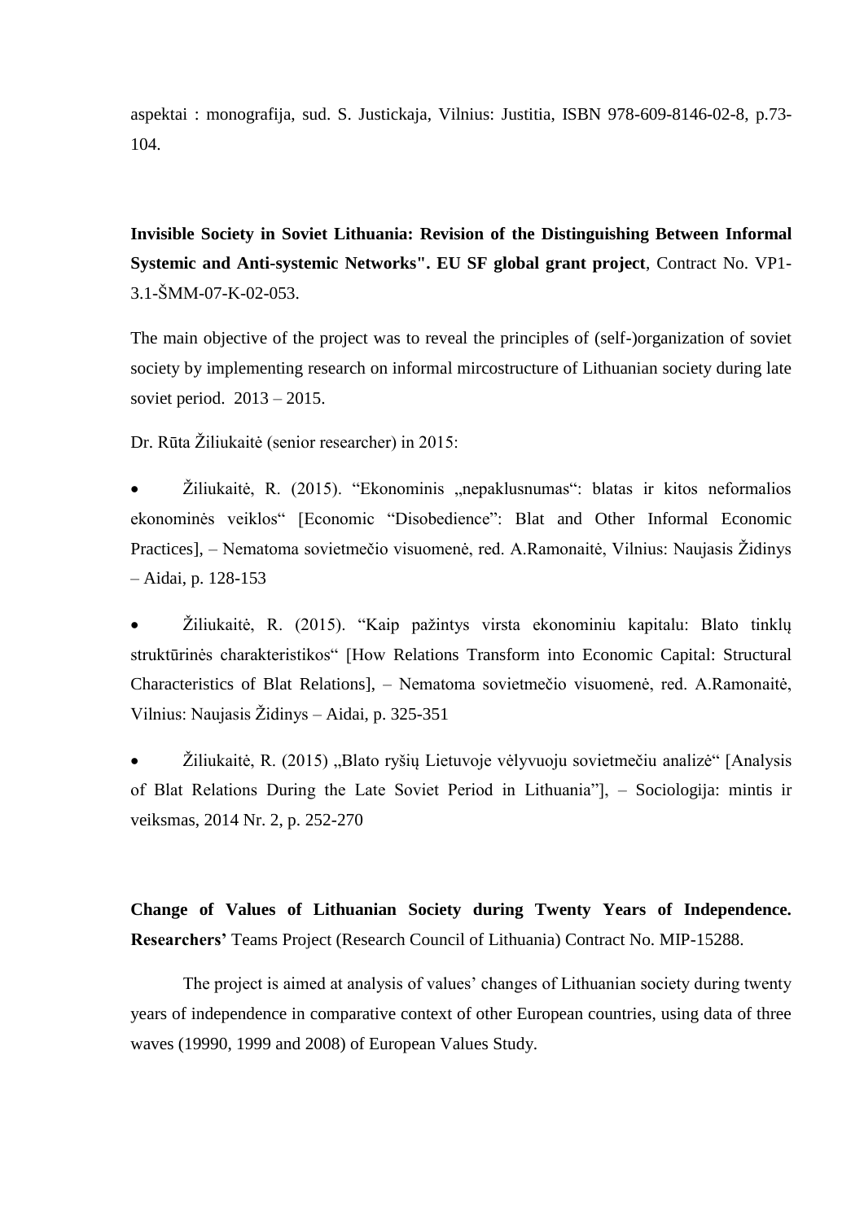aspektai : monografija, sud. S. Justickaja, Vilnius: Justitia, ISBN 978-609-8146-02-8, p.73-104.

**Invisible Society in Soviet Lithuania: Revision of the Distinguishing Between Informal Systemic and Anti-systemic Networks". EU SF global grant project**, Contract No. VP1-3.1-ŠMM-07-K-02-053.

The main objective of the project was to reveal the principles of (self-)organization of soviet society by implementing research on informal mircostructure of Lithuanian society during late soviet period. 2013 – 2015.

Dr. Rūta Žiliukaitė (senior researcher) in 2015:

- Žiliukaitė, R. (2015). "Ekonominis „nepaklusnumas": blatas ir kitos neformalios ekonominės veiklos" [Economic "Disobedience": Blat and Other Informal Economic Practices], – Nematoma sovietmečio visuomenė, red. A.Ramonaitė, Vilnius: Naujasis Židinys – Aidai, p. 128-153
- Žiliukaitė, R. (2015). "Kaip pažintys virsta ekonominiu kapitalu: Blato tinklų struktūrinės charakteristikos" [How Relations Transform into Economic Capital: Structural Characteristics of Blat Relations], – Nematoma sovietmečio visuomenė, red. A.Ramonaitė, Vilnius: Naujasis Židinys – Aidai, p. 325-351
- Žiliukaitė, R. (2015) „Blato ryšių Lietuvoje vėlyvuoju sovietmečiu analizė" [Analysis of Blat Relations During the Late Soviet Period in Lithuania"], – Sociologija: mintis ir veiksmas, 2014 Nr. 2, p. 252-270

**Change of Values of Lithuanian Society during Twenty Years of Independence. Researchers'** Teams Project (Research Council of Lithuania) Contract No. MIP-15288.

The project is aimed at analysis of values' changes of Lithuanian society during twenty years of independence in comparative context of other European countries, using data of three waves (19990, 1999 and 2008) of European Values Study.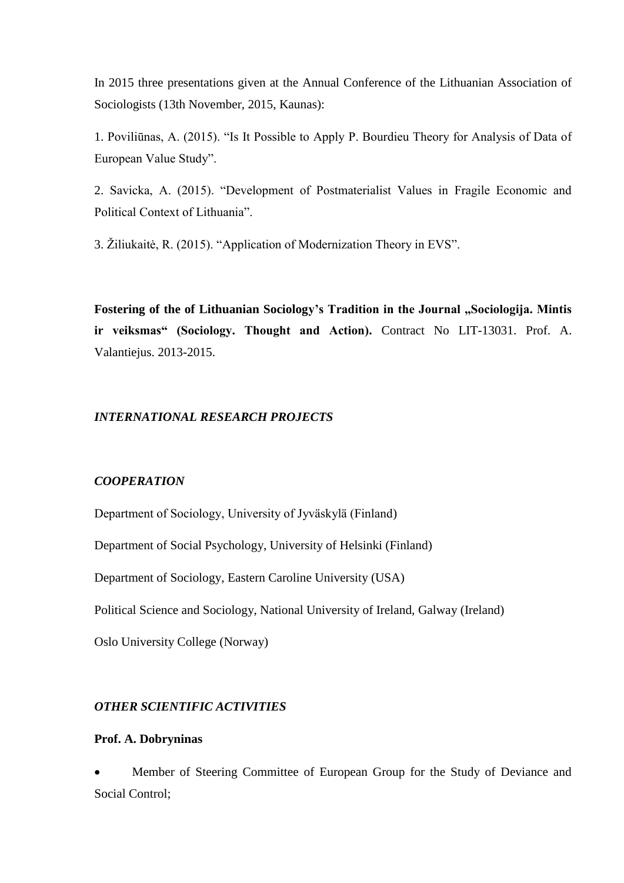In 2015 three presentations given at the Annual Conference of the Lithuanian Association of Sociologists (13th November, 2015, Kaunas):

1. Poviliūnas, A. (2015). "Is It Possible to Apply P. Bourdieu Theory for Analysis of Data of European Value Study".

2. Savicka, A. (2015). "Development of Postmaterialist Values in Fragile Economic and Political Context of Lithuania".

3. Žiliukaitė, R. (2015). "Application of Modernization Theory in EVS".

**Fostering of the of Lithuanian Sociology's Tradition in the Journal „Sociologija. Mintis ir veiksmas" (Sociology. Thought and Action).** Contract No LIT-13031. Prof. A. Valantiejus. 2013-2015.

### *INTERNATIONAL RESEARCH PROJECTS*

### *COOPERATION*

Department of Sociology, University of Jyväskylä (Finland)

Department of Social Psychology, University of Helsinki (Finland)

Department of Sociology, Eastern Caroline University (USA)

Political Science and Sociology, National University of Ireland, Galway (Ireland)

Oslo University College (Norway)

### *OTHER SCIENTIFIC ACTIVITIES*

**Prof. A. Dobryninas**

- Member of Steering Committee of European Group for the Study of Deviance and Social Control;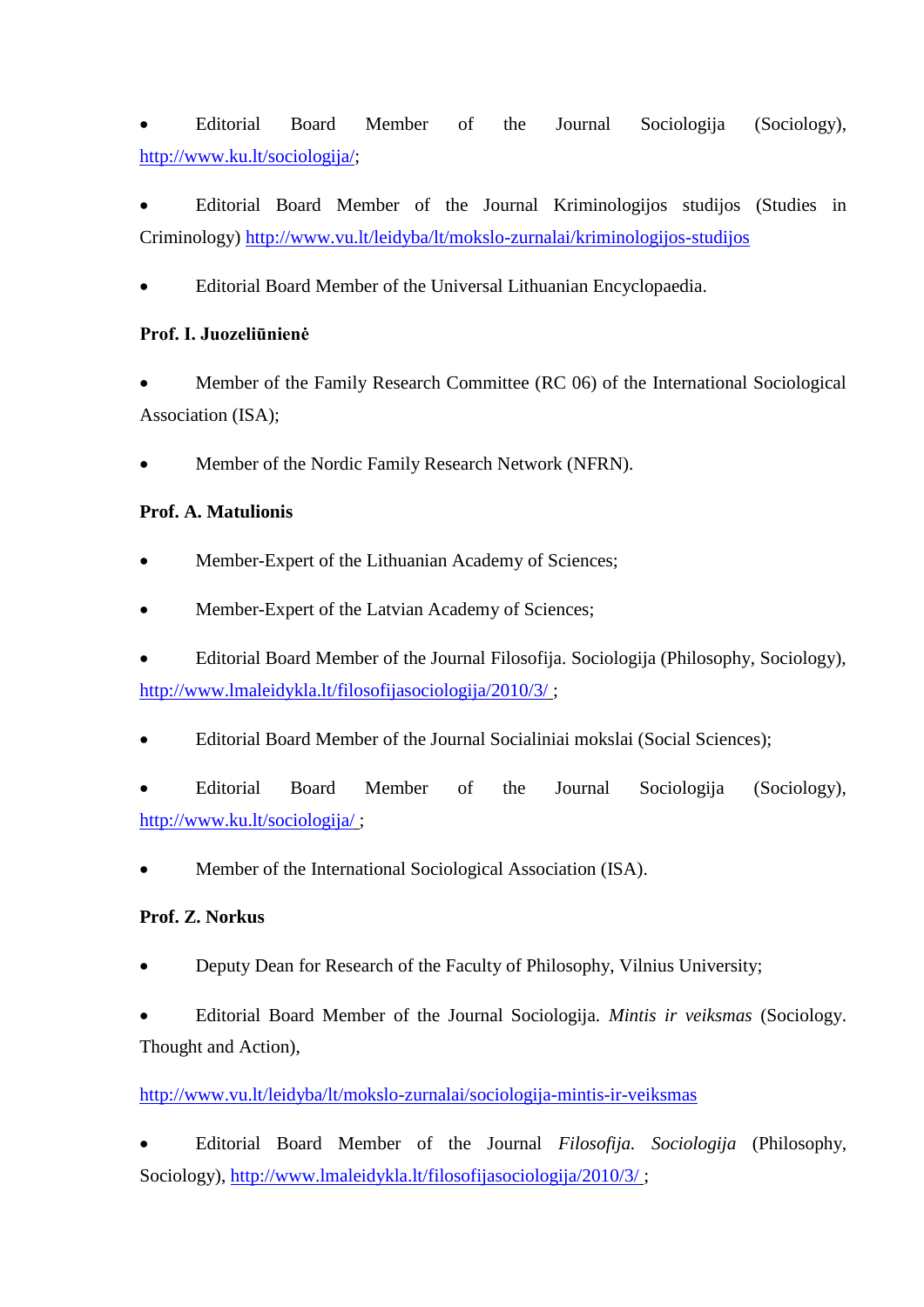- Editorial Board Member of the Journal Sociologija (Sociology), http://www.ku.lt/sociologija/;

- Editorial Board Member of the Journal Kriminologijos studijos (Studies in Criminology) http://www.vu.lt/leidyba/lt/mokslo-zurnalai/kriminologijos-studijos

- Editorial Board Member of the Universal Lithuanian Encyclopaedia.

**Prof. I. Juozeliūnienė**

- Member of the Family Research Committee (RC 06) of the International Sociological Association (ISA);

- Member of the Nordic Family Research Network (NFRN).

**Prof. A. Matulionis**

- Member-Expert of the Lithuanian Academy of Sciences;

- Member-Expert of the Latvian Academy of Sciences;

- Editorial Board Member of the Journal Filosofija. Sociologija (Philosophy, Sociology), http://www.lmaleidykla.lt/filosofijasociologija/2010/3/ ;

- Editorial Board Member of the Journal Socialiniai mokslai (Social Sciences);

- Editorial Board Member of the Journal Sociologija (Sociology), http://www.ku.lt/sociologija/ ;

- Member of the International Sociological Association (ISA).

**Prof. Z. Norkus**

- Deputy Dean for Research of the Faculty of Philosophy, Vilnius University;

- Editorial Board Member of the Journal Sociologija. *Mintis ir veiksmas* (Sociology. Thought and Action),

http://www.vu.lt/leidyba/lt/mokslo-zurnalai/sociologija-mintis-ir-veiksmas

- Editorial Board Member of the Journal *Filosofija. Sociologija* (Philosophy, Sociology), http://www.lmaleidykla.lt/filosofijasociologija/2010/3/ ;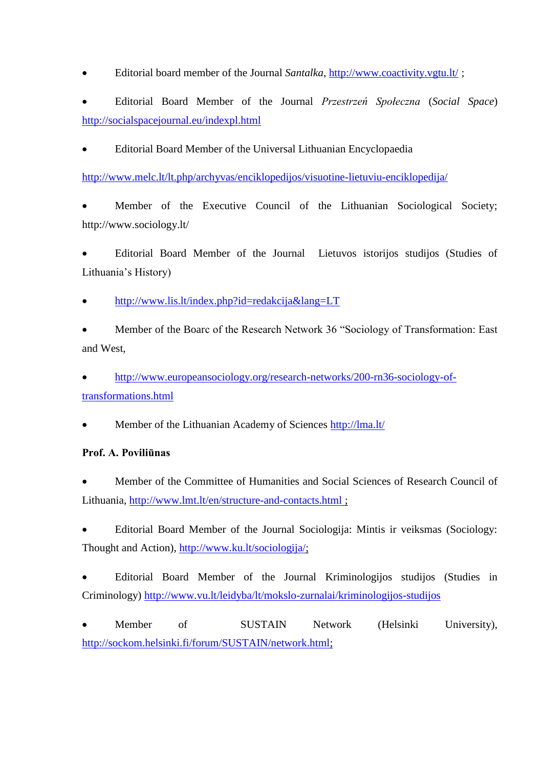- Editorial board member of the Journal *Santalka*, http://www.coactivity.vgtu.lt/ ;
- Editorial Board Member of the Journal *Przestrzeń Społeczna* (*Social Space*) http://socialspacejournal.eu/indexpl.html
- Editorial Board Member of the Universal Lithuanian Encyclopaedia

http://www.melc.lt/lt.php/archyvas/enciklopedijos/visuotine-lietuviu-enciklopedija/

- Member of the Executive Council of the Lithuanian Sociological Society; http://www.sociology.lt/
- Editorial Board Member of the Journal Lietuvos istorijos studijos (Studies of Lithuania's History)
- http://www.lis.lt/index.php?id=redakcija&lang=LT
- Member of the Boarc of the Research Network 36 "Sociology of Transformation: East and West,
- http://www.europeansociology.org/research-networks/200-rn36-sociology-of-transformations.html
- Member of the Lithuanian Academy of Sciences http://lma.lt/

**Prof. A. Poviliūnas**

- Member of the Committee of Humanities and Social Sciences of Research Council of Lithuania, http://www.lmt.lt/en/structure-and-contacts.html ;
- Editorial Board Member of the Journal Sociologija: Mintis ir veiksmas (Sociology: Thought and Action), http://www.ku.lt/sociologija/;
- Editorial Board Member of the Journal Kriminologijos studijos (Studies in Criminology) http://www.vu.lt/leidyba/lt/mokslo-zurnalai/kriminologijos-studijos
- Member of SUSTAIN Network (Helsinki University), http://sockom.helsinki.fi/forum/SUSTAIN/network.html;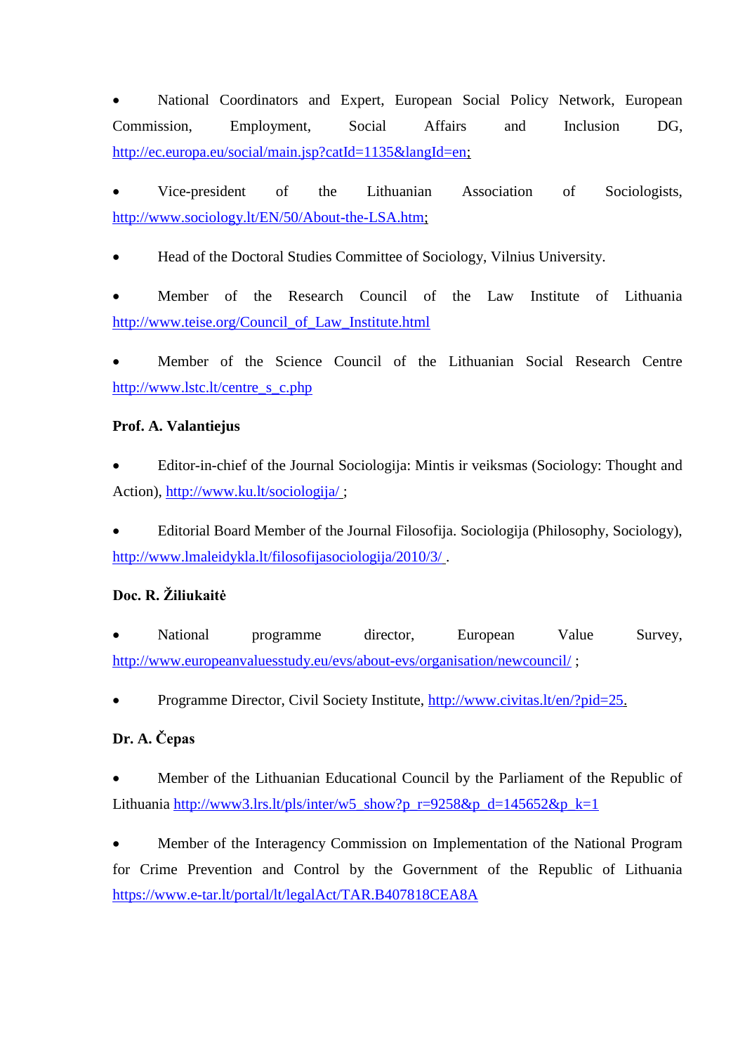- National Coordinators and Expert, European Social Policy Network, European Commission, Employment, Social Affairs and Inclusion DG, http://ec.europa.eu/social/main.jsp?catId=1135&langId=en;

- Vice-president of the Lithuanian Association of Sociologists, http://www.sociology.lt/EN/50/About-the-LSA.htm;

- Head of the Doctoral Studies Committee of Sociology, Vilnius University.

- Member of the Research Council of the Law Institute of Lithuania http://www.teise.org/Council_of_Law_Institute.html

- Member of the Science Council of the Lithuanian Social Research Centre http://www.lstc.lt/centre_s_c.php

**Prof. A. Valantiejus**

- Editor-in-chief of the Journal Sociologija: Mintis ir veiksmas (Sociology: Thought and Action), http://www.ku.lt/sociologija/ ;

- Editorial Board Member of the Journal Filosofija. Sociologija (Philosophy, Sociology), http://www.lmaleidykla.lt/filosofijasociologija/2010/3/ .

**Doc. R. Žiliukaitė**

- National programme director, European Value Survey, http://www.europeanvaluesstudy.eu/evs/about-evs/organisation/newcouncil/ ;

- Programme Director, Civil Society Institute, http://www.civitas.lt/en/?pid=25.

**Dr. A. Čepas**

- Member of the Lithuanian Educational Council by the Parliament of the Republic of Lithuania http://www3.lrs.lt/pls/inter/w5_show?p_r=9258&p_d=145652&p_k=1

- Member of the Interagency Commission on Implementation of the National Program for Crime Prevention and Control by the Government of the Republic of Lithuania https://www.e-tar.lt/portal/lt/legalAct/TAR.B407818CEA8A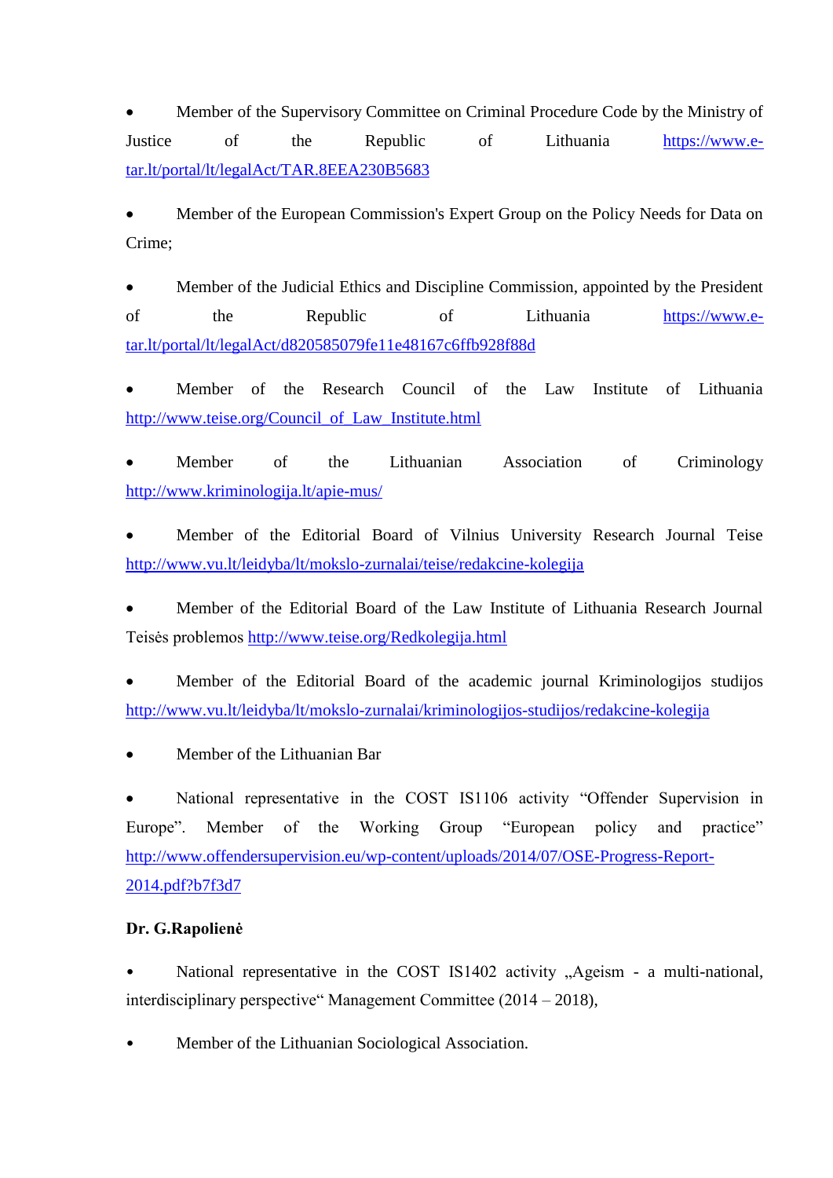- Member of the Supervisory Committee on Criminal Procedure Code by the Ministry of Justice of the Republic of Lithuania https://www.e-tar.lt/portal/lt/legalAct/TAR.8EEA230B5683

- Member of the European Commission's Expert Group on the Policy Needs for Data on Crime;

- Member of the Judicial Ethics and Discipline Commission, appointed by the President of the Republic of Lithuania https://www.e-tar.lt/portal/lt/legalAct/d820585079fe11e48167c6ffb928f88d

- Member of the Research Council of the Law Institute of Lithuania http://www.teise.org/Council_of_Law_Institute.html

- Member of the Lithuanian Association of Criminology http://www.kriminologija.lt/apie-mus/

- Member of the Editorial Board of Vilnius University Research Journal Teise http://www.vu.lt/leidyba/lt/mokslo-zurnalai/teise/redakcine-kolegija

- Member of the Editorial Board of the Law Institute of Lithuania Research Journal Teisės problemos http://www.teise.org/Redkolegija.html

- Member of the Editorial Board of the academic journal Kriminologijos studijos http://www.vu.lt/leidyba/lt/mokslo-zurnalai/kriminologijos-studijos/redakcine-kolegija

- Member of the Lithuanian Bar

- National representative in the COST IS1106 activity "Offender Supervision in Europe". Member of the Working Group "European policy and practice" http://www.offendersupervision.eu/wp-content/uploads/2014/07/OSE-Progress-Report-2014.pdf?b7f3d7

**Dr. G.Rapolienė**

- National representative in the COST IS1402 activity „Ageism - a multi-national, interdisciplinary perspective" Management Committee (2014 – 2018),

- Member of the Lithuanian Sociological Association.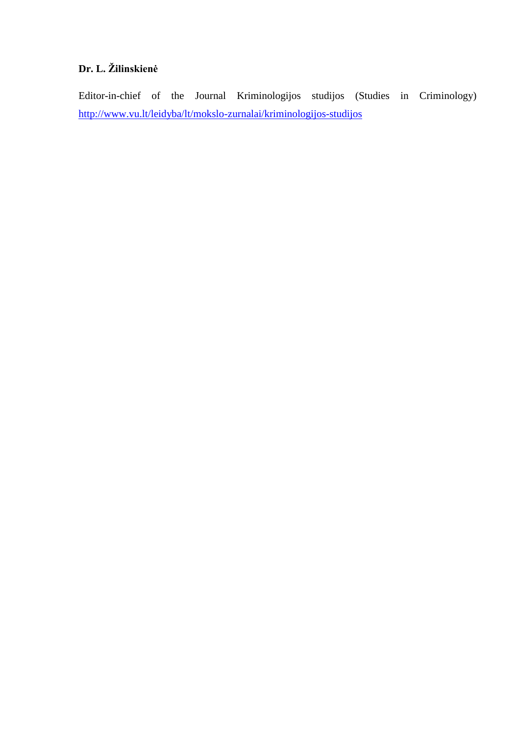**Dr. L. Žilinskienė**

Editor-in-chief of the Journal Kriminologijos studijos (Studies in Criminology) http://www.vu.lt/leidyba/lt/mokslo-zurnalai/kriminologijos-studijos